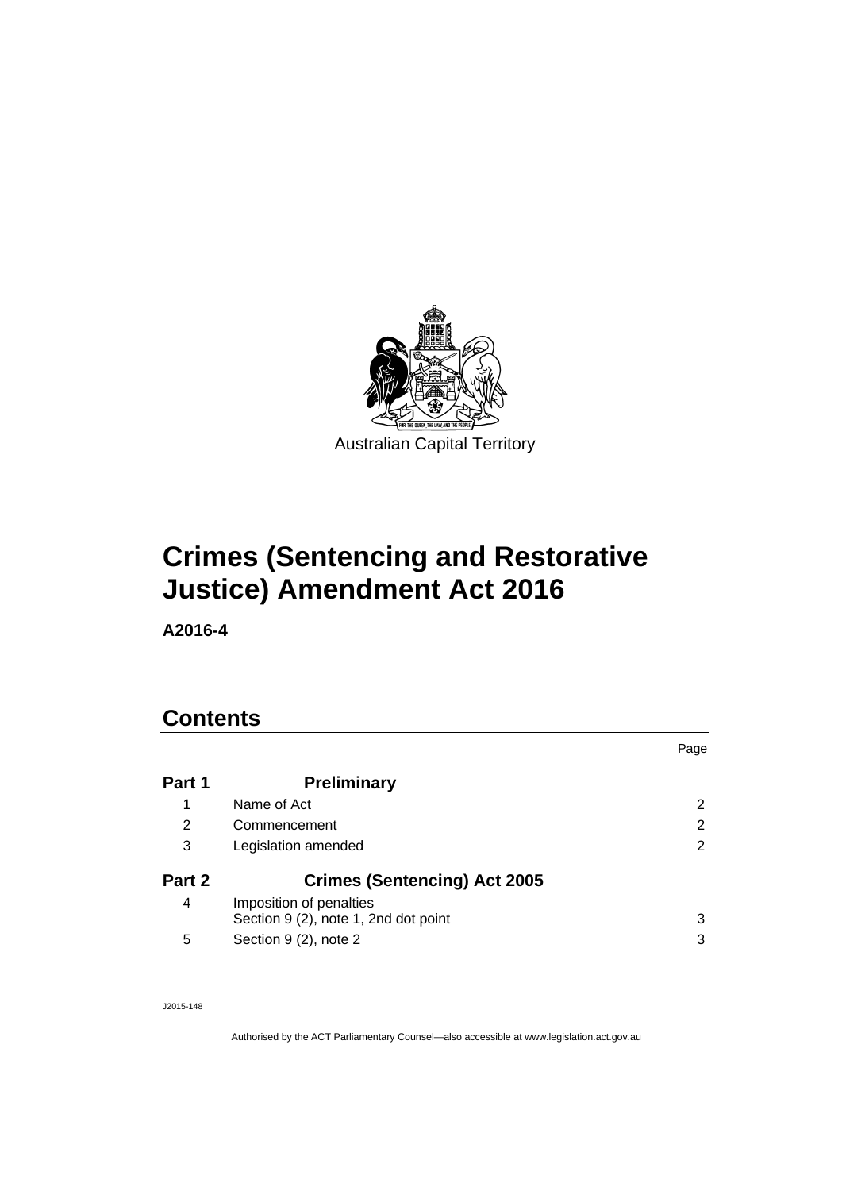Australian Capital Territory

# Crimes (Sentencing and Restorative Justice) Amendment Act 2016

**A2016-4**

## Contents

| | | Page |
|---|---|---|
| **Part 1** | **Preliminary** | |
| 1 | Name of Act | 2 |
| 2 | Commencement | 2 |
| 3 | Legislation amended | 2 |
| **Part 2** | **Crimes (Sentencing) Act 2005** | |
| 4 | Imposition of penalties<br>Section 9 (2), note 1, 2nd dot point | 3 |
| 5 | Section 9 (2), note 2 | 3 |

J2015-148

Authorised by the ACT Parliamentary Counsel—also accessible at www.legislation.act.gov.au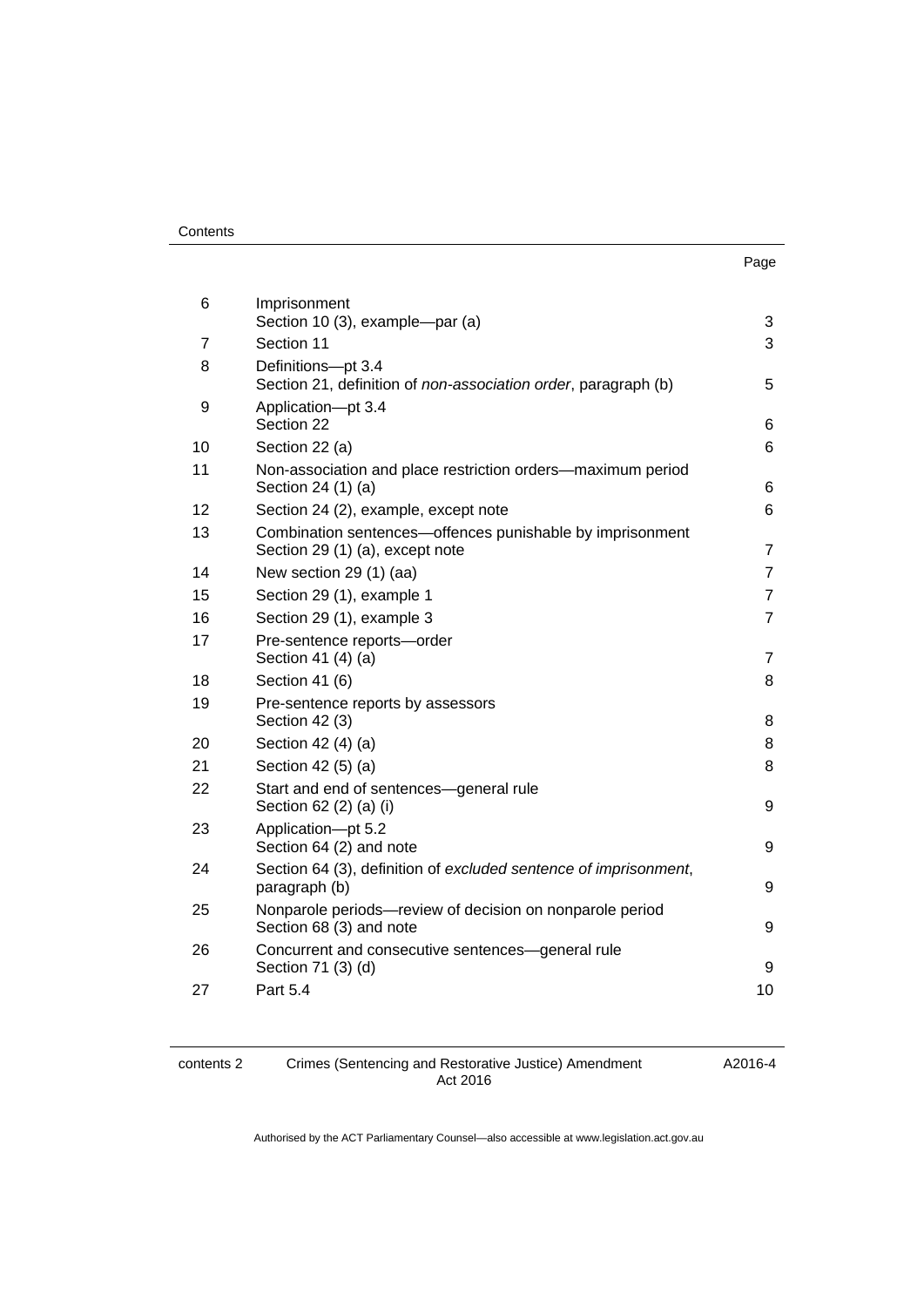| | | Page |
|---|---|---|
| 6 | Imprisonment<br>Section 10 (3), example—par (a) | 3 |
| 7 | Section 11 | 3 |
| 8 | Definitions—pt 3.4<br>Section 21, definition of *non-association order*, paragraph (b) | 5 |
| 9 | Application—pt 3.4<br>Section 22 | 6 |
| 10 | Section 22 (a) | 6 |
| 11 | Non-association and place restriction orders—maximum period<br>Section 24 (1) (a) | 6 |
| 12 | Section 24 (2), example, except note | 6 |
| 13 | Combination sentences—offences punishable by imprisonment<br>Section 29 (1) (a), except note | 7 |
| 14 | New section 29 (1) (aa) | 7 |
| 15 | Section 29 (1), example 1 | 7 |
| 16 | Section 29 (1), example 3 | 7 |
| 17 | Pre-sentence reports—order<br>Section 41 (4) (a) | 7 |
| 18 | Section 41 (6) | 8 |
| 19 | Pre-sentence reports by assessors<br>Section 42 (3) | 8 |
| 20 | Section 42 (4) (a) | 8 |
| 21 | Section 42 (5) (a) | 8 |
| 22 | Start and end of sentences—general rule<br>Section 62 (2) (a) (i) | 9 |
| 23 | Application—pt 5.2<br>Section 64 (2) and note | 9 |
| 24 | Section 64 (3), definition of *excluded sentence of imprisonment*, paragraph (b) | 9 |
| 25 | Nonparole periods—review of decision on nonparole period<br>Section 68 (3) and note | 9 |
| 26 | Concurrent and consecutive sentences—general rule<br>Section 71 (3) (d) | 9 |
| 27 | Part 5.4 | 10 |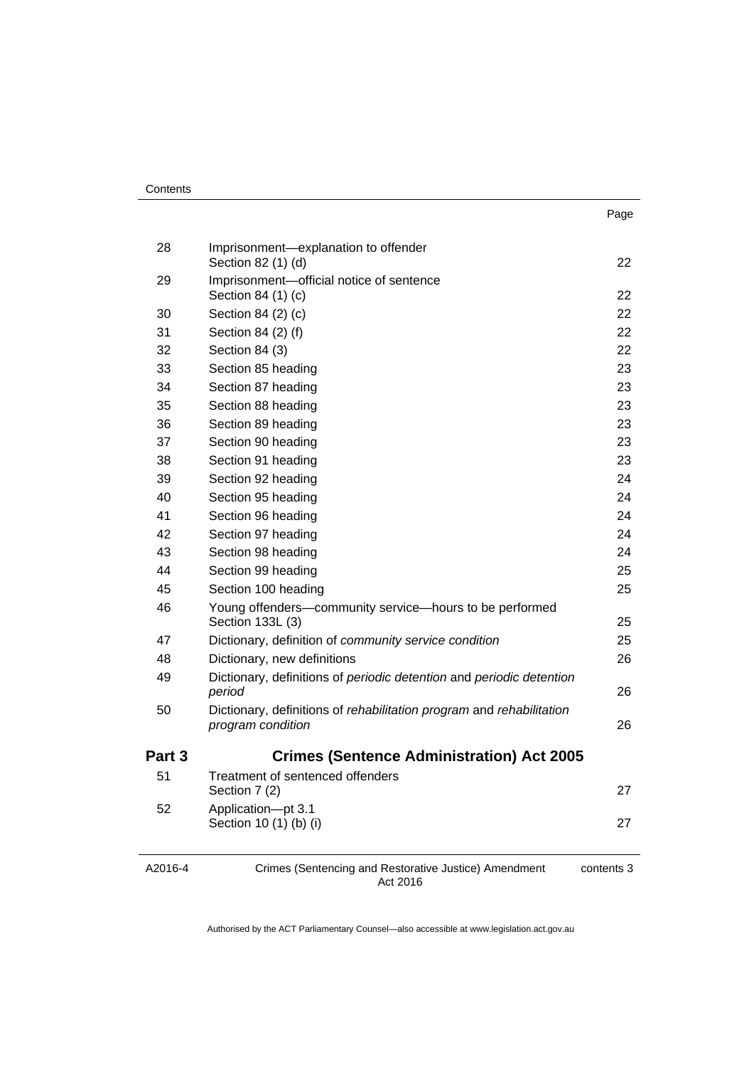| | | Page |
|---|---|---|
| 28 | Imprisonment—explanation to offender<br>Section 82 (1) (d) | 22 |
| 29 | Imprisonment—official notice of sentence<br>Section 84 (1) (c) | 22 |
| 30 | Section 84 (2) (c) | 22 |
| 31 | Section 84 (2) (f) | 22 |
| 32 | Section 84 (3) | 22 |
| 33 | Section 85 heading | 23 |
| 34 | Section 87 heading | 23 |
| 35 | Section 88 heading | 23 |
| 36 | Section 89 heading | 23 |
| 37 | Section 90 heading | 23 |
| 38 | Section 91 heading | 23 |
| 39 | Section 92 heading | 24 |
| 40 | Section 95 heading | 24 |
| 41 | Section 96 heading | 24 |
| 42 | Section 97 heading | 24 |
| 43 | Section 98 heading | 24 |
| 44 | Section 99 heading | 25 |
| 45 | Section 100 heading | 25 |
| 46 | Young offenders—community service—hours to be performed<br>Section 133L (3) | 25 |
| 47 | Dictionary, definition of *community service condition* | 25 |
| 48 | Dictionary, new definitions | 26 |
| 49 | Dictionary, definitions of *periodic detention* and *periodic detention period* | 26 |
| 50 | Dictionary, definitions of *rehabilitation program* and *rehabilitation program condition* | 26 |
| **Part 3** | **Crimes (Sentence Administration) Act 2005** | |
| 51 | Treatment of sentenced offenders<br>Section 7 (2) | 27 |
| 52 | Application—pt 3.1<br>Section 10 (1) (b) (i) | 27 |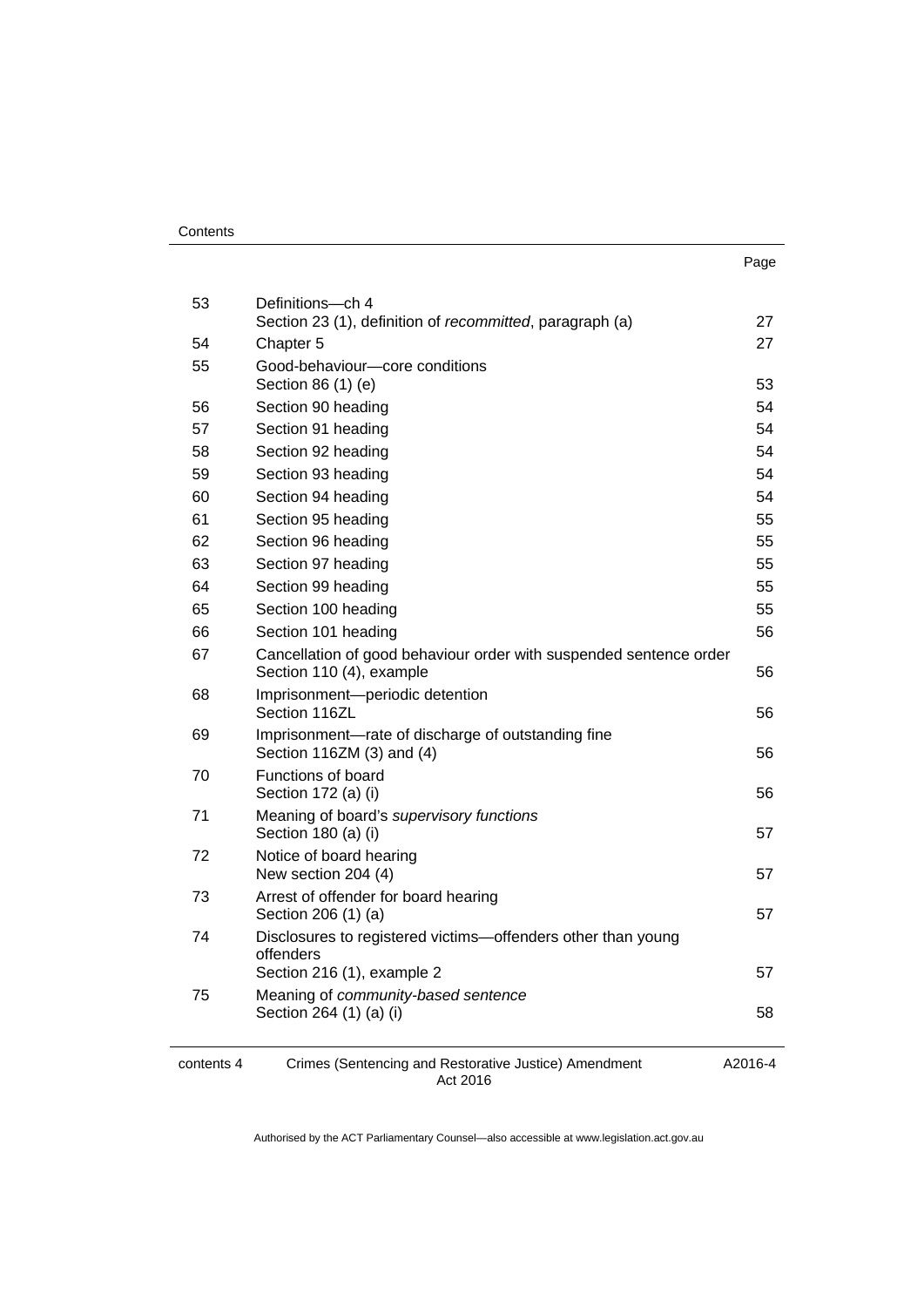| | | Page |
|---|---|---|
| 53 | Definitions—ch 4<br>Section 23 (1), definition of *recommitted*, paragraph (a) | 27 |
| 54 | Chapter 5 | 27 |
| 55 | Good-behaviour—core conditions<br>Section 86 (1) (e) | 53 |
| 56 | Section 90 heading | 54 |
| 57 | Section 91 heading | 54 |
| 58 | Section 92 heading | 54 |
| 59 | Section 93 heading | 54 |
| 60 | Section 94 heading | 54 |
| 61 | Section 95 heading | 55 |
| 62 | Section 96 heading | 55 |
| 63 | Section 97 heading | 55 |
| 64 | Section 99 heading | 55 |
| 65 | Section 100 heading | 55 |
| 66 | Section 101 heading | 56 |
| 67 | Cancellation of good behaviour order with suspended sentence order<br>Section 110 (4), example | 56 |
| 68 | Imprisonment—periodic detention<br>Section 116ZL | 56 |
| 69 | Imprisonment—rate of discharge of outstanding fine<br>Section 116ZM (3) and (4) | 56 |
| 70 | Functions of board<br>Section 172 (a) (i) | 56 |
| 71 | Meaning of board's *supervisory functions*<br>Section 180 (a) (i) | 57 |
| 72 | Notice of board hearing<br>New section 204 (4) | 57 |
| 73 | Arrest of offender for board hearing<br>Section 206 (1) (a) | 57 |
| 74 | Disclosures to registered victims—offenders other than young offenders<br>Section 216 (1), example 2 | 57 |
| 75 | Meaning of *community-based sentence*<br>Section 264 (1) (a) (i) | 58 |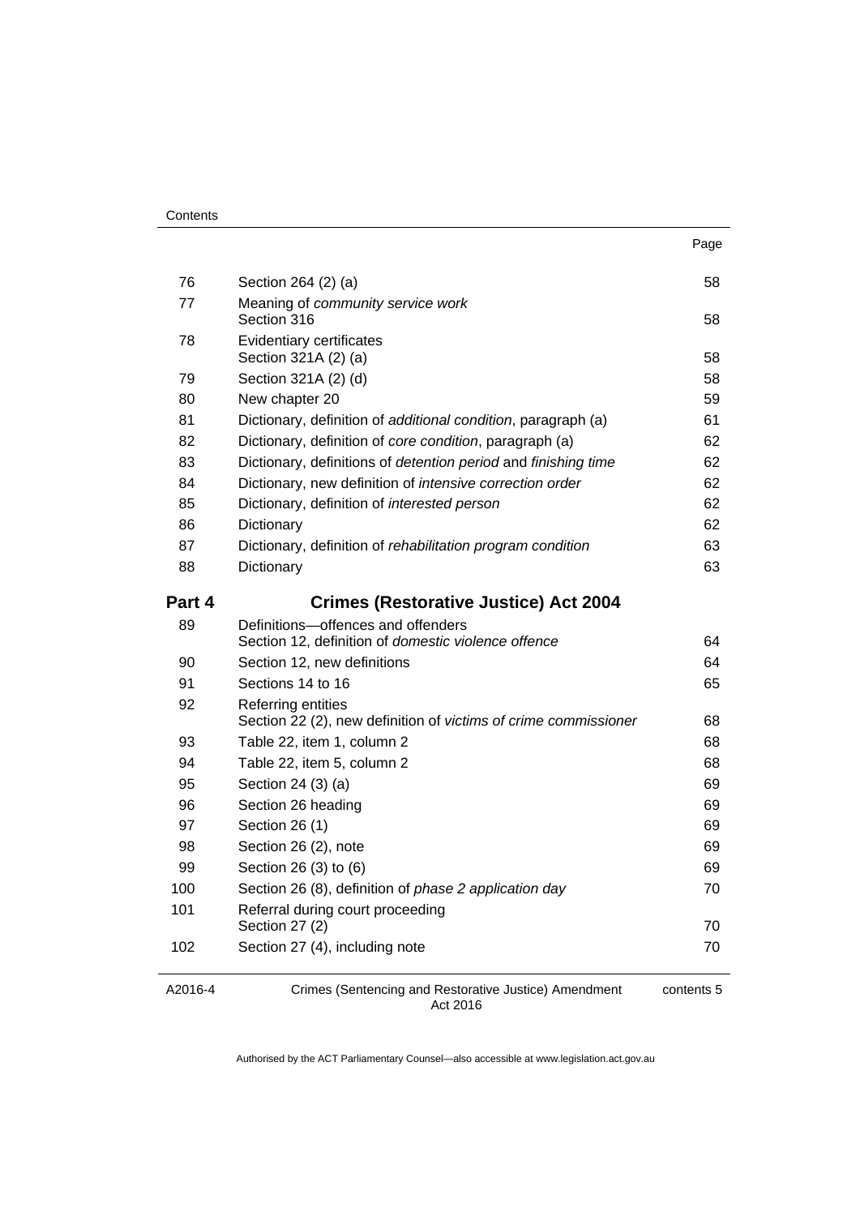| | | Page |
|---|---|---|
| 76 | Section 264 (2) (a) | 58 |
| 77 | Meaning of *community service work*<br>Section 316 | 58 |
| 78 | Evidentiary certificates<br>Section 321A (2) (a) | 58 |
| 79 | Section 321A (2) (d) | 58 |
| 80 | New chapter 20 | 59 |
| 81 | Dictionary, definition of *additional condition*, paragraph (a) | 61 |
| 82 | Dictionary, definition of *core condition*, paragraph (a) | 62 |
| 83 | Dictionary, definitions of *detention period* and *finishing time* | 62 |
| 84 | Dictionary, new definition of *intensive correction order* | 62 |
| 85 | Dictionary, definition of *interested person* | 62 |
| 86 | Dictionary | 62 |
| 87 | Dictionary, definition of *rehabilitation program condition* | 63 |
| 88 | Dictionary | 63 |

## Part 4 Crimes (Restorative Justice) Act 2004

| | | |
|---|---|---|
| 89 | Definitions—offences and offenders<br>Section 12, definition of *domestic violence offence* | 64 |
| 90 | Section 12, new definitions | 64 |
| 91 | Sections 14 to 16 | 65 |
| 92 | Referring entities<br>Section 22 (2), new definition of *victims of crime commissioner* | 68 |
| 93 | Table 22, item 1, column 2 | 68 |
| 94 | Table 22, item 5, column 2 | 68 |
| 95 | Section 24 (3) (a) | 69 |
| 96 | Section 26 heading | 69 |
| 97 | Section 26 (1) | 69 |
| 98 | Section 26 (2), note | 69 |
| 99 | Section 26 (3) to (6) | 69 |
| 100 | Section 26 (8), definition of *phase 2 application day* | 70 |
| 101 | Referral during court proceeding<br>Section 27 (2) | 70 |
| 102 | Section 27 (4), including note | 70 |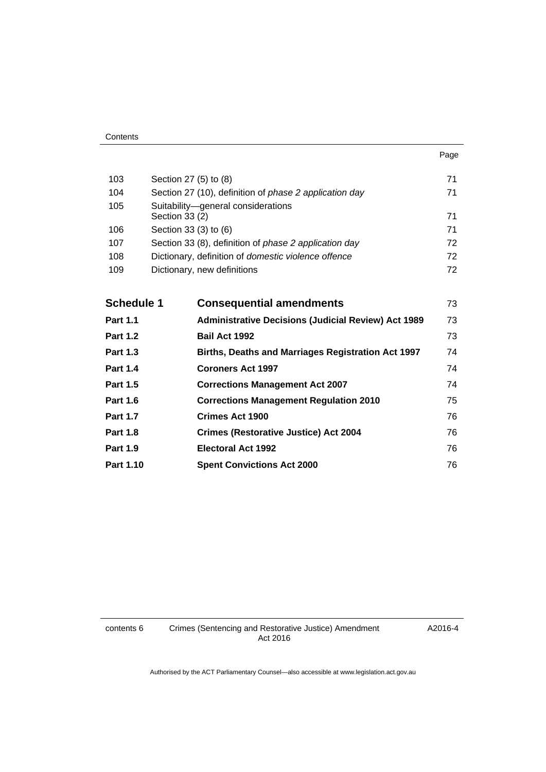| | | Page |
|---|---|---|
| 103 | Section 27 (5) to (8) | 71 |
| 104 | Section 27 (10), definition of *phase 2 application day* | 71 |
| 105 | Suitability—general considerations<br>Section 33 (2) | 71 |
| 106 | Section 33 (3) to (6) | 71 |
| 107 | Section 33 (8), definition of *phase 2 application day* | 72 |
| 108 | Dictionary, definition of *domestic violence offence* | 72 |
| 109 | Dictionary, new definitions | 72 |

| | | |
|---|---|---|
| **Schedule 1** | **Consequential amendments** | 73 |
| **Part 1.1** | **Administrative Decisions (Judicial Review) Act 1989** | 73 |
| **Part 1.2** | **Bail Act 1992** | 73 |
| **Part 1.3** | **Births, Deaths and Marriages Registration Act 1997** | 74 |
| **Part 1.4** | **Coroners Act 1997** | 74 |
| **Part 1.5** | **Corrections Management Act 2007** | 74 |
| **Part 1.6** | **Corrections Management Regulation 2010** | 75 |
| **Part 1.7** | **Crimes Act 1900** | 76 |
| **Part 1.8** | **Crimes (Restorative Justice) Act 2004** | 76 |
| **Part 1.9** | **Electoral Act 1992** | 76 |
| **Part 1.10** | **Spent Convictions Act 2000** | 76 |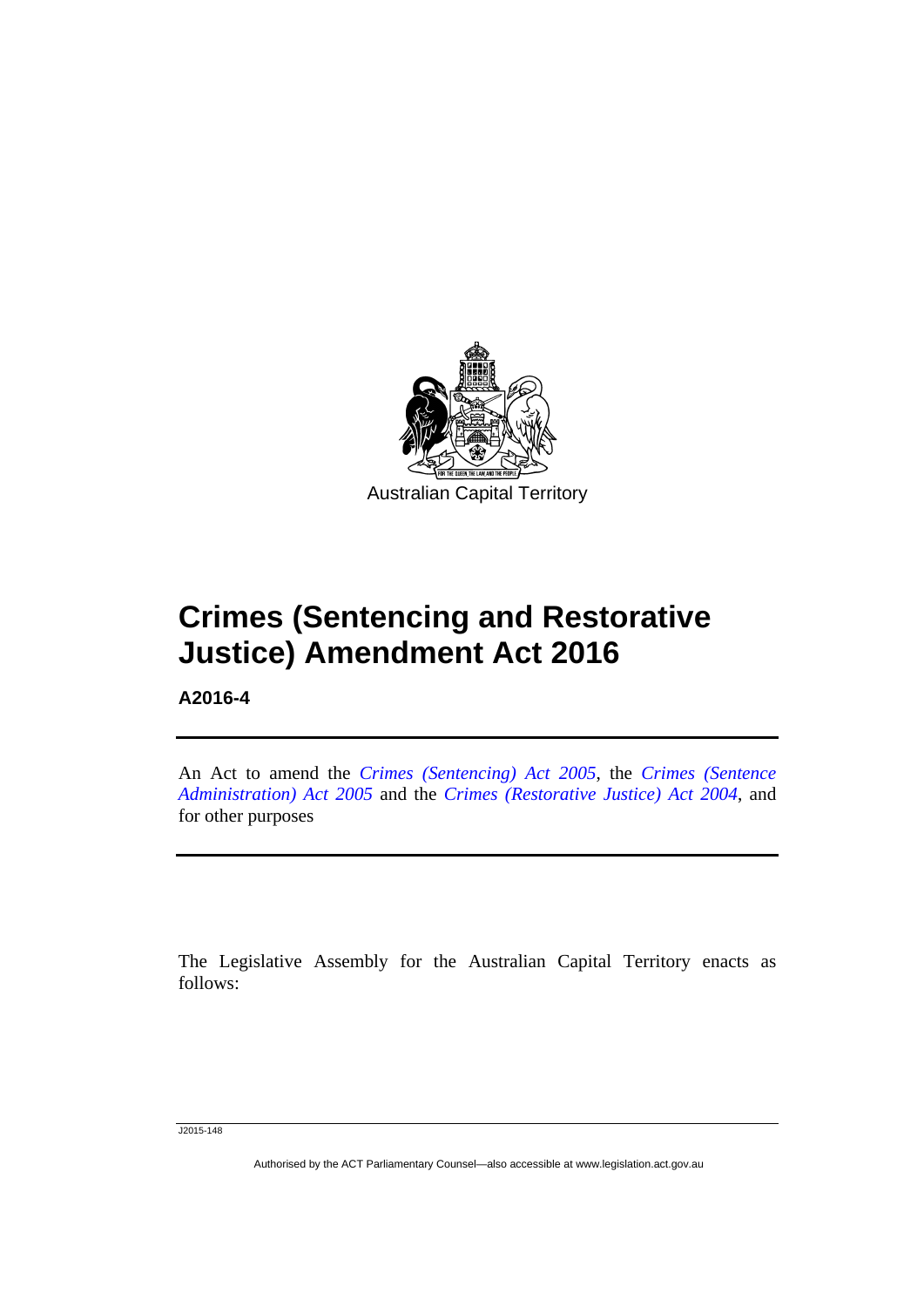Australian Capital Territory

# Crimes (Sentencing and Restorative Justice) Amendment Act 2016

**A2016-4**

An Act to amend the *Crimes (Sentencing) Act 2005*, the *Crimes (Sentence Administration) Act 2005* and the *Crimes (Restorative Justice) Act 2004*, and for other purposes

The Legislative Assembly for the Australian Capital Territory enacts as follows: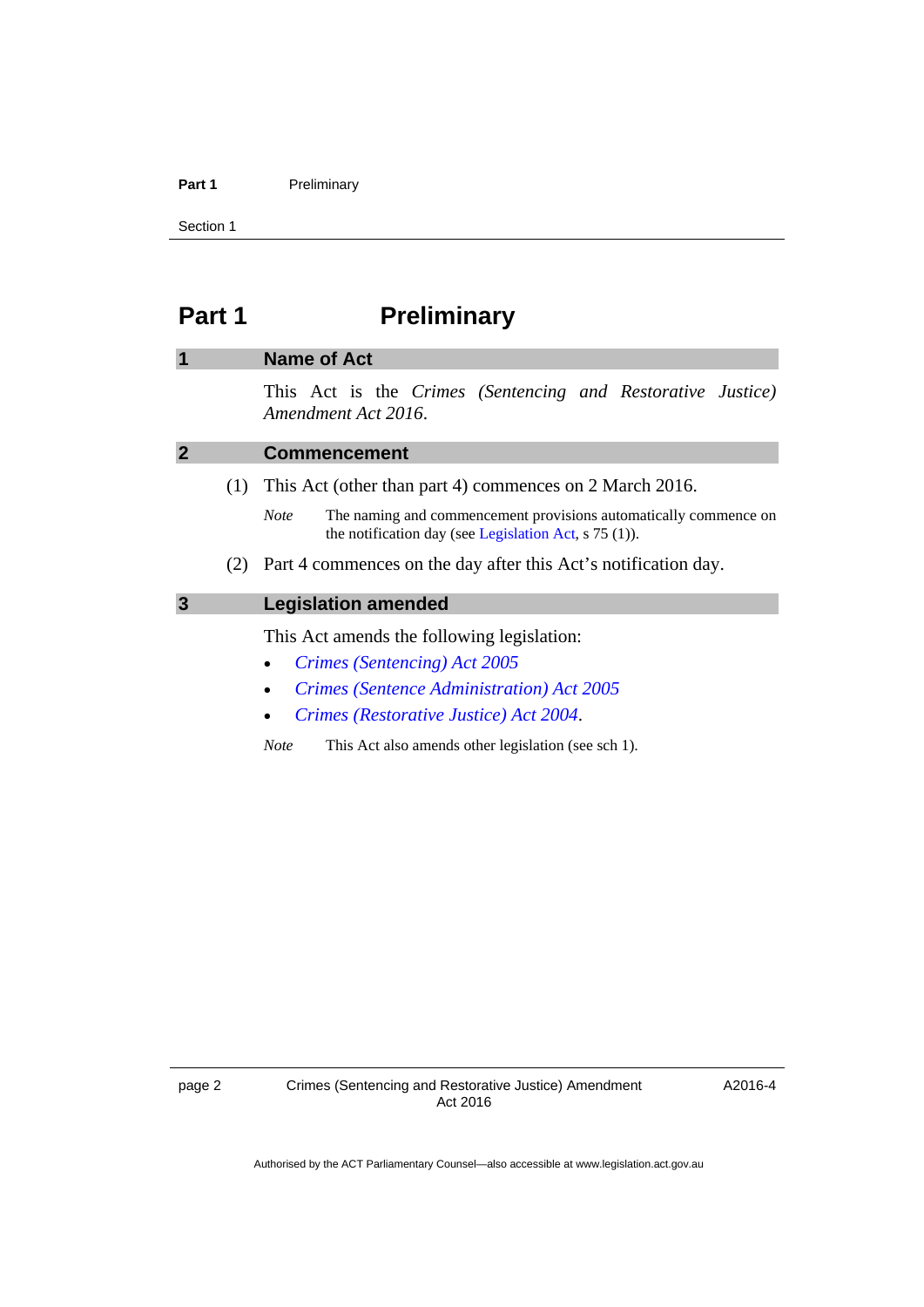# Part 1 Preliminary

## 1 Name of Act

This Act is the *Crimes (Sentencing and Restorative Justice) Amendment Act 2016*.

## 2 Commencement

(1) This Act (other than part 4) commences on 2 March 2016.

*Note* The naming and commencement provisions automatically commence on the notification day (see Legislation Act, s 75 (1)).

(2) Part 4 commences on the day after this Act's notification day.

## 3 Legislation amended

This Act amends the following legislation:

- *Crimes (Sentencing) Act 2005*
- *Crimes (Sentence Administration) Act 2005*
- *Crimes (Restorative Justice) Act 2004*.

*Note* This Act also amends other legislation (see sch 1).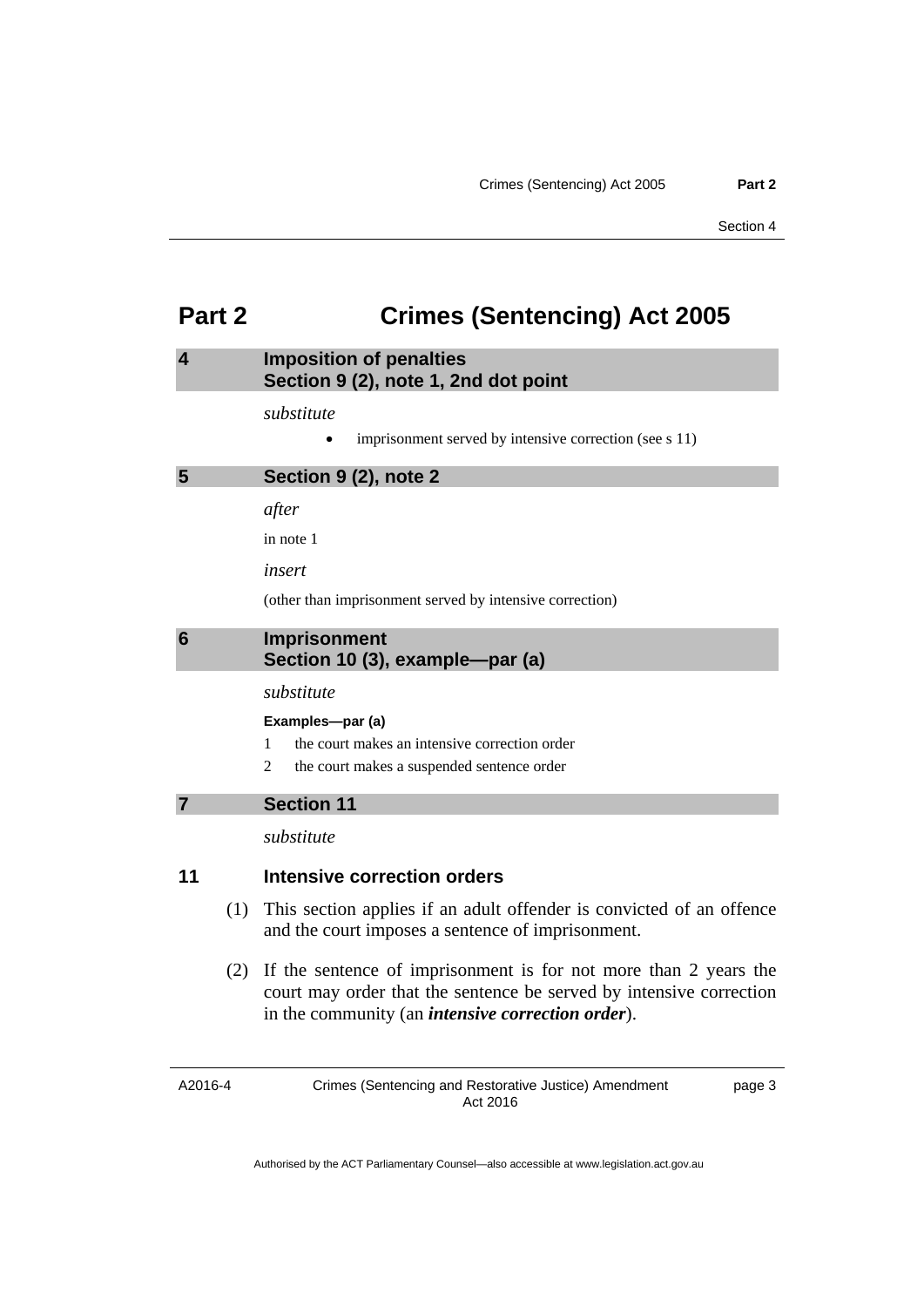# Part 2 Crimes (Sentencing) Act 2005

## 4 Imposition of penalties Section 9 (2), note 1, 2nd dot point

*substitute*

- imprisonment served by intensive correction (see s 11)

## 5 Section 9 (2), note 2

*after*

in note 1

*insert*

(other than imprisonment served by intensive correction)

## 6 Imprisonment Section 10 (3), example—par (a)

*substitute*

**Examples—par (a)**

1 the court makes an intensive correction order

2 the court makes a suspended sentence order

## 7 Section 11

*substitute*

### 11 Intensive correction orders

(1) This section applies if an adult offender is convicted of an offence and the court imposes a sentence of imprisonment.

(2) If the sentence of imprisonment is for not more than 2 years the court may order that the sentence be served by intensive correction in the community (an ***intensive correction order***).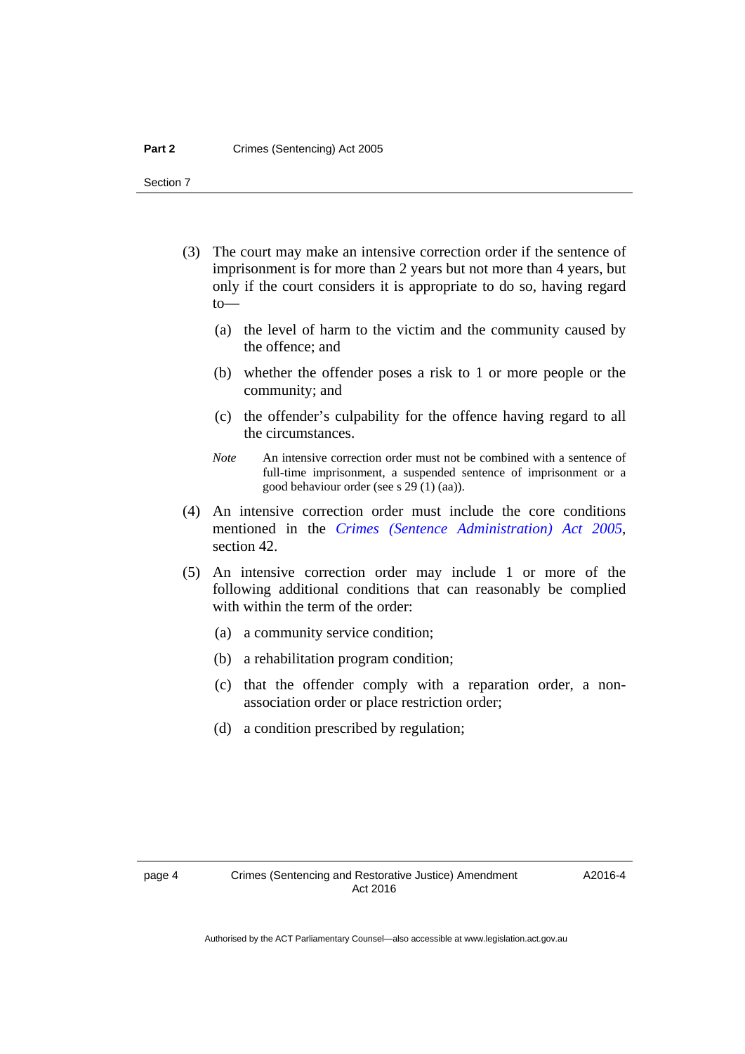(3) The court may make an intensive correction order if the sentence of imprisonment is for more than 2 years but not more than 4 years, but only if the court considers it is appropriate to do so, having regard to—

(a) the level of harm to the victim and the community caused by the offence; and

(b) whether the offender poses a risk to 1 or more people or the community; and

(c) the offender's culpability for the offence having regard to all the circumstances.

*Note* An intensive correction order must not be combined with a sentence of full-time imprisonment, a suspended sentence of imprisonment or a good behaviour order (see s 29 (1) (aa)).

(4) An intensive correction order must include the core conditions mentioned in the *Crimes (Sentence Administration) Act 2005*, section 42.

(5) An intensive correction order may include 1 or more of the following additional conditions that can reasonably be complied with within the term of the order:

(a) a community service condition;

(b) a rehabilitation program condition;

(c) that the offender comply with a reparation order, a non-association order or place restriction order;

(d) a condition prescribed by regulation;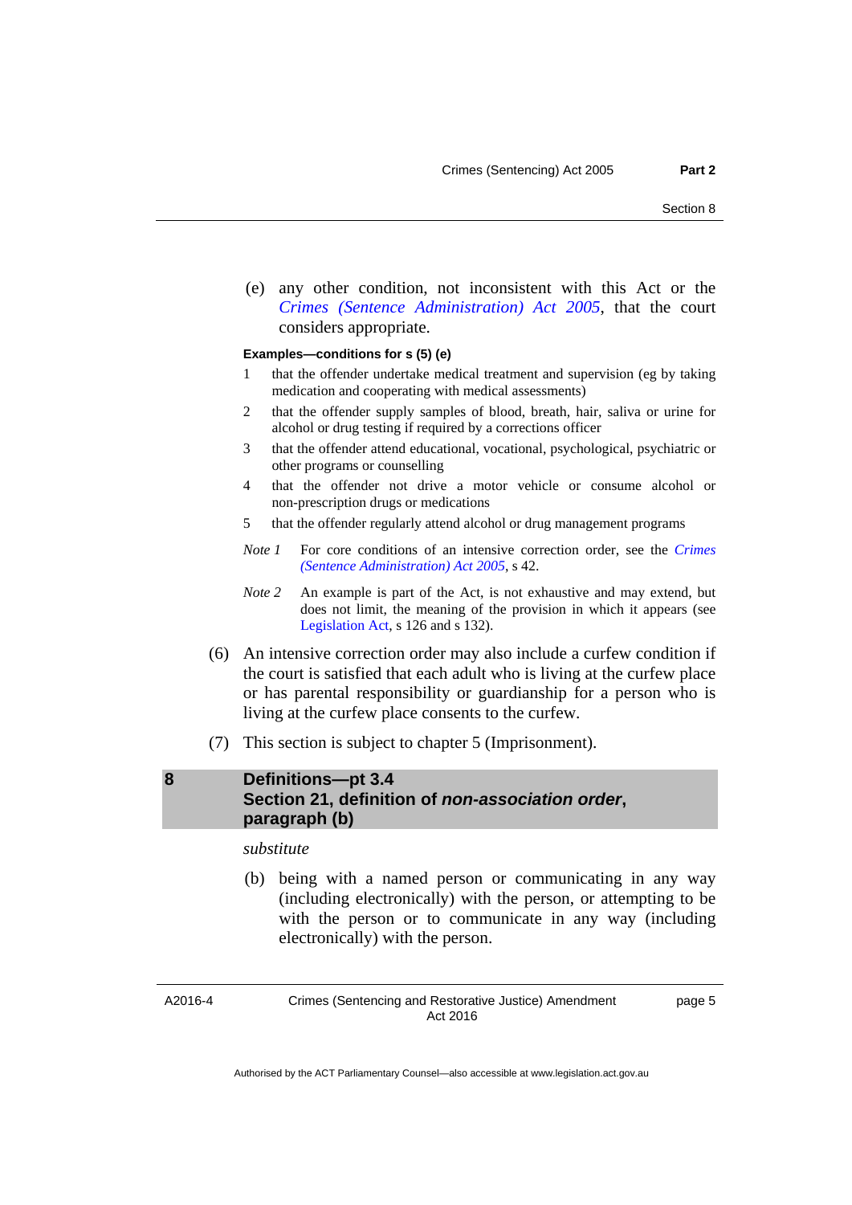(e) any other condition, not inconsistent with this Act or the *Crimes (Sentence Administration) Act 2005*, that the court considers appropriate.

**Examples—conditions for s (5) (e)**

1 that the offender undertake medical treatment and supervision (eg by taking medication and cooperating with medical assessments)

2 that the offender supply samples of blood, breath, hair, saliva or urine for alcohol or drug testing if required by a corrections officer

3 that the offender attend educational, vocational, psychological, psychiatric or other programs or counselling

4 that the offender not drive a motor vehicle or consume alcohol or non-prescription drugs or medications

5 that the offender regularly attend alcohol or drug management programs

*Note 1* For core conditions of an intensive correction order, see the *Crimes (Sentence Administration) Act 2005*, s 42.

*Note 2* An example is part of the Act, is not exhaustive and may extend, but does not limit, the meaning of the provision in which it appears (see Legislation Act, s 126 and s 132).

(6) An intensive correction order may also include a curfew condition if the court is satisfied that each adult who is living at the curfew place or has parental responsibility or guardianship for a person who is living at the curfew place consents to the curfew.

(7) This section is subject to chapter 5 (Imprisonment).

## 8 Definitions—pt 3.4 Section 21, definition of *non-association order*, paragraph (b)

*substitute*

(b) being with a named person or communicating in any way (including electronically) with the person, or attempting to be with the person or to communicate in any way (including electronically) with the person.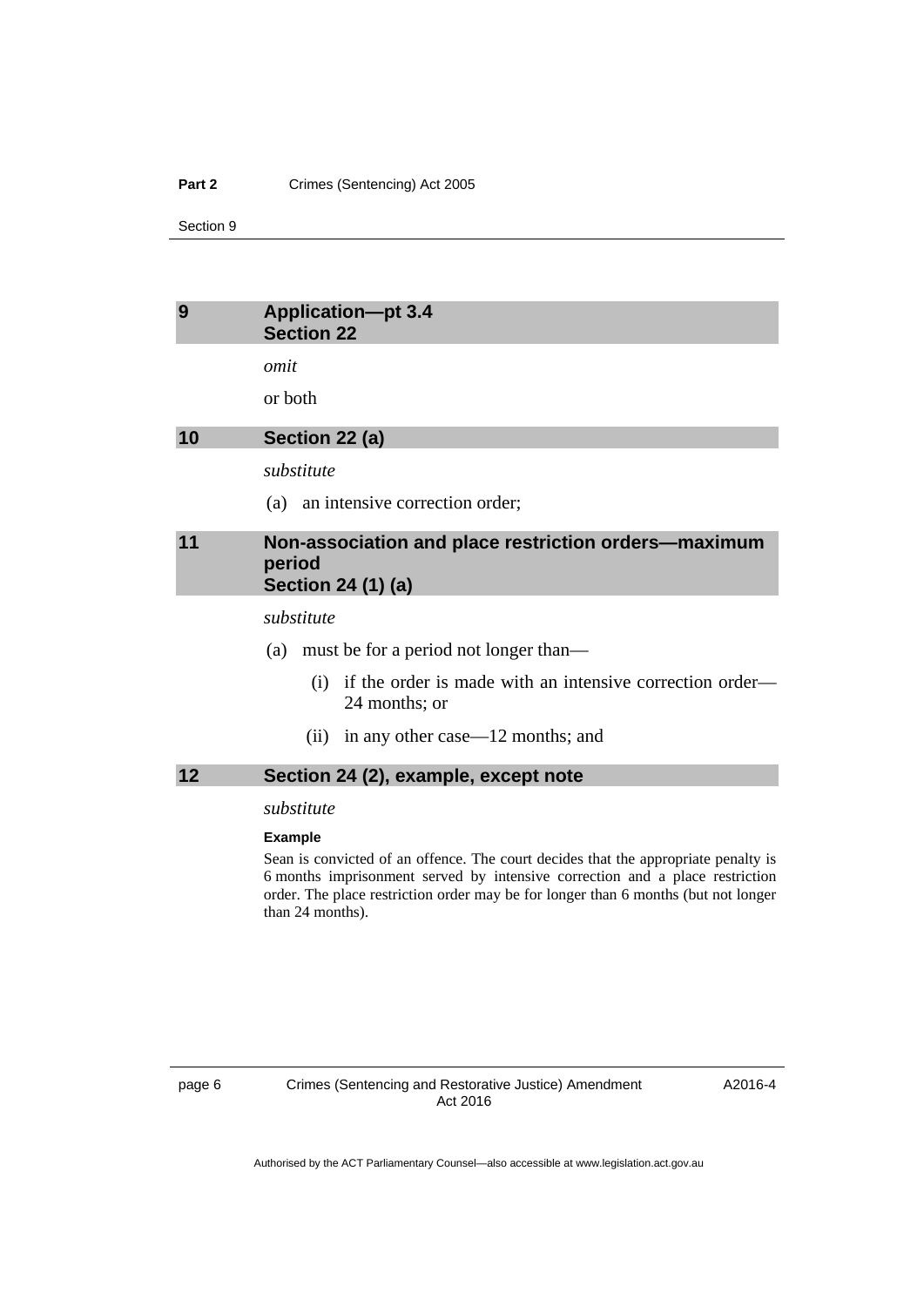## 9 Application—pt 3.4
### Section 22

*omit*

or both

## 10 Section 22 (a)

*substitute*

(a) an intensive correction order;

## 11 Non-association and place restriction orders—maximum period
### Section 24 (1) (a)

*substitute*

(a) must be for a period not longer than—

 (i) if the order is made with an intensive correction order—24 months; or

 (ii) in any other case—12 months; and

## 12 Section 24 (2), example, except note

*substitute*

**Example**

Sean is convicted of an offence. The court decides that the appropriate penalty is 6 months imprisonment served by intensive correction and a place restriction order. The place restriction order may be for longer than 6 months (but not longer than 24 months).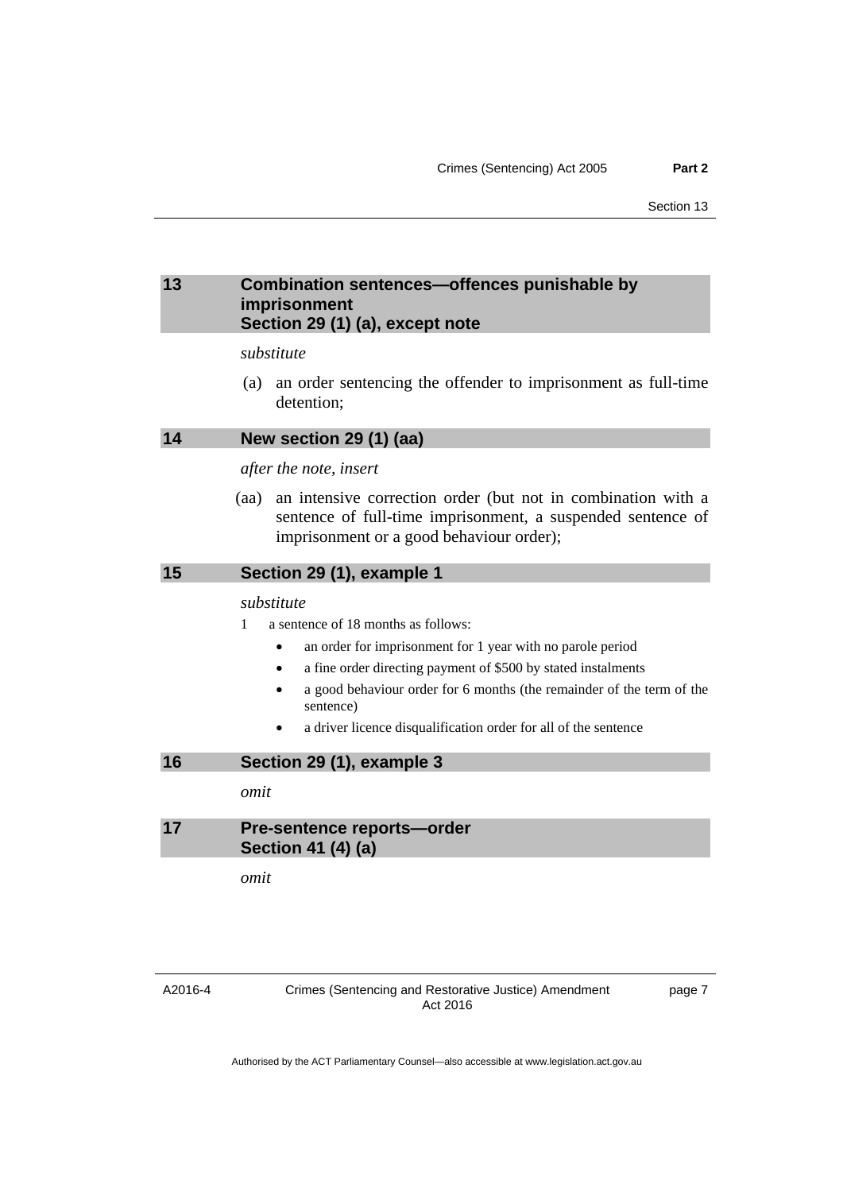## 13 Combination sentences—offences punishable by imprisonment Section 29 (1) (a), except note

*substitute*

(a) an order sentencing the offender to imprisonment as full-time detention;

## 14 New section 29 (1) (aa)

*after the note, insert*

(aa) an intensive correction order (but not in combination with a sentence of full-time imprisonment, a suspended sentence of imprisonment or a good behaviour order);

## 15 Section 29 (1), example 1

*substitute*

1 a sentence of 18 months as follows:

- an order for imprisonment for 1 year with no parole period
- a fine order directing payment of $500 by stated instalments
- a good behaviour order for 6 months (the remainder of the term of the sentence)
- a driver licence disqualification order for all of the sentence

## 16 Section 29 (1), example 3

*omit*

## 17 Pre-sentence reports—order Section 41 (4) (a)

*omit*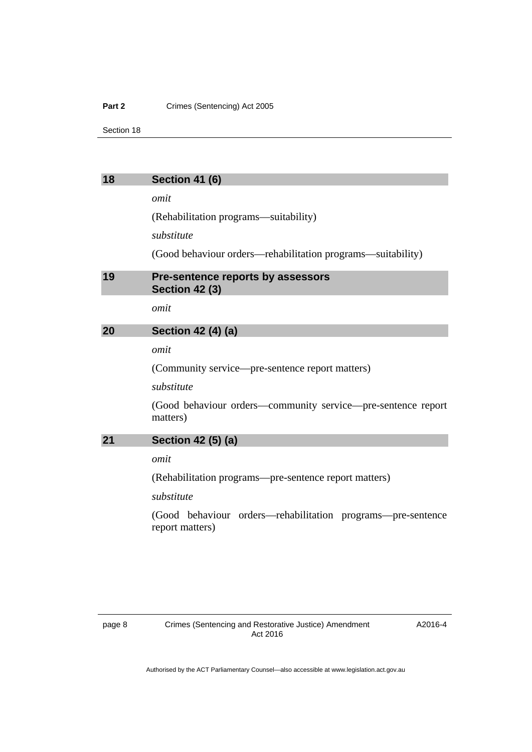## 18 Section 41 (6)

*omit*

(Rehabilitation programs—suitability)

*substitute*

(Good behaviour orders—rehabilitation programs—suitability)

## 19 Pre-sentence reports by assessors Section 42 (3)

*omit*

## 20 Section 42 (4) (a)

*omit*

(Community service—pre-sentence report matters)

*substitute*

(Good behaviour orders—community service—pre-sentence report matters)

## 21 Section 42 (5) (a)

*omit*

(Rehabilitation programs—pre-sentence report matters)

*substitute*

(Good behaviour orders—rehabilitation programs—pre-sentence report matters)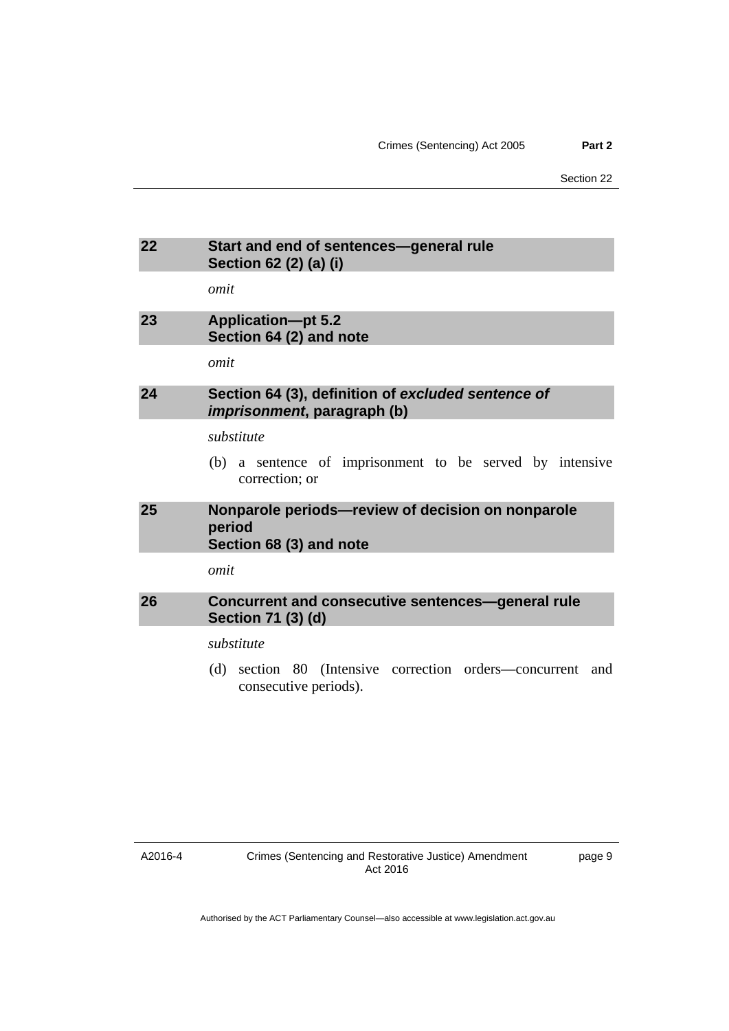## 22 Start and end of sentences—general rule Section 62 (2) (a) (i)

*omit*

## 23 Application—pt 5.2 Section 64 (2) and note

*omit*

## 24 Section 64 (3), definition of *excluded sentence of imprisonment*, paragraph (b)

*substitute*

(b) a sentence of imprisonment to be served by intensive correction; or

## 25 Nonparole periods—review of decision on nonparole period Section 68 (3) and note

*omit*

## 26 Concurrent and consecutive sentences—general rule Section 71 (3) (d)

*substitute*

(d) section 80 (Intensive correction orders—concurrent and consecutive periods).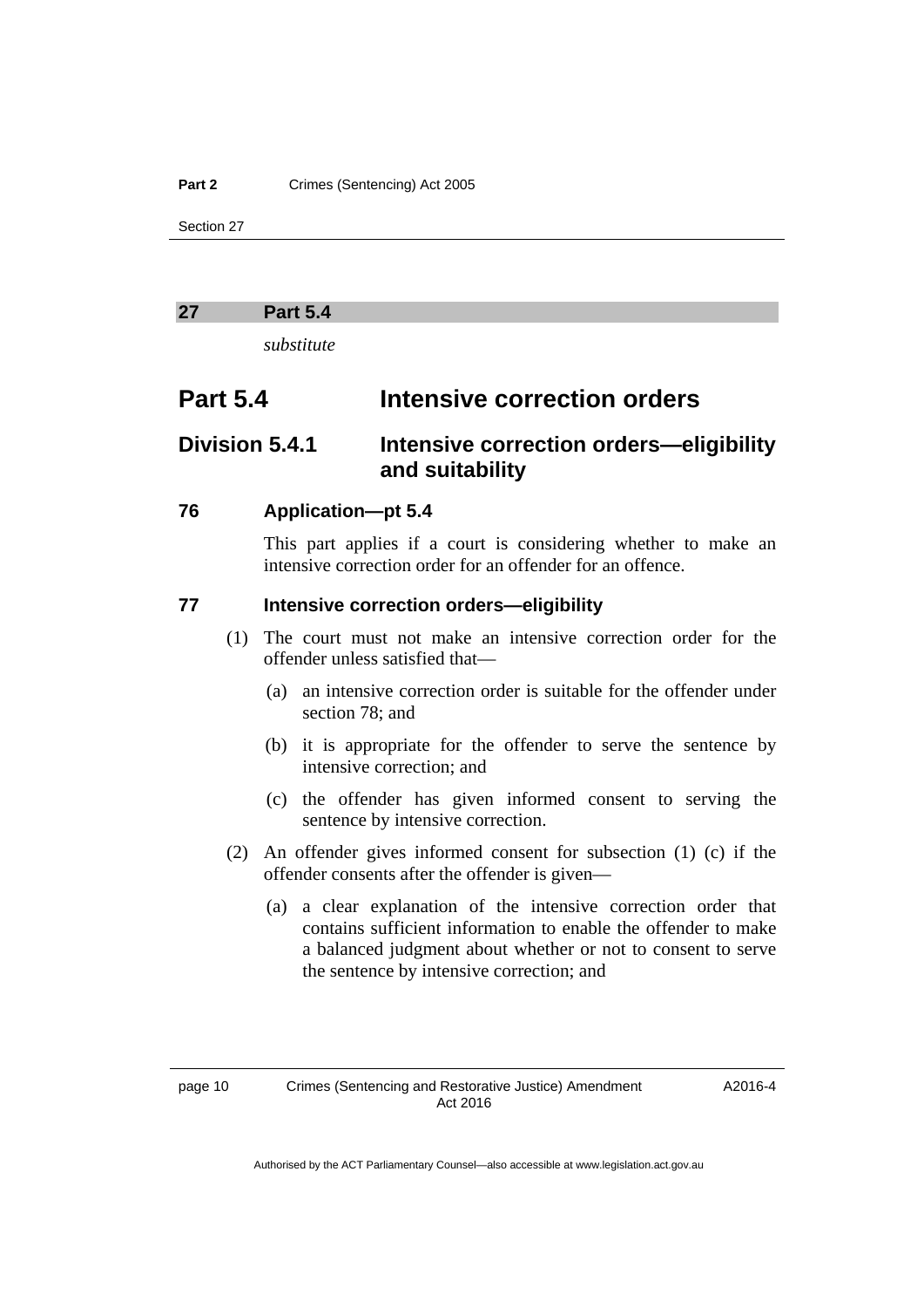## 27 Part 5.4

*substitute*

# Part 5.4 Intensive correction orders

## Division 5.4.1 Intensive correction orders—eligibility and suitability

### 76 Application—pt 5.4

This part applies if a court is considering whether to make an intensive correction order for an offender for an offence.

### 77 Intensive correction orders—eligibility

(1) The court must not make an intensive correction order for the offender unless satisfied that—

(a) an intensive correction order is suitable for the offender under section 78; and

(b) it is appropriate for the offender to serve the sentence by intensive correction; and

(c) the offender has given informed consent to serving the sentence by intensive correction.

(2) An offender gives informed consent for subsection (1) (c) if the offender consents after the offender is given—

(a) a clear explanation of the intensive correction order that contains sufficient information to enable the offender to make a balanced judgment about whether or not to consent to serve the sentence by intensive correction; and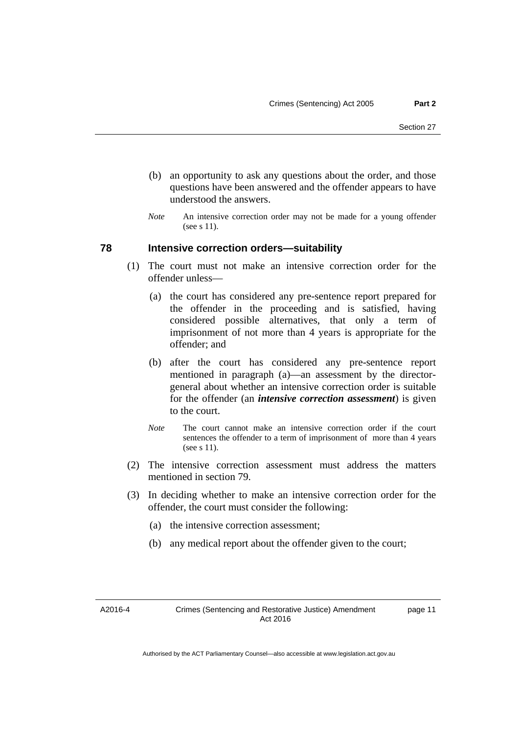(b) an opportunity to ask any questions about the order, and those questions have been answered and the offender appears to have understood the answers.

*Note* An intensive correction order may not be made for a young offender (see s 11).

### 78 Intensive correction orders—suitability

(1) The court must not make an intensive correction order for the offender unless—

(a) the court has considered any pre-sentence report prepared for the offender in the proceeding and is satisfied, having considered possible alternatives, that only a term of imprisonment of not more than 4 years is appropriate for the offender; and

(b) after the court has considered any pre-sentence report mentioned in paragraph (a)—an assessment by the director-general about whether an intensive correction order is suitable for the offender (an ***intensive correction assessment***) is given to the court.

*Note* The court cannot make an intensive correction order if the court sentences the offender to a term of imprisonment of more than 4 years (see s 11).

(2) The intensive correction assessment must address the matters mentioned in section 79.

(3) In deciding whether to make an intensive correction order for the offender, the court must consider the following:

(a) the intensive correction assessment;

(b) any medical report about the offender given to the court;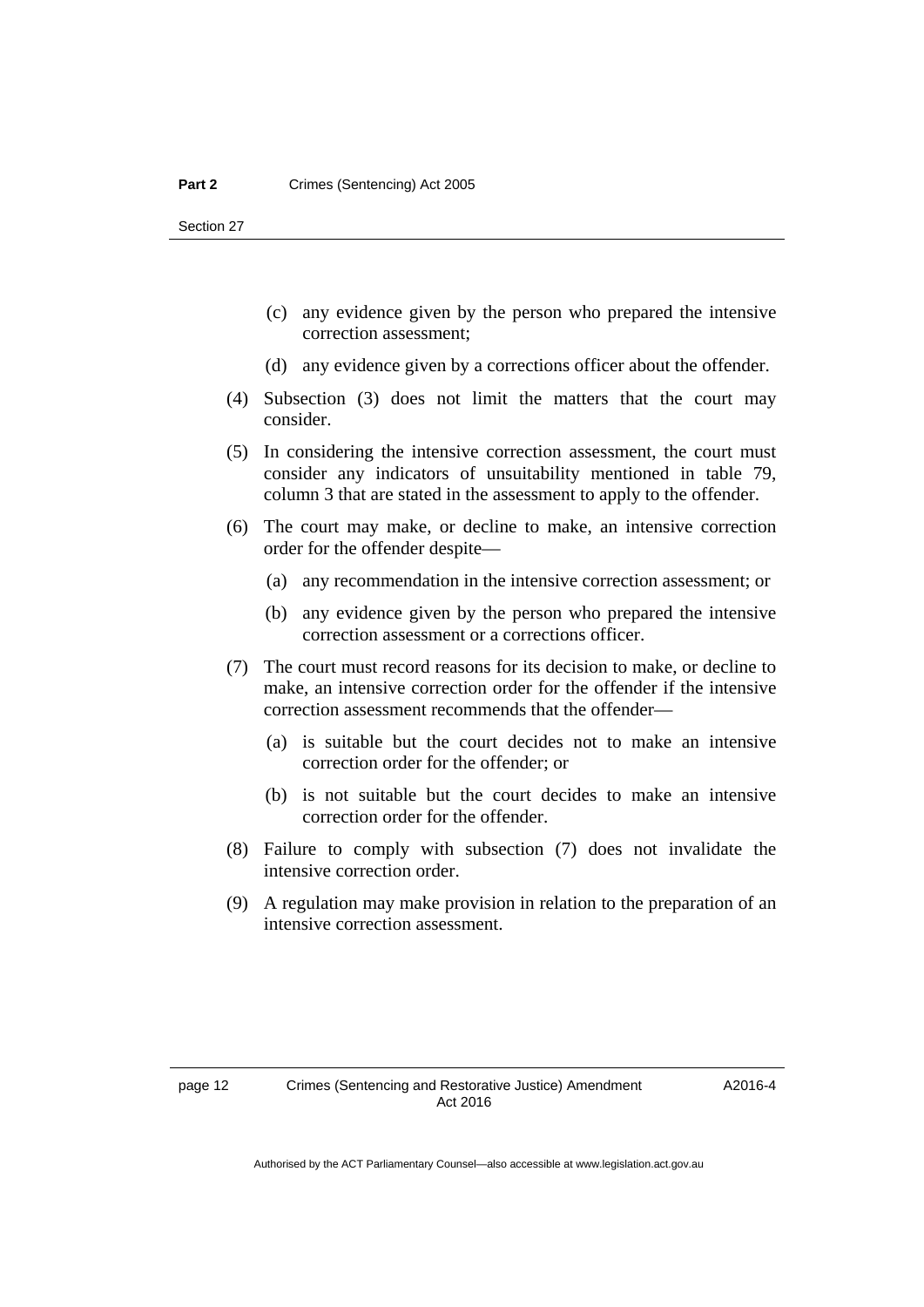(c) any evidence given by the person who prepared the intensive correction assessment;

(d) any evidence given by a corrections officer about the offender.

(4) Subsection (3) does not limit the matters that the court may consider.

(5) In considering the intensive correction assessment, the court must consider any indicators of unsuitability mentioned in table 79, column 3 that are stated in the assessment to apply to the offender.

(6) The court may make, or decline to make, an intensive correction order for the offender despite—

(a) any recommendation in the intensive correction assessment; or

(b) any evidence given by the person who prepared the intensive correction assessment or a corrections officer.

(7) The court must record reasons for its decision to make, or decline to make, an intensive correction order for the offender if the intensive correction assessment recommends that the offender—

(a) is suitable but the court decides not to make an intensive correction order for the offender; or

(b) is not suitable but the court decides to make an intensive correction order for the offender.

(8) Failure to comply with subsection (7) does not invalidate the intensive correction order.

(9) A regulation may make provision in relation to the preparation of an intensive correction assessment.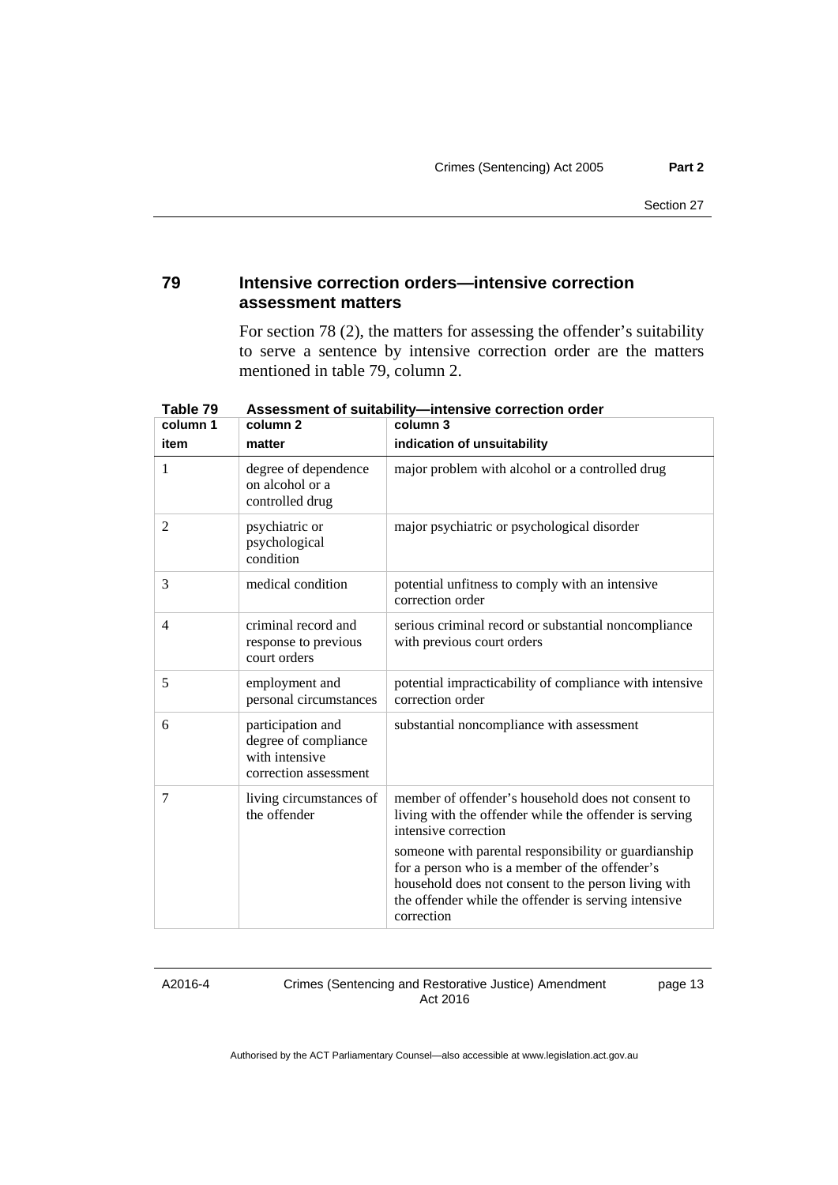## 79 Intensive correction orders—intensive correction assessment matters

For section 78 (2), the matters for assessing the offender's suitability to serve a sentence by intensive correction order are the matters mentioned in table 79, column 2.

**Table 79 Assessment of suitability—intensive correction order**

| column 1<br>item | column 2<br>matter | column 3<br>indication of unsuitability |
|---|---|---|
| 1 | degree of dependence on alcohol or a controlled drug | major problem with alcohol or a controlled drug |
| 2 | psychiatric or psychological condition | major psychiatric or psychological disorder |
| 3 | medical condition | potential unfitness to comply with an intensive correction order |
| 4 | criminal record and response to previous court orders | serious criminal record or substantial noncompliance with previous court orders |
| 5 | employment and personal circumstances | potential impracticability of compliance with intensive correction order |
| 6 | participation and degree of compliance with intensive correction assessment | substantial noncompliance with assessment |
| 7 | living circumstances of the offender | member of offender's household does not consent to living with the offender while the offender is serving intensive correction<br><br>someone with parental responsibility or guardianship for a person who is a member of the offender's household does not consent to the person living with the offender while the offender is serving intensive correction |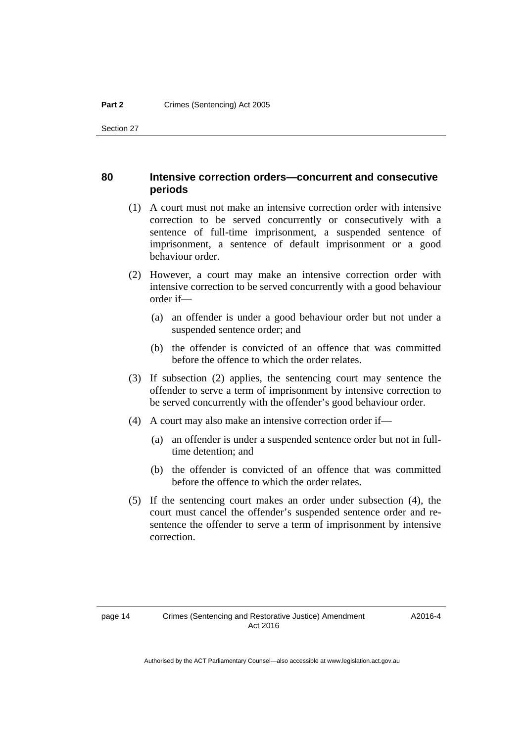### 80 Intensive correction orders—concurrent and consecutive periods

(1) A court must not make an intensive correction order with intensive correction to be served concurrently or consecutively with a sentence of full-time imprisonment, a suspended sentence of imprisonment, a sentence of default imprisonment or a good behaviour order.

(2) However, a court may make an intensive correction order with intensive correction to be served concurrently with a good behaviour order if—

  (a) an offender is under a good behaviour order but not under a suspended sentence order; and

  (b) the offender is convicted of an offence that was committed before the offence to which the order relates.

(3) If subsection (2) applies, the sentencing court may sentence the offender to serve a term of imprisonment by intensive correction to be served concurrently with the offender's good behaviour order.

(4) A court may also make an intensive correction order if—

  (a) an offender is under a suspended sentence order but not in full-time detention; and

  (b) the offender is convicted of an offence that was committed before the offence to which the order relates.

(5) If the sentencing court makes an order under subsection (4), the court must cancel the offender's suspended sentence order and re-sentence the offender to serve a term of imprisonment by intensive correction.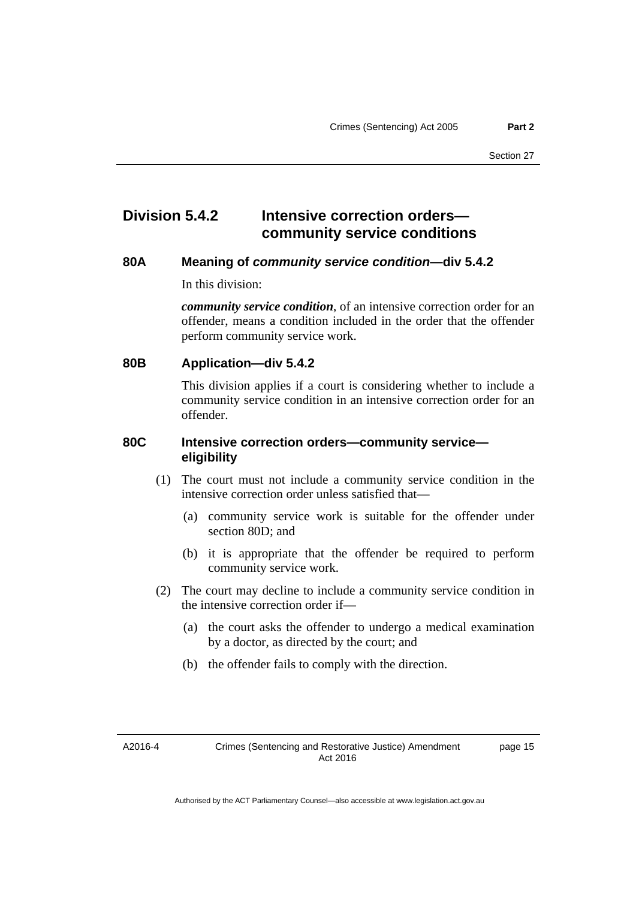## Division 5.4.2 Intensive correction orders—community service conditions

### 80A Meaning of *community service condition*—div 5.4.2

In this division:

***community service condition***, of an intensive correction order for an offender, means a condition included in the order that the offender perform community service work.

### 80B Application—div 5.4.2

This division applies if a court is considering whether to include a community service condition in an intensive correction order for an offender.

### 80C Intensive correction orders—community service—eligibility

(1) The court must not include a community service condition in the intensive correction order unless satisfied that—

(a) community service work is suitable for the offender under section 80D; and

(b) it is appropriate that the offender be required to perform community service work.

(2) The court may decline to include a community service condition in the intensive correction order if—

(a) the court asks the offender to undergo a medical examination by a doctor, as directed by the court; and

(b) the offender fails to comply with the direction.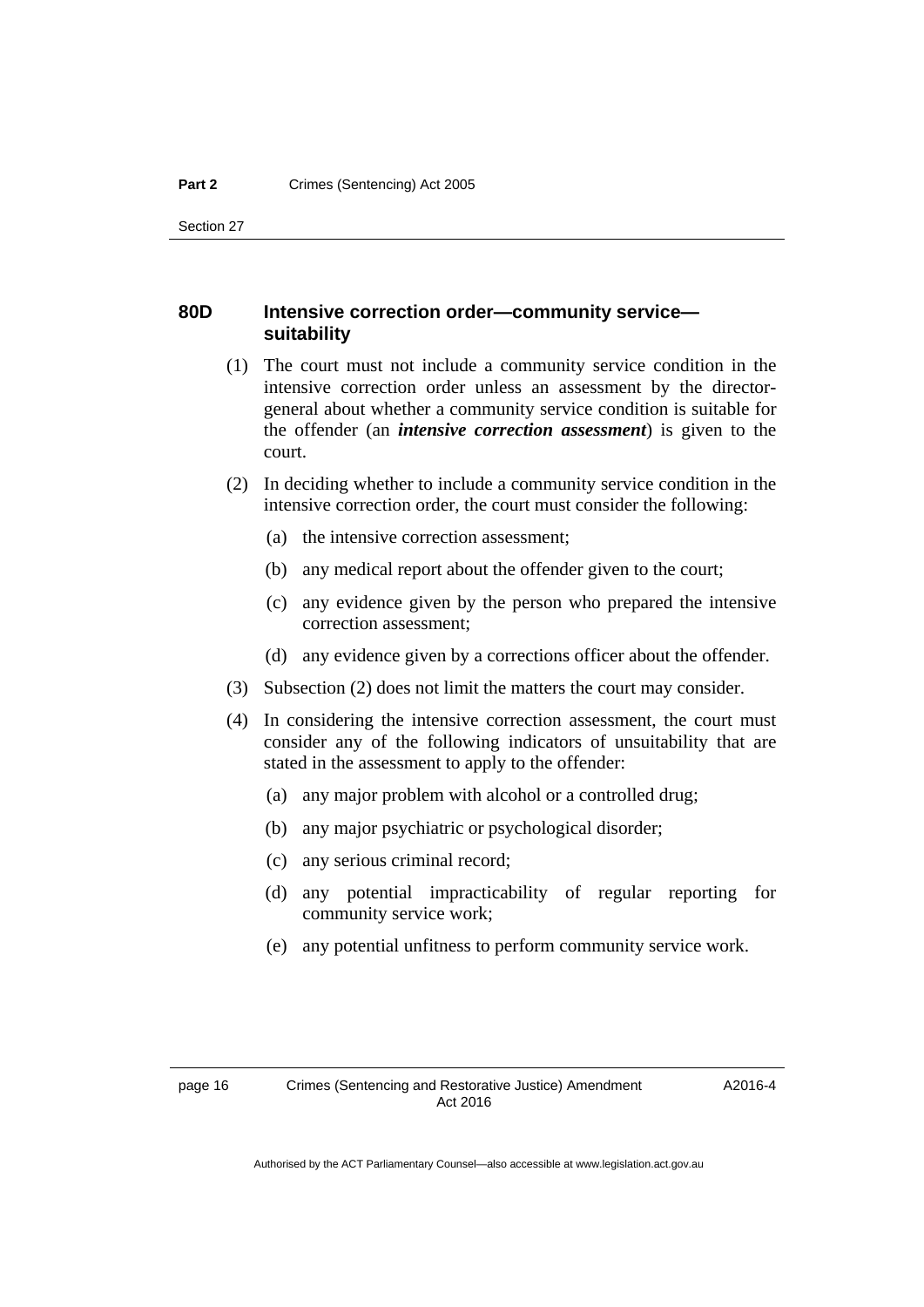### 80D Intensive correction order—community service—suitability

(1) The court must not include a community service condition in the intensive correction order unless an assessment by the director-general about whether a community service condition is suitable for the offender (an ***intensive correction assessment***) is given to the court.

(2) In deciding whether to include a community service condition in the intensive correction order, the court must consider the following:

(a) the intensive correction assessment;

(b) any medical report about the offender given to the court;

(c) any evidence given by the person who prepared the intensive correction assessment;

(d) any evidence given by a corrections officer about the offender.

(3) Subsection (2) does not limit the matters the court may consider.

(4) In considering the intensive correction assessment, the court must consider any of the following indicators of unsuitability that are stated in the assessment to apply to the offender:

(a) any major problem with alcohol or a controlled drug;

(b) any major psychiatric or psychological disorder;

(c) any serious criminal record;

(d) any potential impracticability of regular reporting for community service work;

(e) any potential unfitness to perform community service work.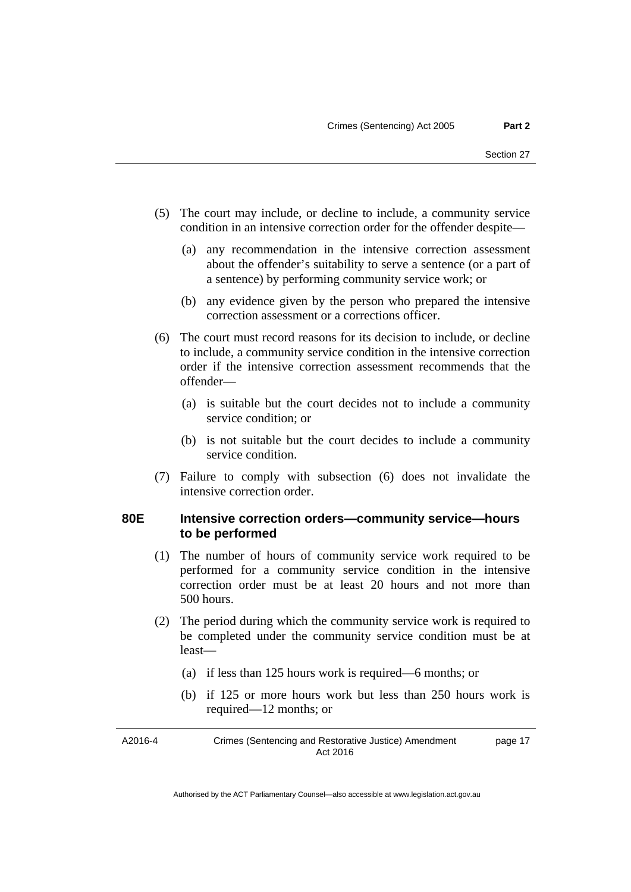(5) The court may include, or decline to include, a community service condition in an intensive correction order for the offender despite—

(a) any recommendation in the intensive correction assessment about the offender's suitability to serve a sentence (or a part of a sentence) by performing community service work; or

(b) any evidence given by the person who prepared the intensive correction assessment or a corrections officer.

(6) The court must record reasons for its decision to include, or decline to include, a community service condition in the intensive correction order if the intensive correction assessment recommends that the offender—

(a) is suitable but the court decides not to include a community service condition; or

(b) is not suitable but the court decides to include a community service condition.

(7) Failure to comply with subsection (6) does not invalidate the intensive correction order.

### 80E Intensive correction orders—community service—hours to be performed

(1) The number of hours of community service work required to be performed for a community service condition in the intensive correction order must be at least 20 hours and not more than 500 hours.

(2) The period during which the community service work is required to be completed under the community service condition must be at least—

(a) if less than 125 hours work is required—6 months; or

(b) if 125 or more hours work but less than 250 hours work is required—12 months; or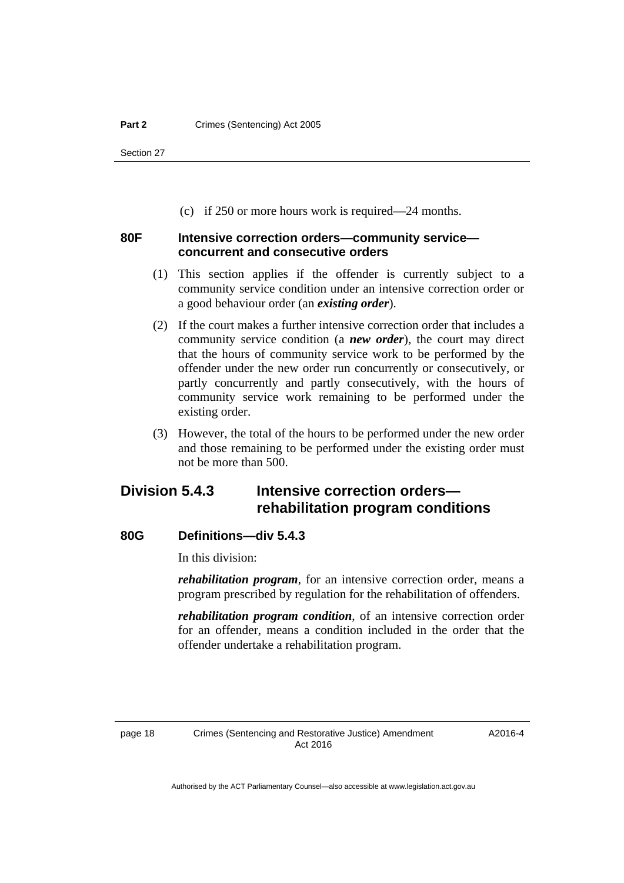(c) if 250 or more hours work is required—24 months.

### 80F Intensive correction orders—community service—concurrent and consecutive orders

(1) This section applies if the offender is currently subject to a community service condition under an intensive correction order or a good behaviour order (an ***existing order***).

(2) If the court makes a further intensive correction order that includes a community service condition (a ***new order***), the court may direct that the hours of community service work to be performed by the offender under the new order run concurrently or consecutively, or partly concurrently and partly consecutively, with the hours of community service work remaining to be performed under the existing order.

(3) However, the total of the hours to be performed under the new order and those remaining to be performed under the existing order must not be more than 500.

## Division 5.4.3 Intensive correction orders—rehabilitation program conditions

### 80G Definitions—div 5.4.3

In this division:

***rehabilitation program***, for an intensive correction order, means a program prescribed by regulation for the rehabilitation of offenders.

***rehabilitation program condition***, of an intensive correction order for an offender, means a condition included in the order that the offender undertake a rehabilitation program.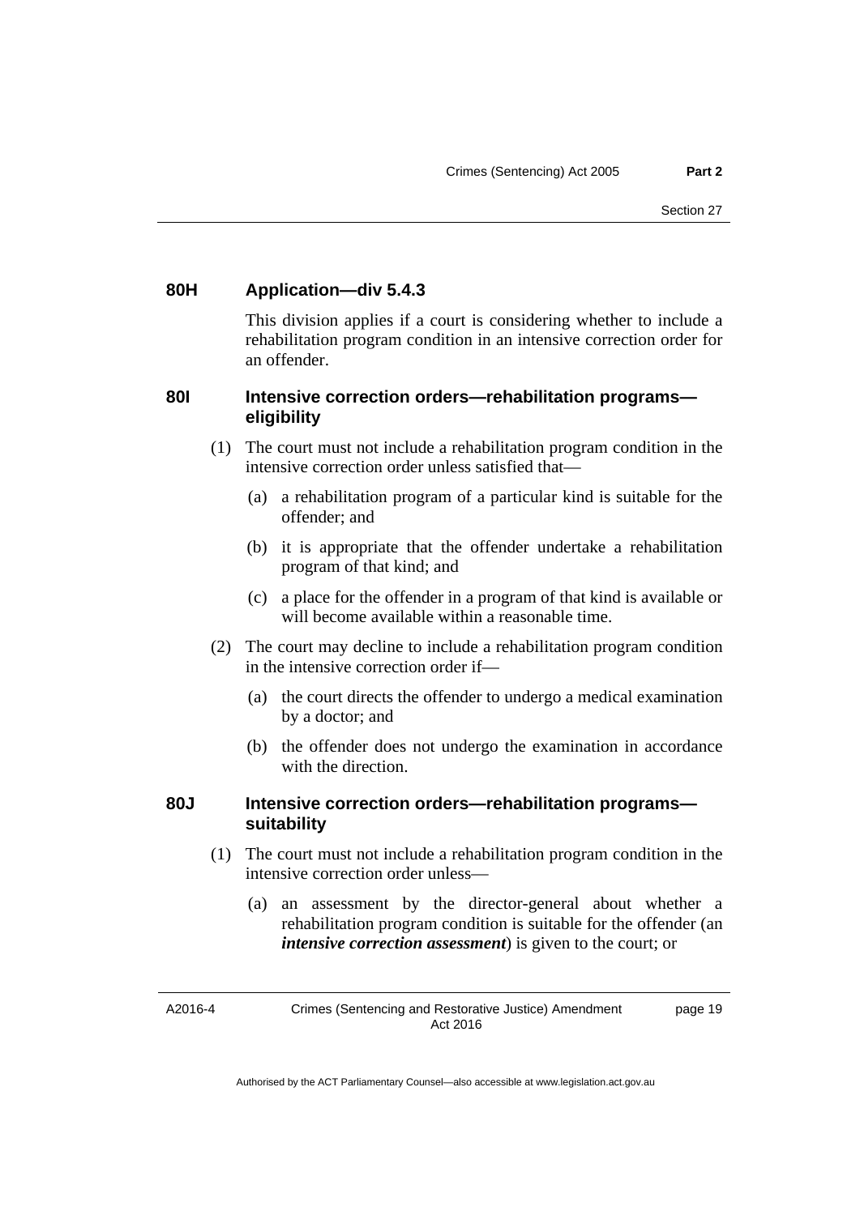### 80H Application—div 5.4.3

This division applies if a court is considering whether to include a rehabilitation program condition in an intensive correction order for an offender.

### 80I Intensive correction orders—rehabilitation programs—eligibility

(1) The court must not include a rehabilitation program condition in the intensive correction order unless satisfied that—

(a) a rehabilitation program of a particular kind is suitable for the offender; and

(b) it is appropriate that the offender undertake a rehabilitation program of that kind; and

(c) a place for the offender in a program of that kind is available or will become available within a reasonable time.

(2) The court may decline to include a rehabilitation program condition in the intensive correction order if—

(a) the court directs the offender to undergo a medical examination by a doctor; and

(b) the offender does not undergo the examination in accordance with the direction.

### 80J Intensive correction orders—rehabilitation programs—suitability

(1) The court must not include a rehabilitation program condition in the intensive correction order unless—

(a) an assessment by the director-general about whether a rehabilitation program condition is suitable for the offender (an ***intensive correction assessment***) is given to the court; or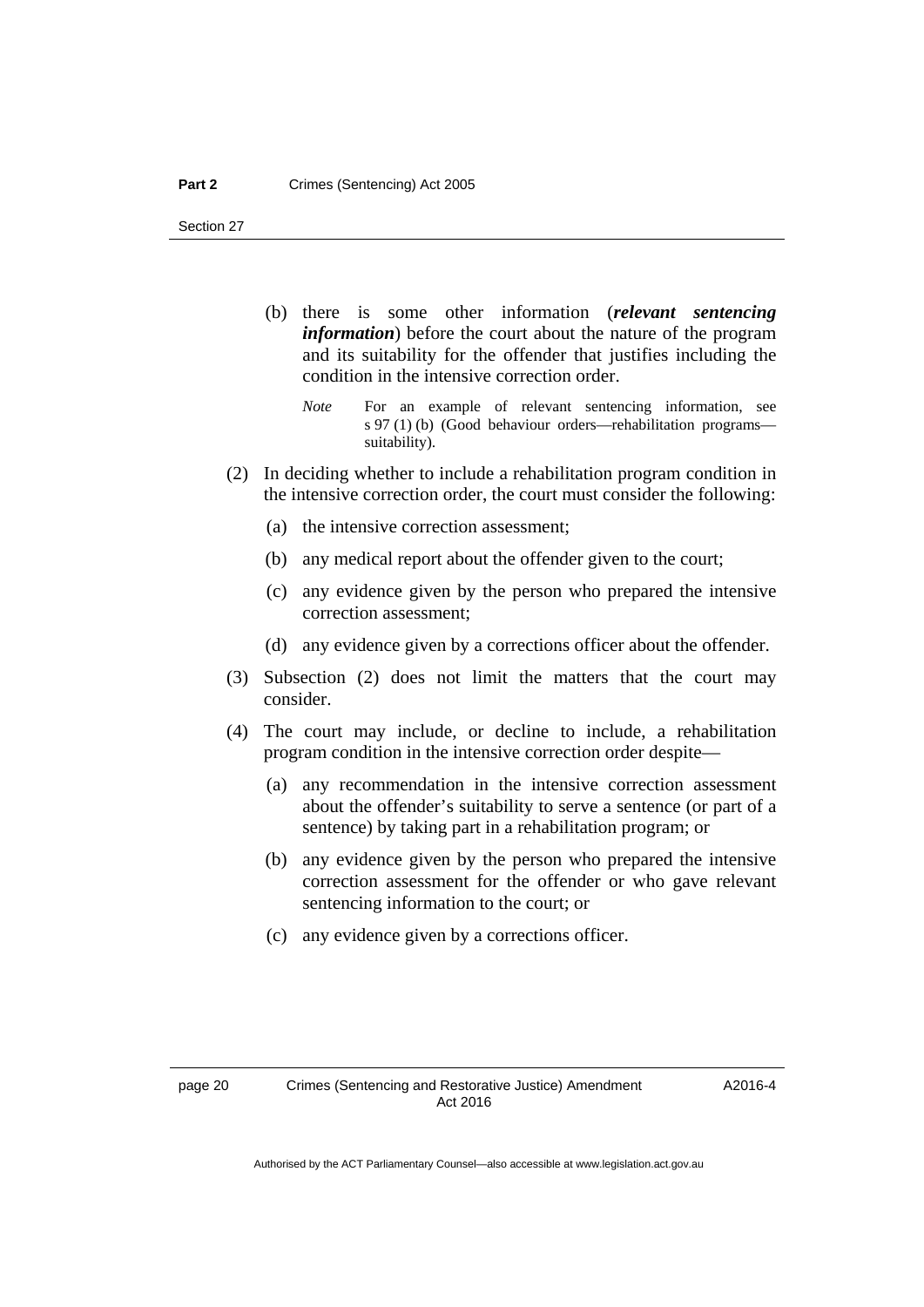(b) there is some other information (***relevant sentencing information***) before the court about the nature of the program and its suitability for the offender that justifies including the condition in the intensive correction order.

*Note* For an example of relevant sentencing information, see s 97 (1) (b) (Good behaviour orders—rehabilitation programs—suitability).

(2) In deciding whether to include a rehabilitation program condition in the intensive correction order, the court must consider the following:

(a) the intensive correction assessment;

(b) any medical report about the offender given to the court;

(c) any evidence given by the person who prepared the intensive correction assessment;

(d) any evidence given by a corrections officer about the offender.

(3) Subsection (2) does not limit the matters that the court may consider.

(4) The court may include, or decline to include, a rehabilitation program condition in the intensive correction order despite—

(a) any recommendation in the intensive correction assessment about the offender's suitability to serve a sentence (or part of a sentence) by taking part in a rehabilitation program; or

(b) any evidence given by the person who prepared the intensive correction assessment for the offender or who gave relevant sentencing information to the court; or

(c) any evidence given by a corrections officer.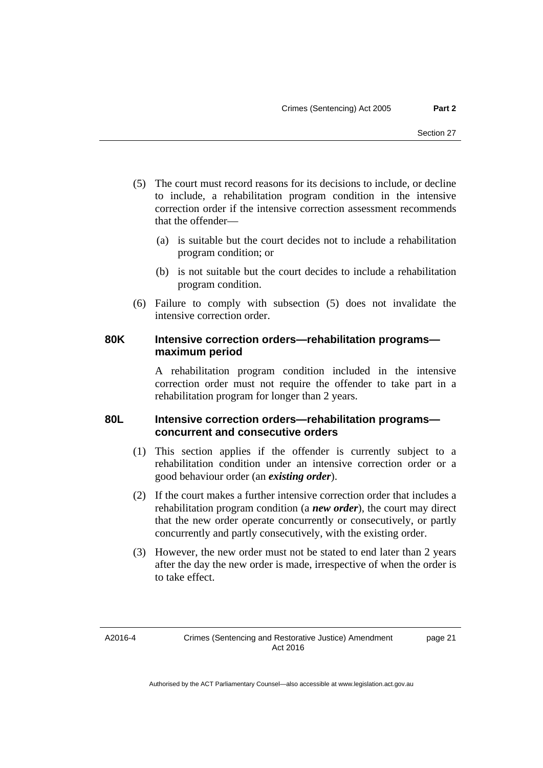(5) The court must record reasons for its decisions to include, or decline to include, a rehabilitation program condition in the intensive correction order if the intensive correction assessment recommends that the offender—

(a) is suitable but the court decides not to include a rehabilitation program condition; or

(b) is not suitable but the court decides to include a rehabilitation program condition.

(6) Failure to comply with subsection (5) does not invalidate the intensive correction order.

### 80K Intensive correction orders—rehabilitation programs—maximum period

A rehabilitation program condition included in the intensive correction order must not require the offender to take part in a rehabilitation program for longer than 2 years.

### 80L Intensive correction orders—rehabilitation programs—concurrent and consecutive orders

(1) This section applies if the offender is currently subject to a rehabilitation condition under an intensive correction order or a good behaviour order (an ***existing order***).

(2) If the court makes a further intensive correction order that includes a rehabilitation program condition (a ***new order***), the court may direct that the new order operate concurrently or consecutively, or partly concurrently and partly consecutively, with the existing order.

(3) However, the new order must not be stated to end later than 2 years after the day the new order is made, irrespective of when the order is to take effect.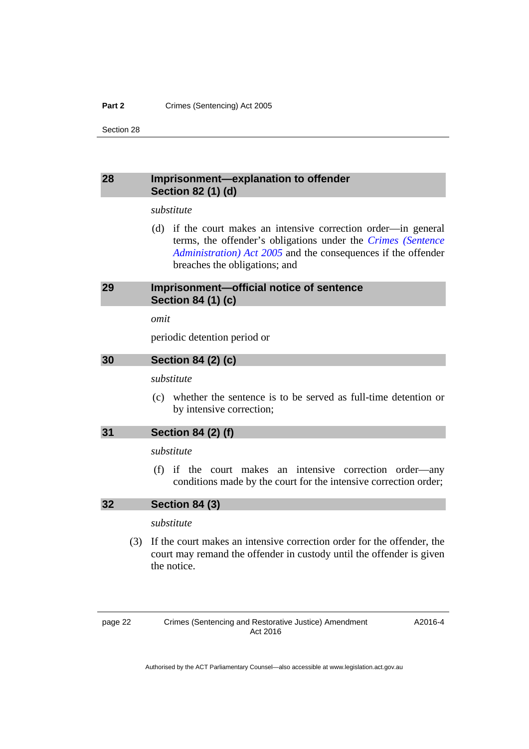## 28 Imprisonment—explanation to offender Section 82 (1) (d)

*substitute*

(d) if the court makes an intensive correction order—in general terms, the offender's obligations under the *Crimes (Sentence Administration) Act 2005* and the consequences if the offender breaches the obligations; and

## 29 Imprisonment—official notice of sentence Section 84 (1) (c)

*omit*

periodic detention period or

## 30 Section 84 (2) (c)

*substitute*

(c) whether the sentence is to be served as full-time detention or by intensive correction;

## 31 Section 84 (2) (f)

*substitute*

(f) if the court makes an intensive correction order—any conditions made by the court for the intensive correction order;

## 32 Section 84 (3)

*substitute*

(3) If the court makes an intensive correction order for the offender, the court may remand the offender in custody until the offender is given the notice.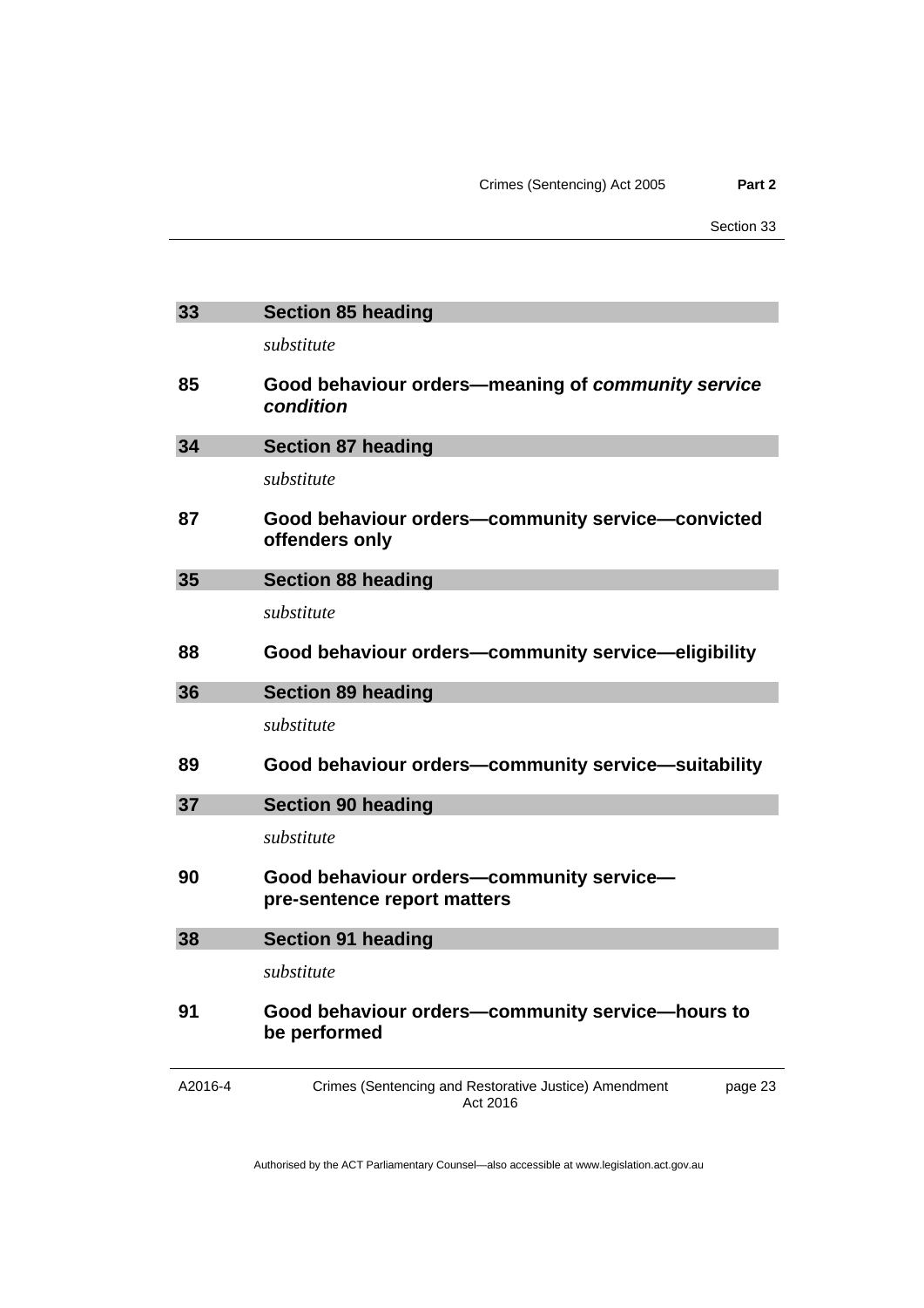## 33 Section 85 heading

*substitute*

### 85 Good behaviour orders—meaning of ***community service condition***

## 34 Section 87 heading

*substitute*

### 87 Good behaviour orders—community service—convicted offenders only

## 35 Section 88 heading

*substitute*

### 88 Good behaviour orders—community service—eligibility

## 36 Section 89 heading

*substitute*

### 89 Good behaviour orders—community service—suitability

## 37 Section 90 heading

*substitute*

### 90 Good behaviour orders—community service—pre-sentence report matters

## 38 Section 91 heading

*substitute*

### 91 Good behaviour orders—community service—hours to be performed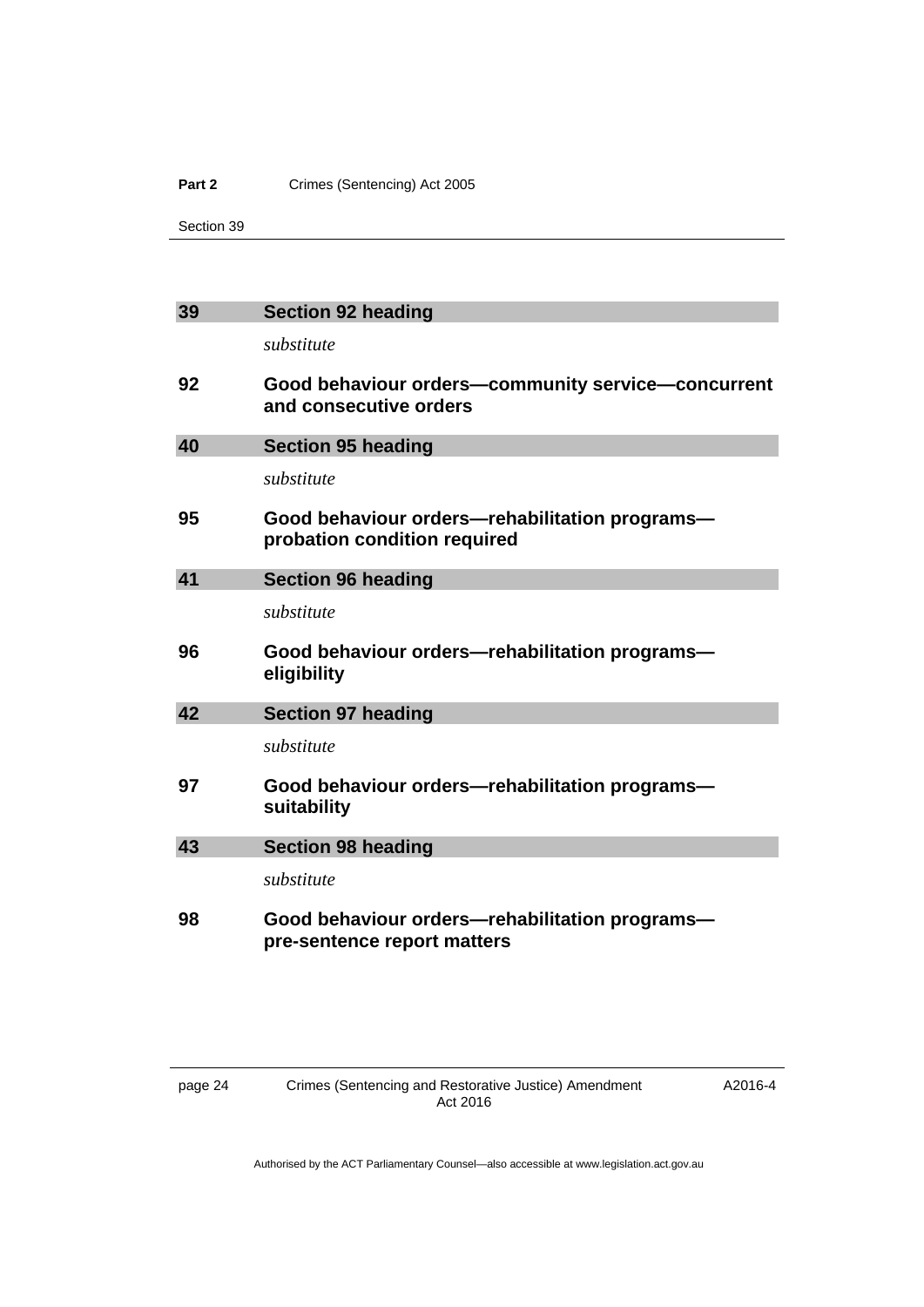## 39 Section 92 heading

*substitute*

### 92 Good behaviour orders—community service—concurrent and consecutive orders

## 40 Section 95 heading

*substitute*

### 95 Good behaviour orders—rehabilitation programs—probation condition required

## 41 Section 96 heading

*substitute*

### 96 Good behaviour orders—rehabilitation programs—eligibility

## 42 Section 97 heading

*substitute*

### 97 Good behaviour orders—rehabilitation programs—suitability

## 43 Section 98 heading

*substitute*

### 98 Good behaviour orders—rehabilitation programs—pre-sentence report matters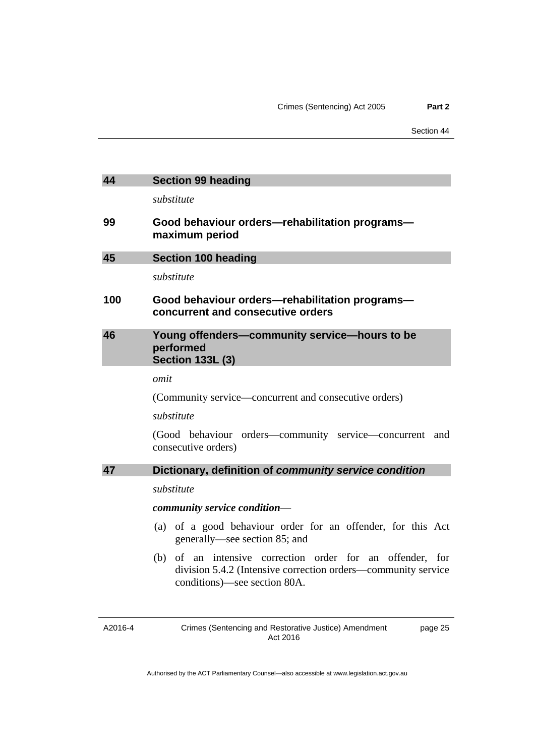## 44 Section 99 heading

*substitute*

### 99 Good behaviour orders—rehabilitation programs—maximum period

## 45 Section 100 heading

*substitute*

### 100 Good behaviour orders—rehabilitation programs—concurrent and consecutive orders

## 46 Young offenders—community service—hours to be performed Section 133L (3)

*omit*

(Community service—concurrent and consecutive orders)

*substitute*

(Good behaviour orders—community service—concurrent and consecutive orders)

## 47 Dictionary, definition of *community service condition*

*substitute*

***community service condition***—

(a) of a good behaviour order for an offender, for this Act generally—see section 85; and

(b) of an intensive correction order for an offender, for division 5.4.2 (Intensive correction orders—community service conditions)—see section 80A.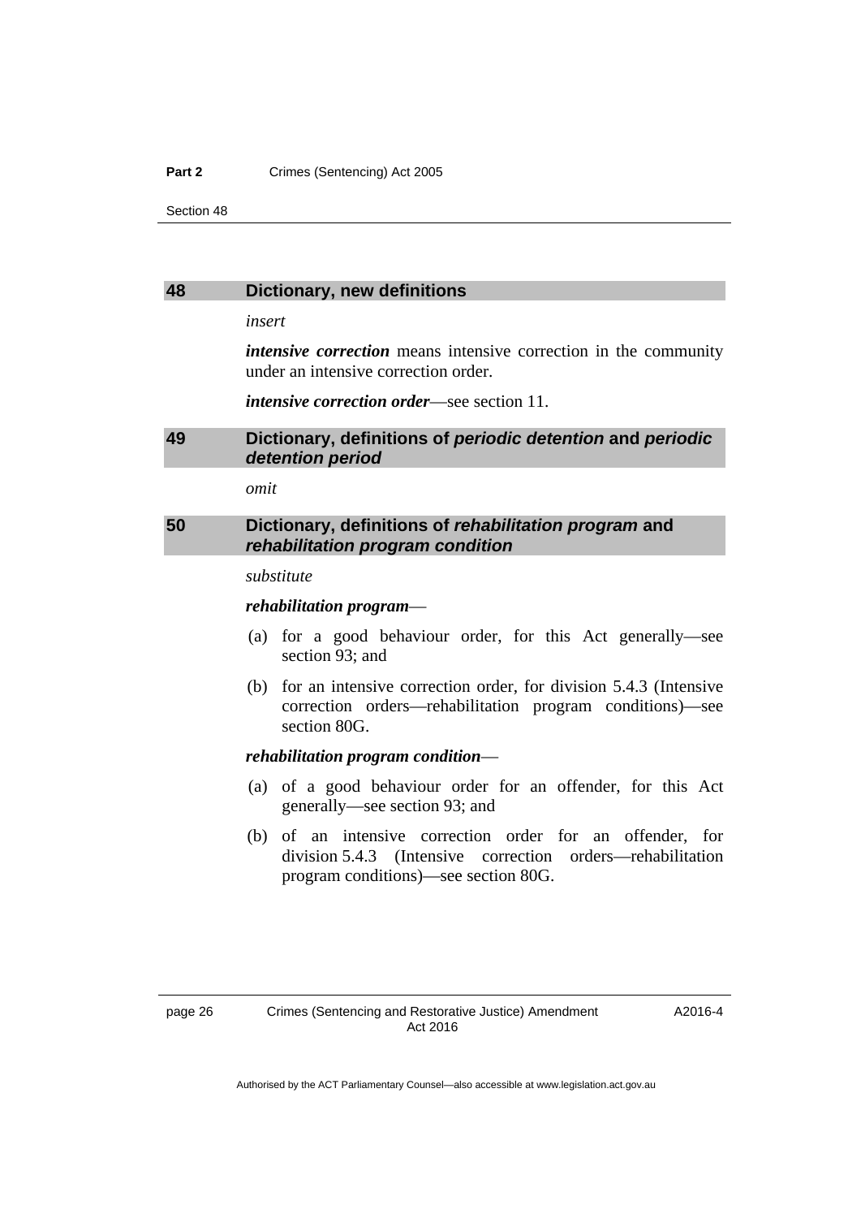## 48 Dictionary, new definitions

*insert*

***intensive correction*** means intensive correction in the community under an intensive correction order.

***intensive correction order***—see section 11.

## 49 Dictionary, definitions of *periodic detention* and *periodic detention period*

*omit*

## 50 Dictionary, definitions of *rehabilitation program* and *rehabilitation program condition*

*substitute*

***rehabilitation program***—

(a) for a good behaviour order, for this Act generally—see section 93; and

(b) for an intensive correction order, for division 5.4.3 (Intensive correction orders—rehabilitation program conditions)—see section 80G.

***rehabilitation program condition***—

(a) of a good behaviour order for an offender, for this Act generally—see section 93; and

(b) of an intensive correction order for an offender, for division 5.4.3 (Intensive correction orders—rehabilitation program conditions)—see section 80G.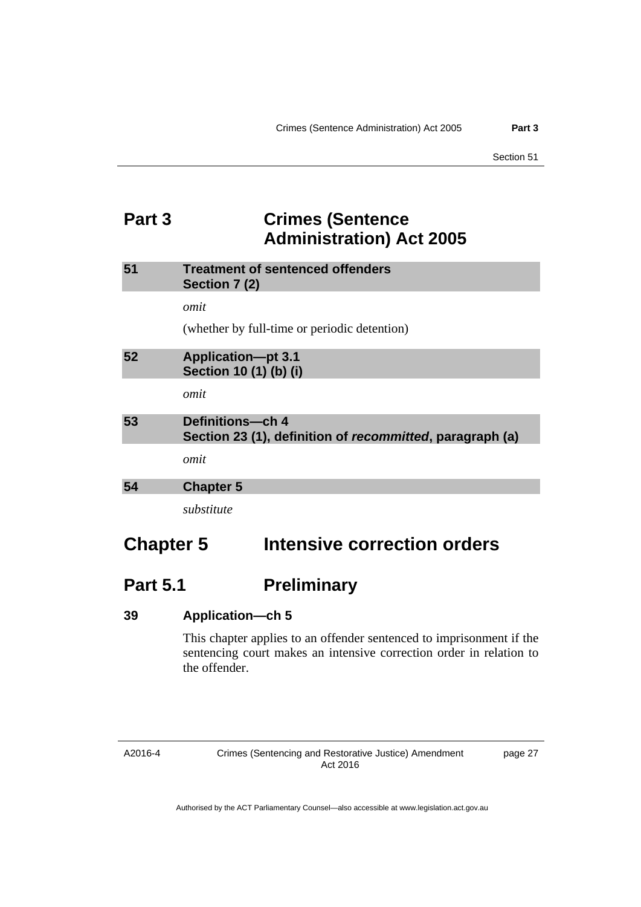# Part 3 Crimes (Sentence Administration) Act 2005

### 51 Treatment of sentenced offenders Section 7 (2)

*omit*

(whether by full-time or periodic detention)

### 52 Application—pt 3.1 Section 10 (1) (b) (i)

*omit*

### 53 Definitions—ch 4 Section 23 (1), definition of *recommitted*, paragraph (a)

*omit*

### 54 Chapter 5

*substitute*

# Chapter 5 Intensive correction orders

## Part 5.1 Preliminary

### 39 Application—ch 5

This chapter applies to an offender sentenced to imprisonment if the sentencing court makes an intensive correction order in relation to the offender.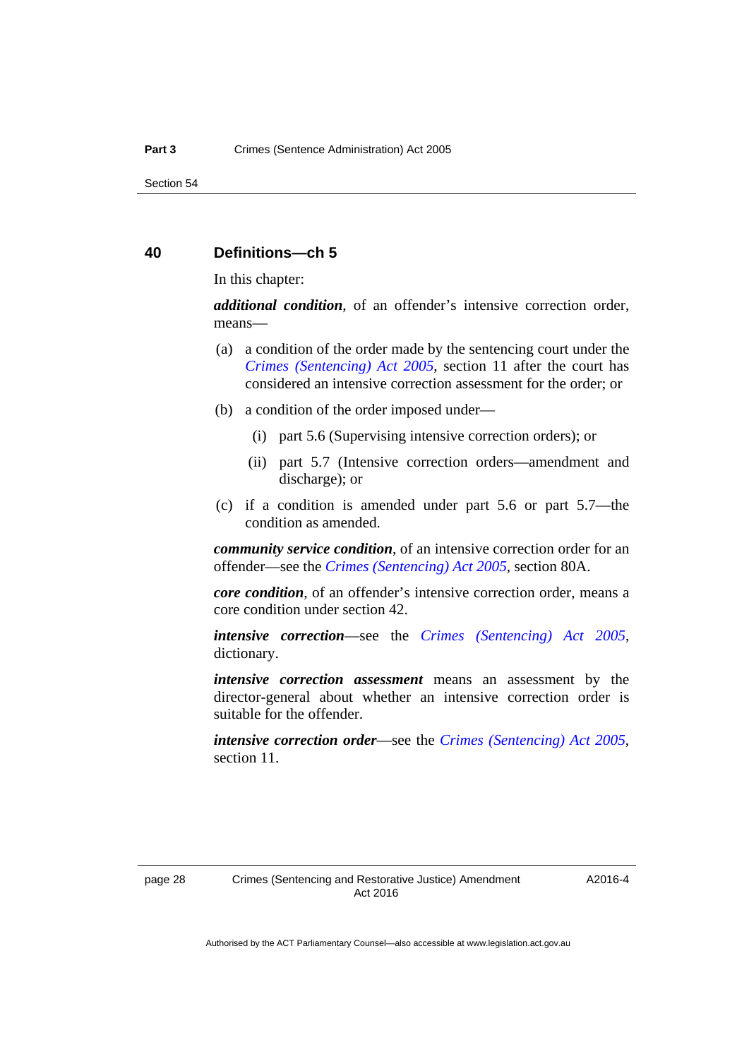## 40 Definitions—ch 5

In this chapter:

***additional condition***, of an offender's intensive correction order, means—

(a) a condition of the order made by the sentencing court under the *Crimes (Sentencing) Act 2005*, section 11 after the court has considered an intensive correction assessment for the order; or

(b) a condition of the order imposed under—

(i) part 5.6 (Supervising intensive correction orders); or

(ii) part 5.7 (Intensive correction orders—amendment and discharge); or

(c) if a condition is amended under part 5.6 or part 5.7—the condition as amended.

***community service condition***, of an intensive correction order for an offender—see the *Crimes (Sentencing) Act 2005*, section 80A.

***core condition***, of an offender's intensive correction order, means a core condition under section 42.

***intensive correction***—see the *Crimes (Sentencing) Act 2005*, dictionary.

***intensive correction assessment*** means an assessment by the director-general about whether an intensive correction order is suitable for the offender.

***intensive correction order***—see the *Crimes (Sentencing) Act 2005*, section 11.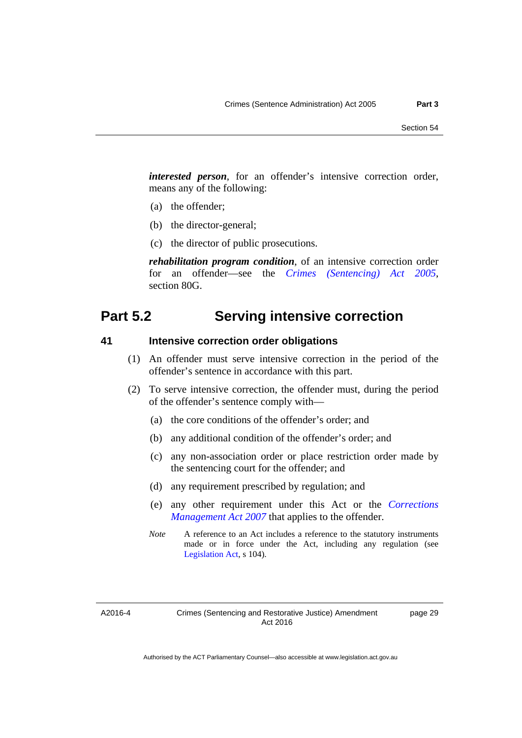***interested person***, for an offender's intensive correction order, means any of the following:

(a) the offender;

(b) the director-general;

(c) the director of public prosecutions.

***rehabilitation program condition***, of an intensive correction order for an offender—see the *Crimes (Sentencing) Act 2005*, section 80G.

## Part 5.2 Serving intensive correction

### 41 Intensive correction order obligations

(1) An offender must serve intensive correction in the period of the offender's sentence in accordance with this part.

(2) To serve intensive correction, the offender must, during the period of the offender's sentence comply with—

(a) the core conditions of the offender's order; and

(b) any additional condition of the offender's order; and

(c) any non-association order or place restriction order made by the sentencing court for the offender; and

(d) any requirement prescribed by regulation; and

(e) any other requirement under this Act or the *Corrections Management Act 2007* that applies to the offender.

*Note* A reference to an Act includes a reference to the statutory instruments made or in force under the Act, including any regulation (see Legislation Act, s 104).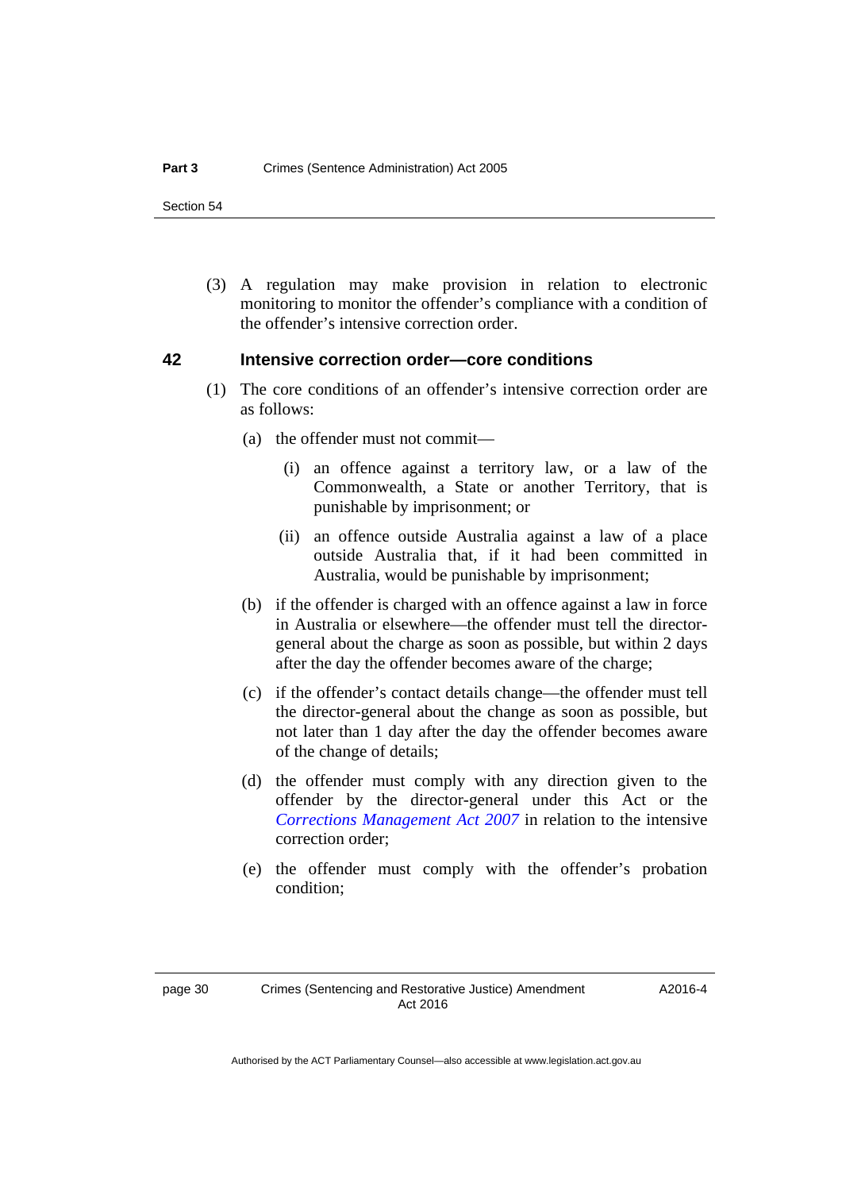(3) A regulation may make provision in relation to electronic monitoring to monitor the offender's compliance with a condition of the offender's intensive correction order.

### 42 Intensive correction order—core conditions

(1) The core conditions of an offender's intensive correction order are as follows:

(a) the offender must not commit—

(i) an offence against a territory law, or a law of the Commonwealth, a State or another Territory, that is punishable by imprisonment; or

(ii) an offence outside Australia against a law of a place outside Australia that, if it had been committed in Australia, would be punishable by imprisonment;

(b) if the offender is charged with an offence against a law in force in Australia or elsewhere—the offender must tell the director-general about the charge as soon as possible, but within 2 days after the day the offender becomes aware of the charge;

(c) if the offender's contact details change—the offender must tell the director-general about the change as soon as possible, but not later than 1 day after the day the offender becomes aware of the change of details;

(d) the offender must comply with any direction given to the offender by the director-general under this Act or the *Corrections Management Act 2007* in relation to the intensive correction order;

(e) the offender must comply with the offender's probation condition;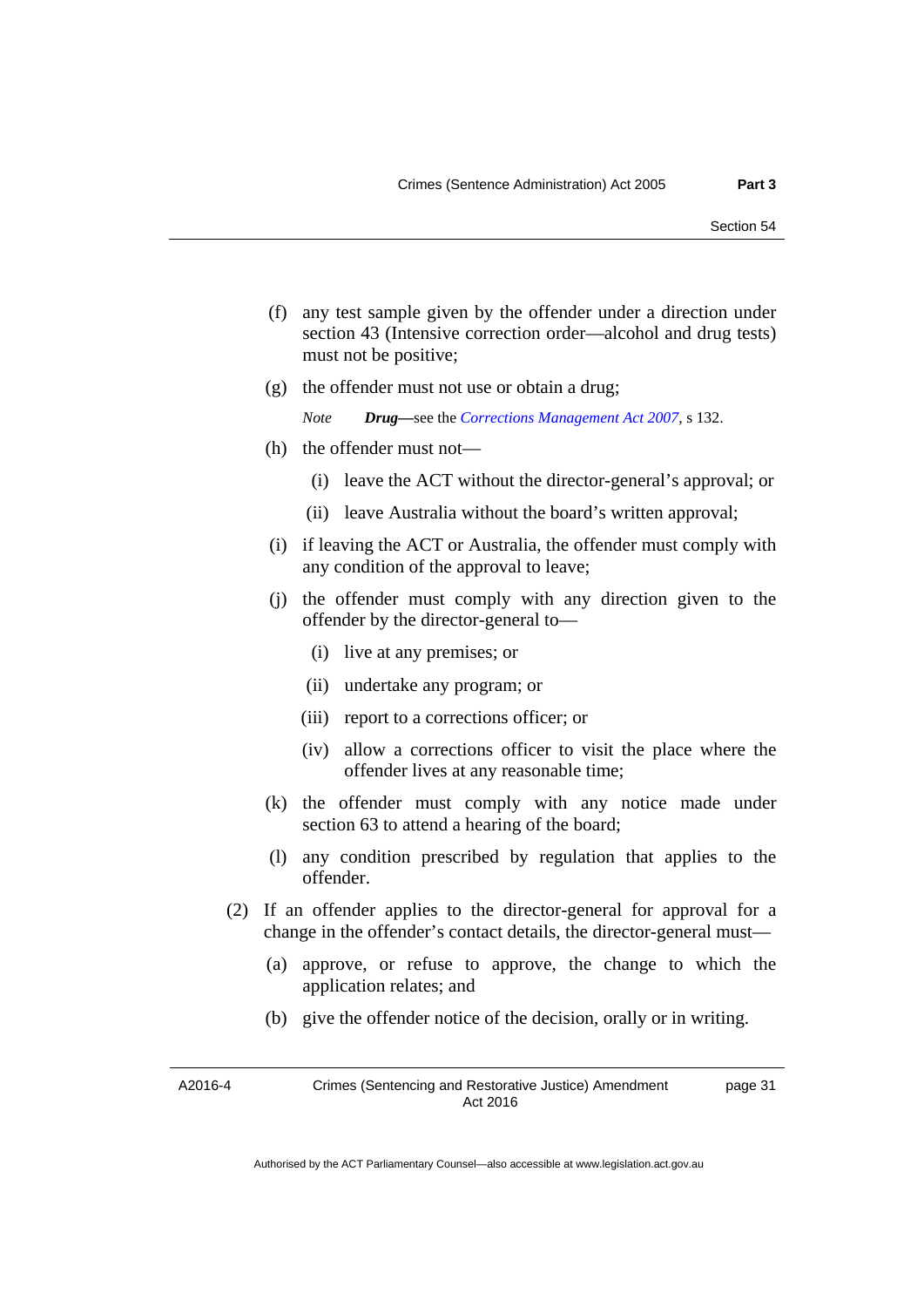(f) any test sample given by the offender under a direction under section 43 (Intensive correction order—alcohol and drug tests) must not be positive;

(g) the offender must not use or obtain a drug;

*Note* ***Drug***—see the *Corrections Management Act 2007*, s 132.

(h) the offender must not—

  (i) leave the ACT without the director-general's approval; or

  (ii) leave Australia without the board's written approval;

(i) if leaving the ACT or Australia, the offender must comply with any condition of the approval to leave;

(j) the offender must comply with any direction given to the offender by the director-general to—

  (i) live at any premises; or

  (ii) undertake any program; or

  (iii) report to a corrections officer; or

  (iv) allow a corrections officer to visit the place where the offender lives at any reasonable time;

(k) the offender must comply with any notice made under section 63 to attend a hearing of the board;

(l) any condition prescribed by regulation that applies to the offender.

(2) If an offender applies to the director-general for approval for a change in the offender's contact details, the director-general must—

  (a) approve, or refuse to approve, the change to which the application relates; and

  (b) give the offender notice of the decision, orally or in writing.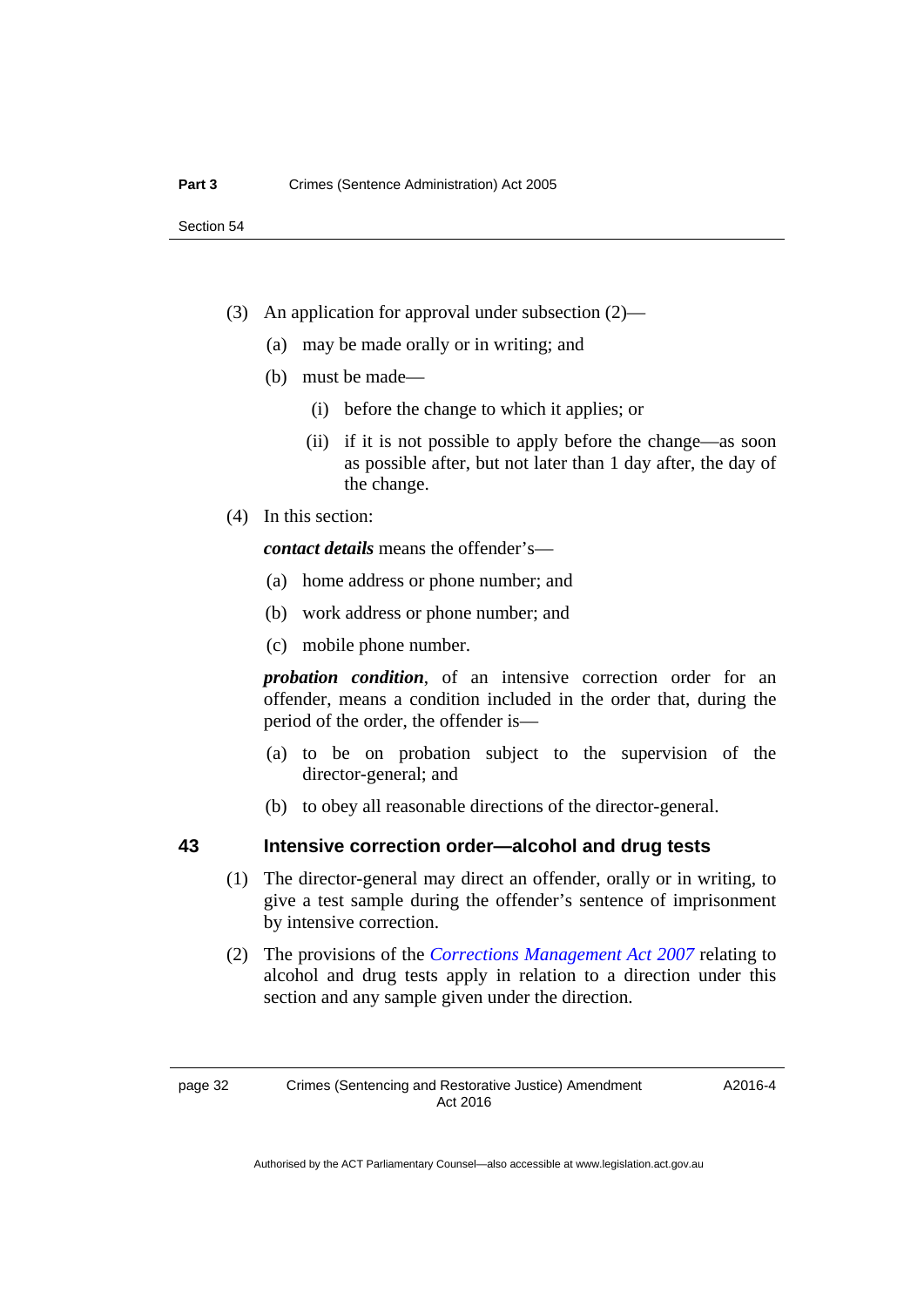(3) An application for approval under subsection (2)—

(a) may be made orally or in writing; and

(b) must be made—

(i) before the change to which it applies; or

(ii) if it is not possible to apply before the change—as soon as possible after, but not later than 1 day after, the day of the change.

(4) In this section:

***contact details*** means the offender's—

(a) home address or phone number; and

(b) work address or phone number; and

(c) mobile phone number.

***probation condition***, of an intensive correction order for an offender, means a condition included in the order that, during the period of the order, the offender is—

(a) to be on probation subject to the supervision of the director-general; and

(b) to obey all reasonable directions of the director-general.

## 43 Intensive correction order—alcohol and drug tests

(1) The director-general may direct an offender, orally or in writing, to give a test sample during the offender's sentence of imprisonment by intensive correction.

(2) The provisions of the *Corrections Management Act 2007* relating to alcohol and drug tests apply in relation to a direction under this section and any sample given under the direction.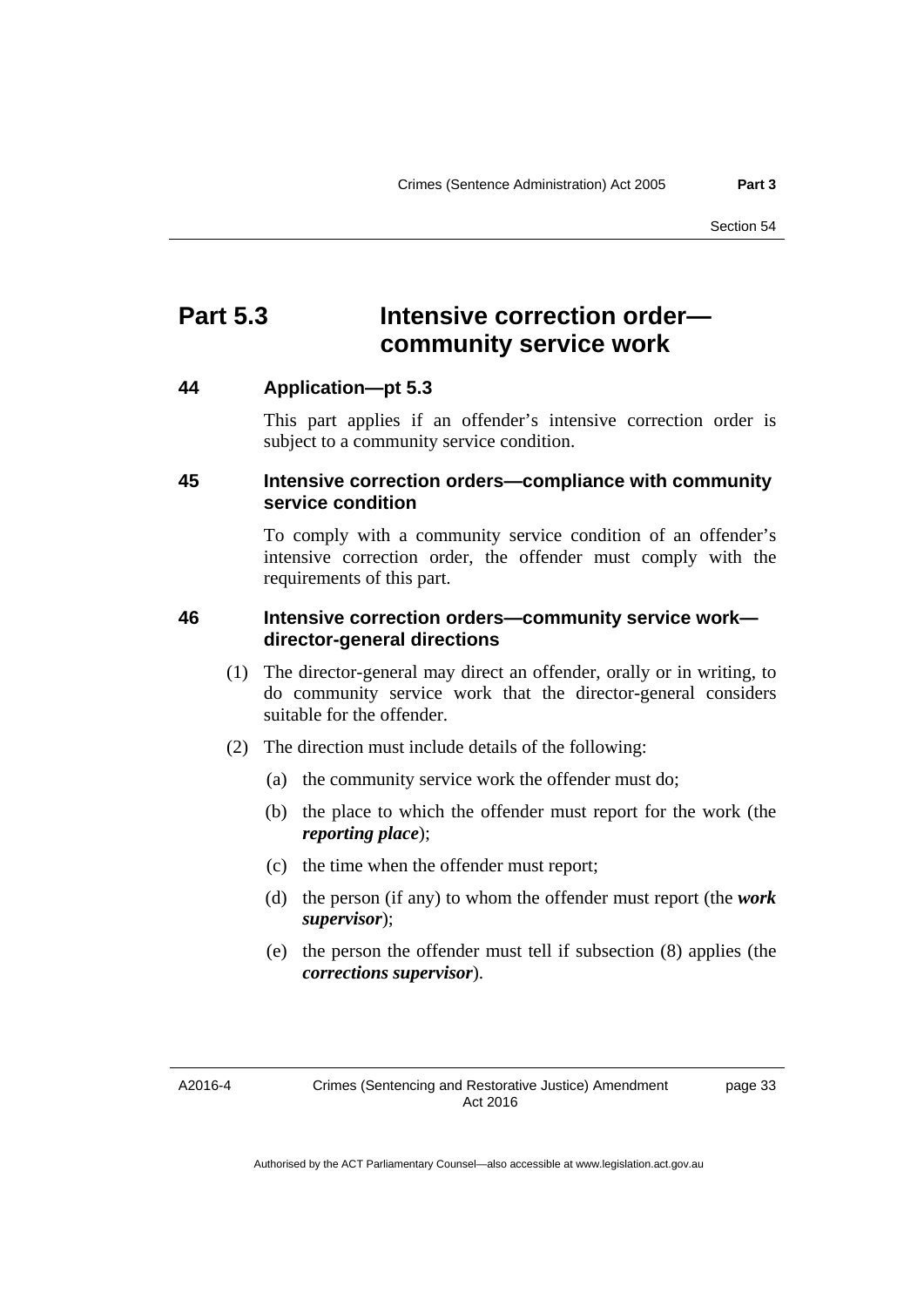# Part 5.3 Intensive correction order—community service work

## 44 Application—pt 5.3

This part applies if an offender's intensive correction order is subject to a community service condition.

## 45 Intensive correction orders—compliance with community service condition

To comply with a community service condition of an offender's intensive correction order, the offender must comply with the requirements of this part.

## 46 Intensive correction orders—community service work—director-general directions

(1) The director-general may direct an offender, orally or in writing, to do community service work that the director-general considers suitable for the offender.

(2) The direction must include details of the following:

(a) the community service work the offender must do;

(b) the place to which the offender must report for the work (the ***reporting place***);

(c) the time when the offender must report;

(d) the person (if any) to whom the offender must report (the ***work supervisor***);

(e) the person the offender must tell if subsection (8) applies (the ***corrections supervisor***).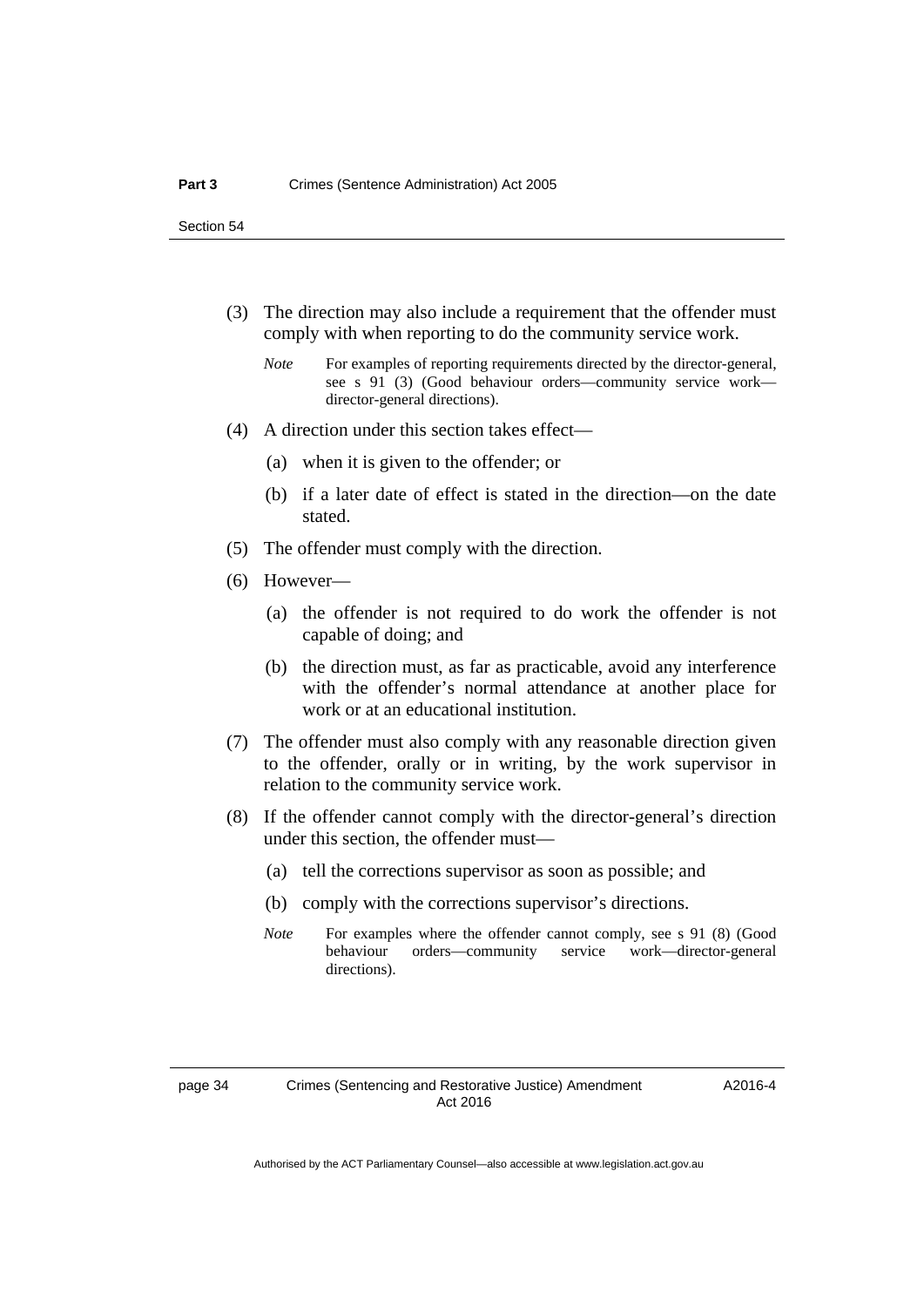(3) The direction may also include a requirement that the offender must comply with when reporting to do the community service work.

*Note* For examples of reporting requirements directed by the director-general, see s 91 (3) (Good behaviour orders—community service work—director-general directions).

(4) A direction under this section takes effect—

(a) when it is given to the offender; or

(b) if a later date of effect is stated in the direction—on the date stated.

(5) The offender must comply with the direction.

(6) However—

(a) the offender is not required to do work the offender is not capable of doing; and

(b) the direction must, as far as practicable, avoid any interference with the offender's normal attendance at another place for work or at an educational institution.

(7) The offender must also comply with any reasonable direction given to the offender, orally or in writing, by the work supervisor in relation to the community service work.

(8) If the offender cannot comply with the director-general's direction under this section, the offender must—

(a) tell the corrections supervisor as soon as possible; and

(b) comply with the corrections supervisor's directions.

*Note* For examples where the offender cannot comply, see s 91 (8) (Good behaviour orders—community service work—director-general directions).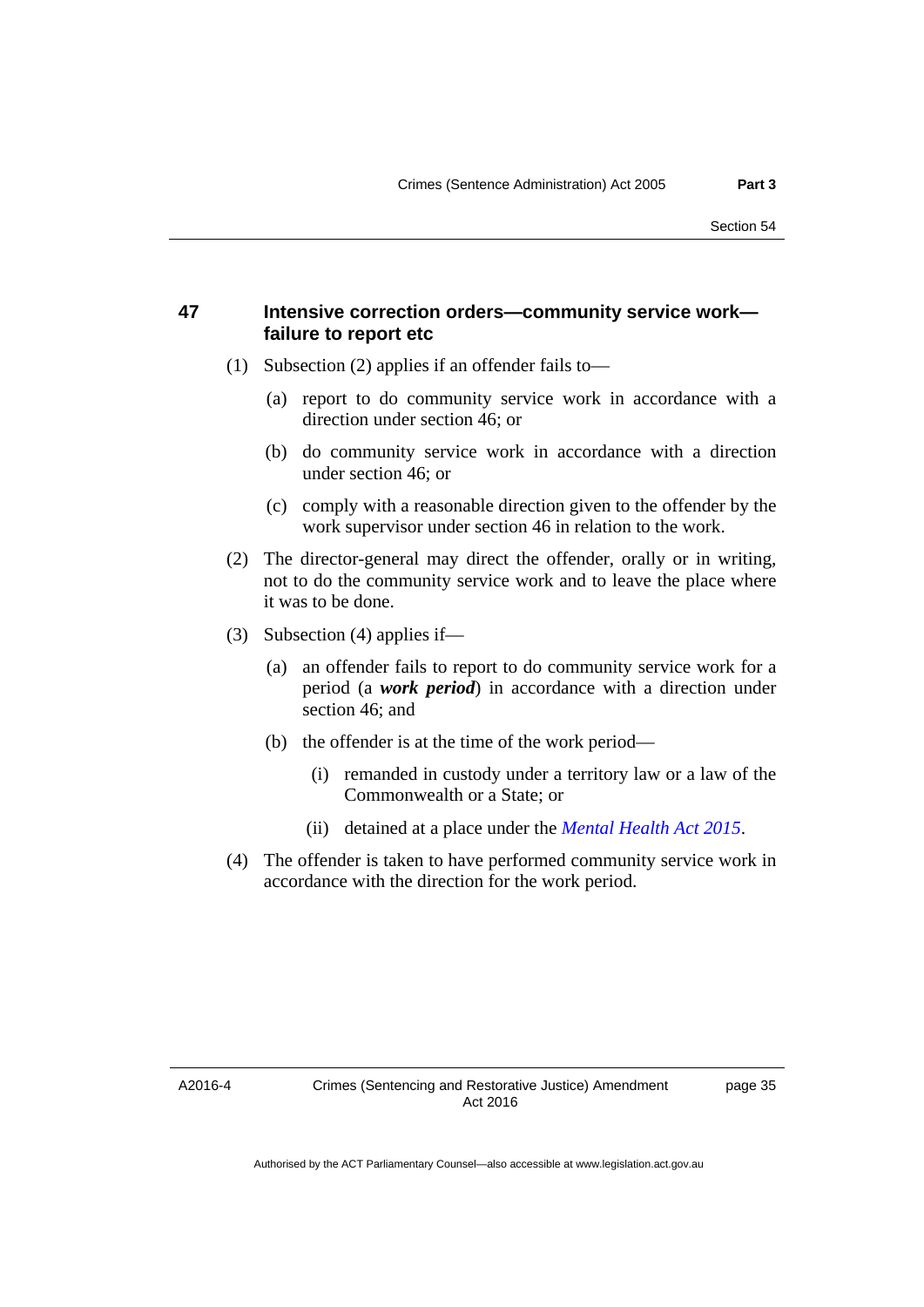## 47 Intensive correction orders—community service work—failure to report etc

(1) Subsection (2) applies if an offender fails to—

(a) report to do community service work in accordance with a direction under section 46; or

(b) do community service work in accordance with a direction under section 46; or

(c) comply with a reasonable direction given to the offender by the work supervisor under section 46 in relation to the work.

(2) The director-general may direct the offender, orally or in writing, not to do the community service work and to leave the place where it was to be done.

(3) Subsection (4) applies if—

(a) an offender fails to report to do community service work for a period (a ***work period***) in accordance with a direction under section 46; and

(b) the offender is at the time of the work period—

(i) remanded in custody under a territory law or a law of the Commonwealth or a State; or

(ii) detained at a place under the *Mental Health Act 2015*.

(4) The offender is taken to have performed community service work in accordance with the direction for the work period.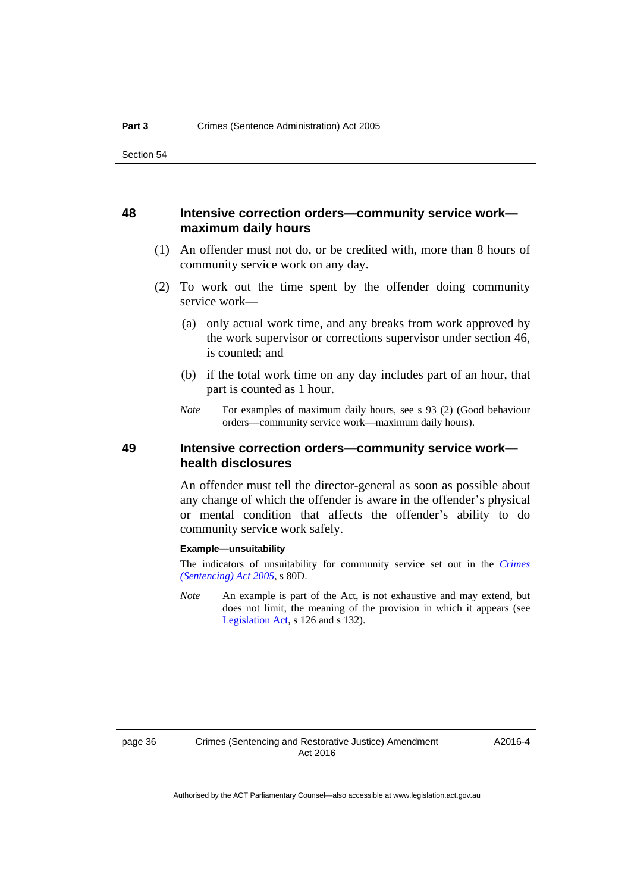### 48 Intensive correction orders—community service work—maximum daily hours

(1) An offender must not do, or be credited with, more than 8 hours of community service work on any day.

(2) To work out the time spent by the offender doing community service work—

(a) only actual work time, and any breaks from work approved by the work supervisor or corrections supervisor under section 46, is counted; and

(b) if the total work time on any day includes part of an hour, that part is counted as 1 hour.

*Note* For examples of maximum daily hours, see s 93 (2) (Good behaviour orders—community service work—maximum daily hours).

### 49 Intensive correction orders—community service work—health disclosures

An offender must tell the director-general as soon as possible about any change of which the offender is aware in the offender's physical or mental condition that affects the offender's ability to do community service work safely.

**Example—unsuitability**

The indicators of unsuitability for community service set out in the *Crimes (Sentencing) Act 2005*, s 80D.

*Note* An example is part of the Act, is not exhaustive and may extend, but does not limit, the meaning of the provision in which it appears (see Legislation Act, s 126 and s 132).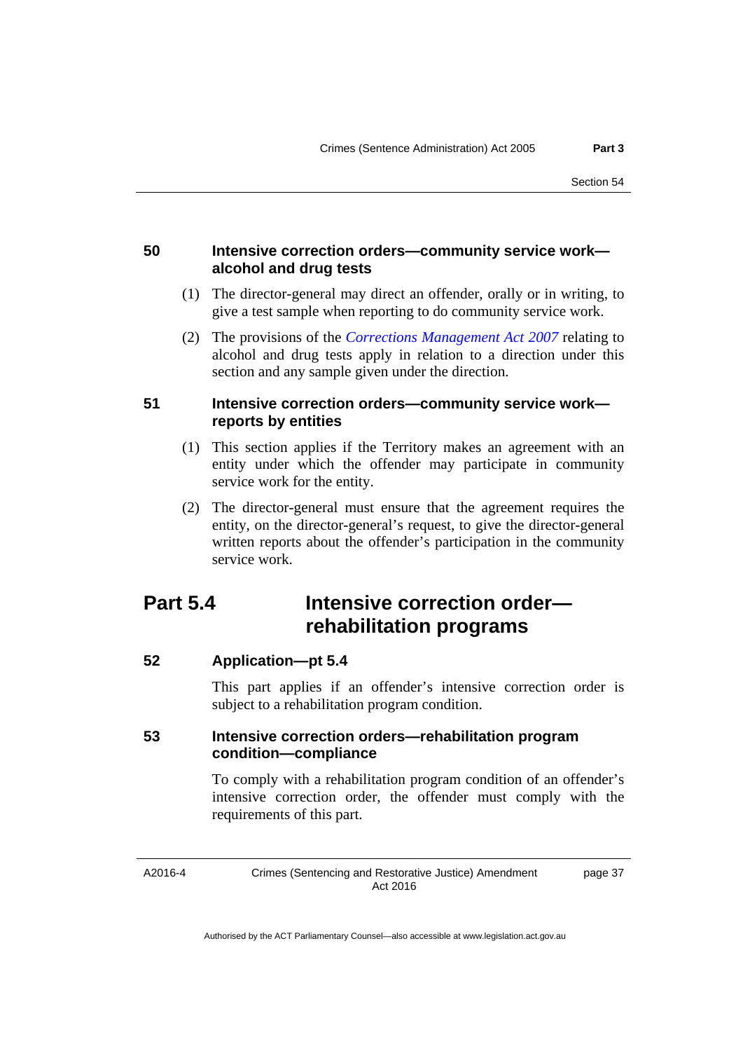### 50 Intensive correction orders—community service work—alcohol and drug tests

(1) The director-general may direct an offender, orally or in writing, to give a test sample when reporting to do community service work.

(2) The provisions of the *Corrections Management Act 2007* relating to alcohol and drug tests apply in relation to a direction under this section and any sample given under the direction.

### 51 Intensive correction orders—community service work—reports by entities

(1) This section applies if the Territory makes an agreement with an entity under which the offender may participate in community service work for the entity.

(2) The director-general must ensure that the agreement requires the entity, on the director-general's request, to give the director-general written reports about the offender's participation in the community service work.

## Part 5.4 Intensive correction order—rehabilitation programs

### 52 Application—pt 5.4

This part applies if an offender's intensive correction order is subject to a rehabilitation program condition.

### 53 Intensive correction orders—rehabilitation program condition—compliance

To comply with a rehabilitation program condition of an offender's intensive correction order, the offender must comply with the requirements of this part.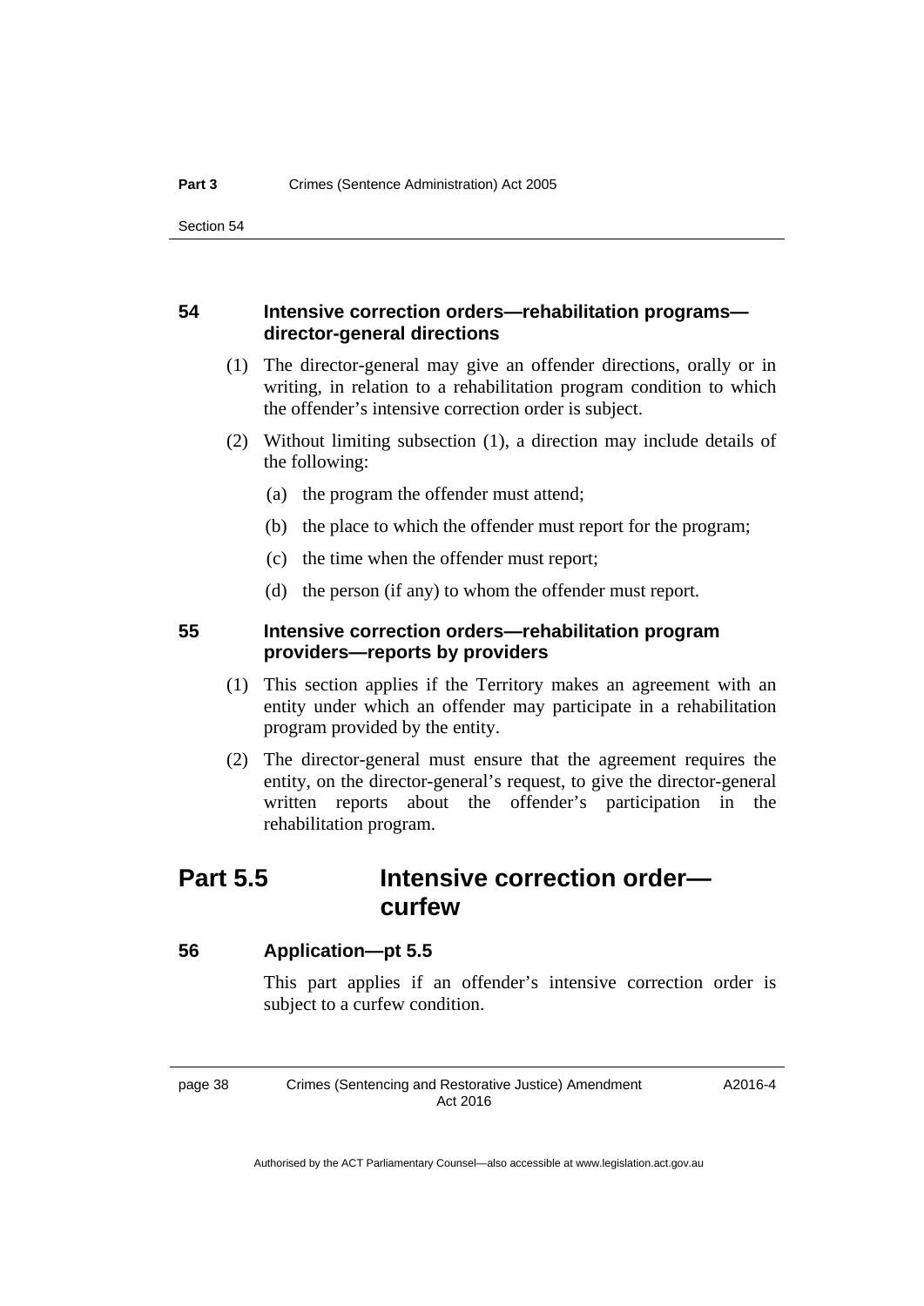### 54 Intensive correction orders—rehabilitation programs—director-general directions

(1) The director-general may give an offender directions, orally or in writing, in relation to a rehabilitation program condition to which the offender's intensive correction order is subject.

(2) Without limiting subsection (1), a direction may include details of the following:

(a) the program the offender must attend;

(b) the place to which the offender must report for the program;

(c) the time when the offender must report;

(d) the person (if any) to whom the offender must report.

### 55 Intensive correction orders—rehabilitation program providers—reports by providers

(1) This section applies if the Territory makes an agreement with an entity under which an offender may participate in a rehabilitation program provided by the entity.

(2) The director-general must ensure that the agreement requires the entity, on the director-general's request, to give the director-general written reports about the offender's participation in the rehabilitation program.

## Part 5.5 Intensive correction order—curfew

### 56 Application—pt 5.5

This part applies if an offender's intensive correction order is subject to a curfew condition.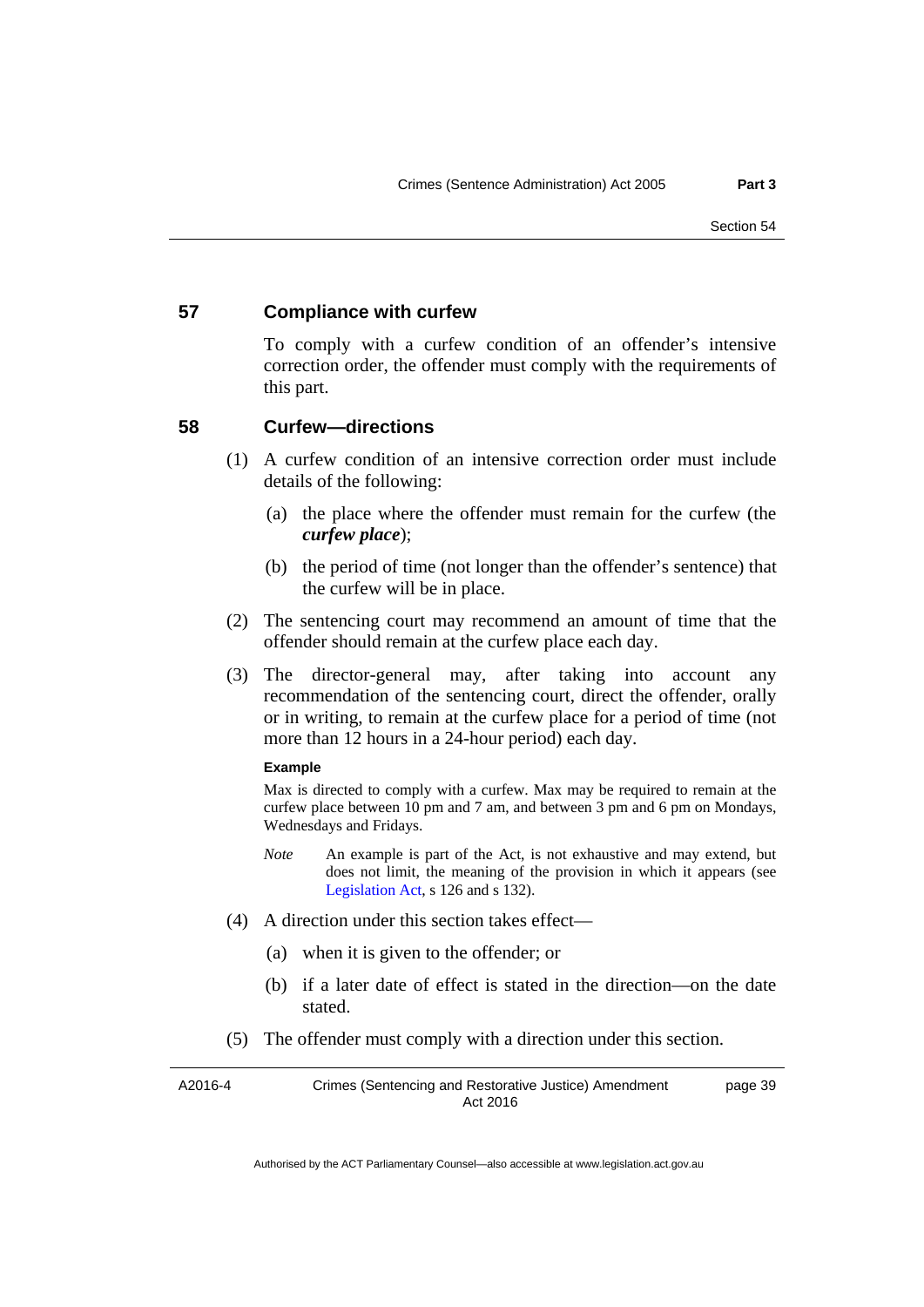## 57 Compliance with curfew

To comply with a curfew condition of an offender's intensive correction order, the offender must comply with the requirements of this part.

## 58 Curfew—directions

(1) A curfew condition of an intensive correction order must include details of the following:

(a) the place where the offender must remain for the curfew (the ***curfew place***);

(b) the period of time (not longer than the offender's sentence) that the curfew will be in place.

(2) The sentencing court may recommend an amount of time that the offender should remain at the curfew place each day.

(3) The director-general may, after taking into account any recommendation of the sentencing court, direct the offender, orally or in writing, to remain at the curfew place for a period of time (not more than 12 hours in a 24-hour period) each day.

**Example**

Max is directed to comply with a curfew. Max may be required to remain at the curfew place between 10 pm and 7 am, and between 3 pm and 6 pm on Mondays, Wednesdays and Fridays.

*Note* An example is part of the Act, is not exhaustive and may extend, but does not limit, the meaning of the provision in which it appears (see Legislation Act, s 126 and s 132).

(4) A direction under this section takes effect—

(a) when it is given to the offender; or

(b) if a later date of effect is stated in the direction—on the date stated.

(5) The offender must comply with a direction under this section.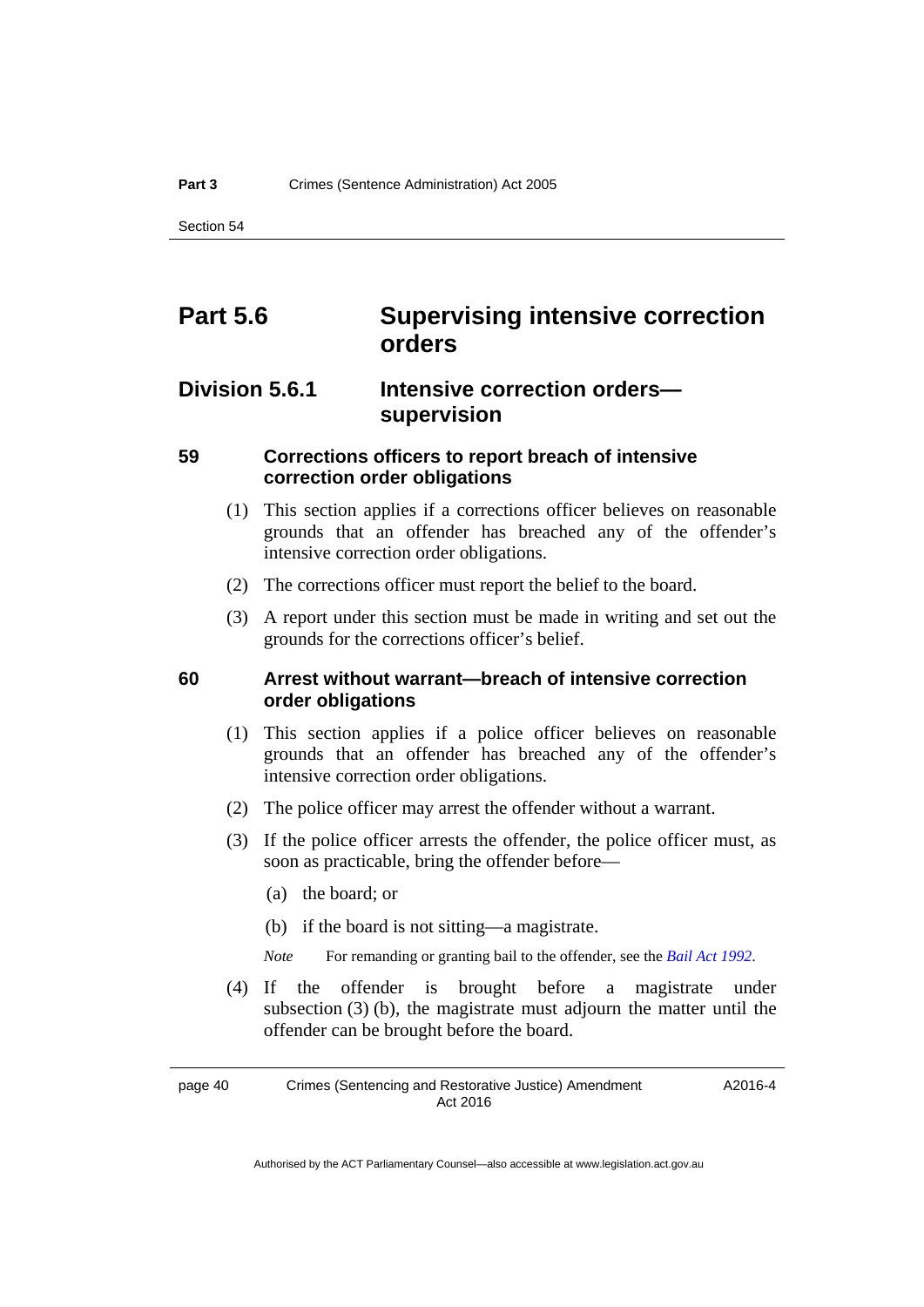# Part 5.6 Supervising intensive correction orders

## Division 5.6.1 Intensive correction orders—supervision

### 59 Corrections officers to report breach of intensive correction order obligations

(1) This section applies if a corrections officer believes on reasonable grounds that an offender has breached any of the offender's intensive correction order obligations.

(2) The corrections officer must report the belief to the board.

(3) A report under this section must be made in writing and set out the grounds for the corrections officer's belief.

### 60 Arrest without warrant—breach of intensive correction order obligations

(1) This section applies if a police officer believes on reasonable grounds that an offender has breached any of the offender's intensive correction order obligations.

(2) The police officer may arrest the offender without a warrant.

(3) If the police officer arrests the offender, the police officer must, as soon as practicable, bring the offender before—

(a) the board; or

(b) if the board is not sitting—a magistrate.

*Note* For remanding or granting bail to the offender, see the *Bail Act 1992*.

(4) If the offender is brought before a magistrate under subsection (3) (b), the magistrate must adjourn the matter until the offender can be brought before the board.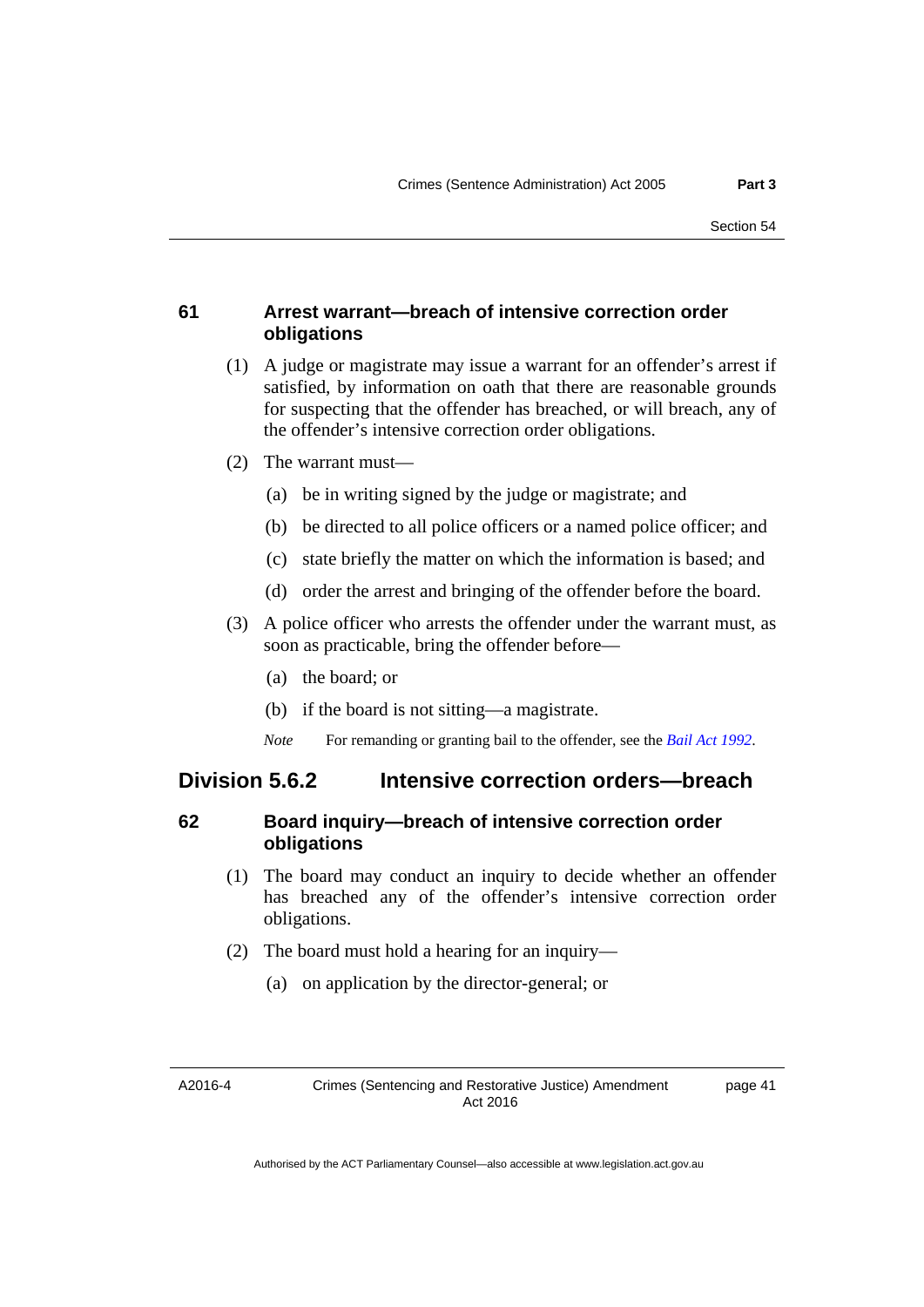### 61 Arrest warrant—breach of intensive correction order obligations

(1) A judge or magistrate may issue a warrant for an offender's arrest if satisfied, by information on oath that there are reasonable grounds for suspecting that the offender has breached, or will breach, any of the offender's intensive correction order obligations.

(2) The warrant must—

(a) be in writing signed by the judge or magistrate; and

(b) be directed to all police officers or a named police officer; and

(c) state briefly the matter on which the information is based; and

(d) order the arrest and bringing of the offender before the board.

(3) A police officer who arrests the offender under the warrant must, as soon as practicable, bring the offender before—

(a) the board; or

(b) if the board is not sitting—a magistrate.

*Note* For remanding or granting bail to the offender, see the *Bail Act 1992*.

## Division 5.6.2 Intensive correction orders—breach

### 62 Board inquiry—breach of intensive correction order obligations

(1) The board may conduct an inquiry to decide whether an offender has breached any of the offender's intensive correction order obligations.

(2) The board must hold a hearing for an inquiry—

(a) on application by the director-general; or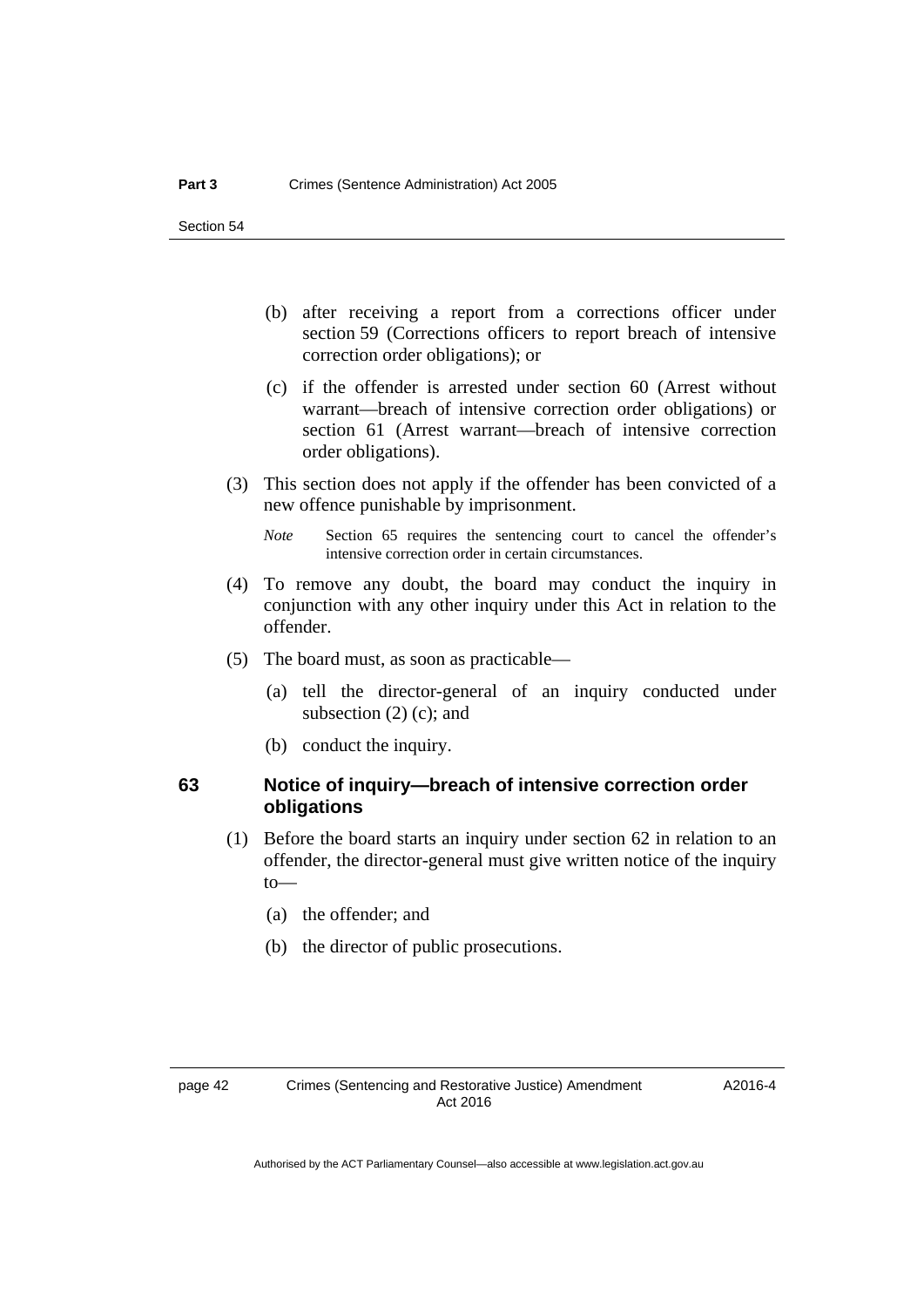(b) after receiving a report from a corrections officer under section 59 (Corrections officers to report breach of intensive correction order obligations); or

(c) if the offender is arrested under section 60 (Arrest without warrant—breach of intensive correction order obligations) or section 61 (Arrest warrant—breach of intensive correction order obligations).

(3) This section does not apply if the offender has been convicted of a new offence punishable by imprisonment.

*Note* Section 65 requires the sentencing court to cancel the offender's intensive correction order in certain circumstances.

(4) To remove any doubt, the board may conduct the inquiry in conjunction with any other inquiry under this Act in relation to the offender.

(5) The board must, as soon as practicable—

(a) tell the director-general of an inquiry conducted under subsection (2) (c); and

(b) conduct the inquiry.

### 63 Notice of inquiry—breach of intensive correction order obligations

(1) Before the board starts an inquiry under section 62 in relation to an offender, the director-general must give written notice of the inquiry to—

(a) the offender; and

(b) the director of public prosecutions.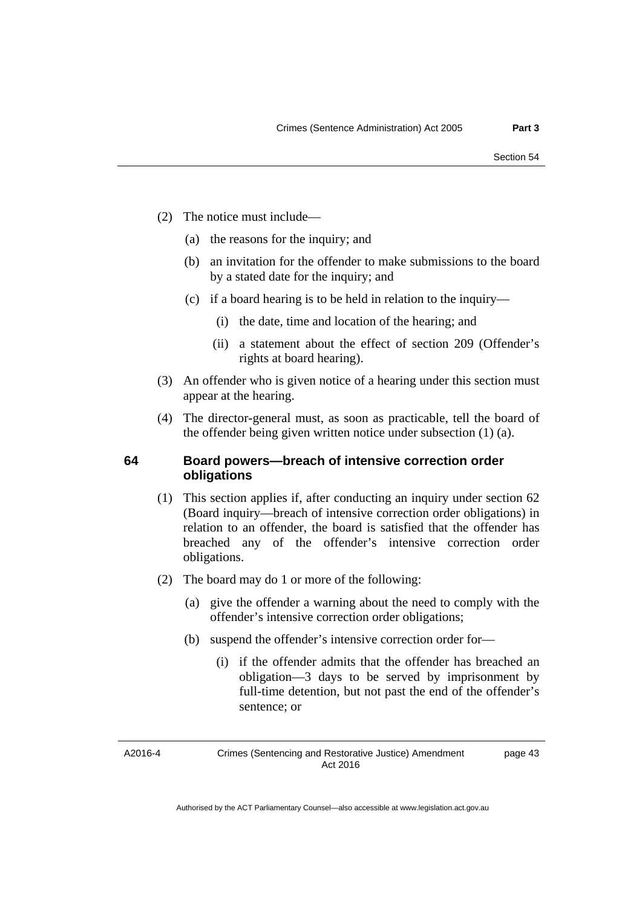(2) The notice must include—

(a) the reasons for the inquiry; and

(b) an invitation for the offender to make submissions to the board by a stated date for the inquiry; and

(c) if a board hearing is to be held in relation to the inquiry—

(i) the date, time and location of the hearing; and

(ii) a statement about the effect of section 209 (Offender's rights at board hearing).

(3) An offender who is given notice of a hearing under this section must appear at the hearing.

(4) The director-general must, as soon as practicable, tell the board of the offender being given written notice under subsection (1) (a).

### 64 Board powers—breach of intensive correction order obligations

(1) This section applies if, after conducting an inquiry under section 62 (Board inquiry—breach of intensive correction order obligations) in relation to an offender, the board is satisfied that the offender has breached any of the offender's intensive correction order obligations.

(2) The board may do 1 or more of the following:

(a) give the offender a warning about the need to comply with the offender's intensive correction order obligations;

(b) suspend the offender's intensive correction order for—

(i) if the offender admits that the offender has breached an obligation—3 days to be served by imprisonment by full-time detention, but not past the end of the offender's sentence; or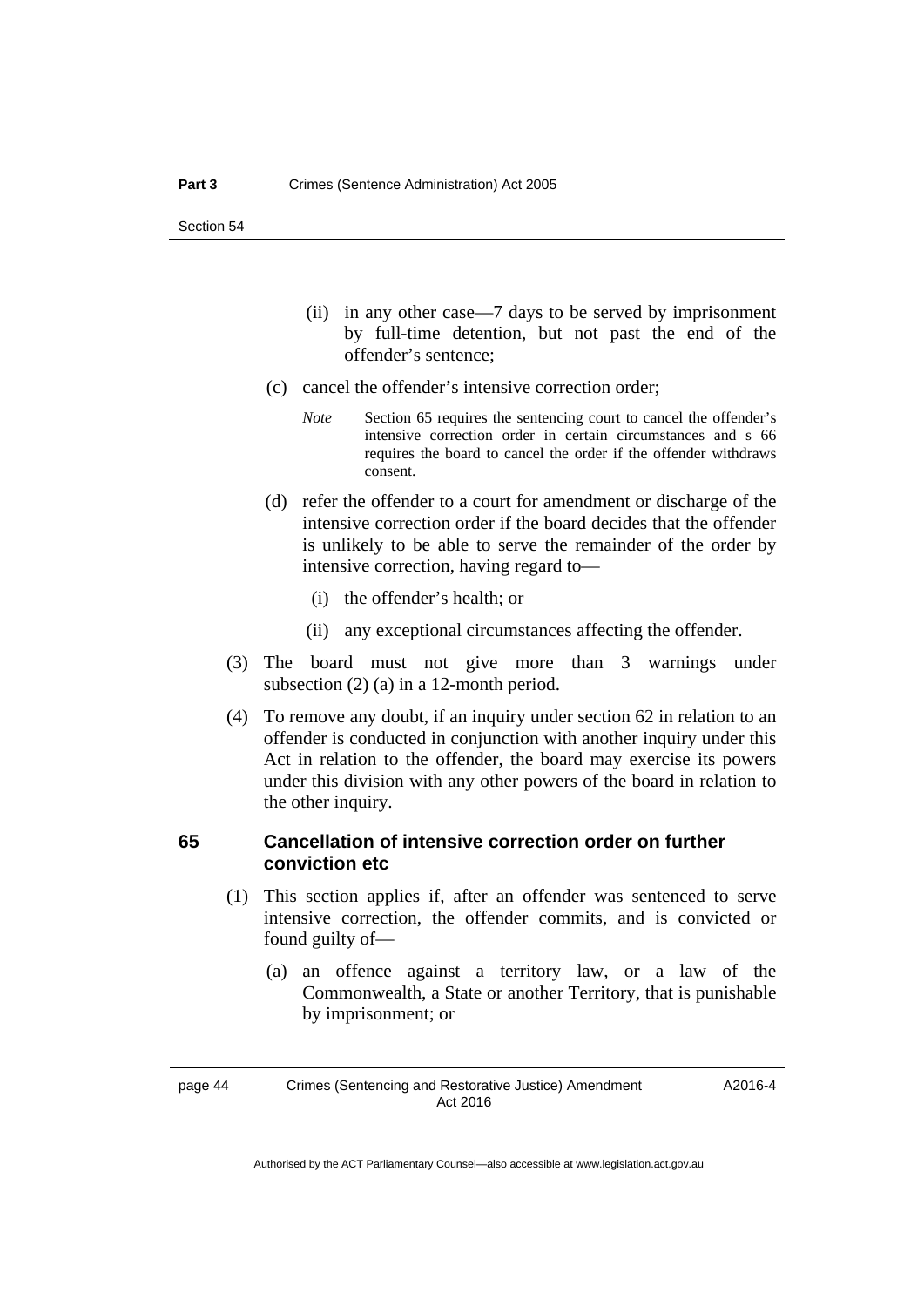(ii) in any other case—7 days to be served by imprisonment by full-time detention, but not past the end of the offender's sentence;

(c) cancel the offender's intensive correction order;

*Note* Section 65 requires the sentencing court to cancel the offender's intensive correction order in certain circumstances and s 66 requires the board to cancel the order if the offender withdraws consent.

(d) refer the offender to a court for amendment or discharge of the intensive correction order if the board decides that the offender is unlikely to be able to serve the remainder of the order by intensive correction, having regard to—

(i) the offender's health; or

(ii) any exceptional circumstances affecting the offender.

(3) The board must not give more than 3 warnings under subsection (2) (a) in a 12-month period.

(4) To remove any doubt, if an inquiry under section 62 in relation to an offender is conducted in conjunction with another inquiry under this Act in relation to the offender, the board may exercise its powers under this division with any other powers of the board in relation to the other inquiry.

### 65 Cancellation of intensive correction order on further conviction etc

(1) This section applies if, after an offender was sentenced to serve intensive correction, the offender commits, and is convicted or found guilty of—

(a) an offence against a territory law, or a law of the Commonwealth, a State or another Territory, that is punishable by imprisonment; or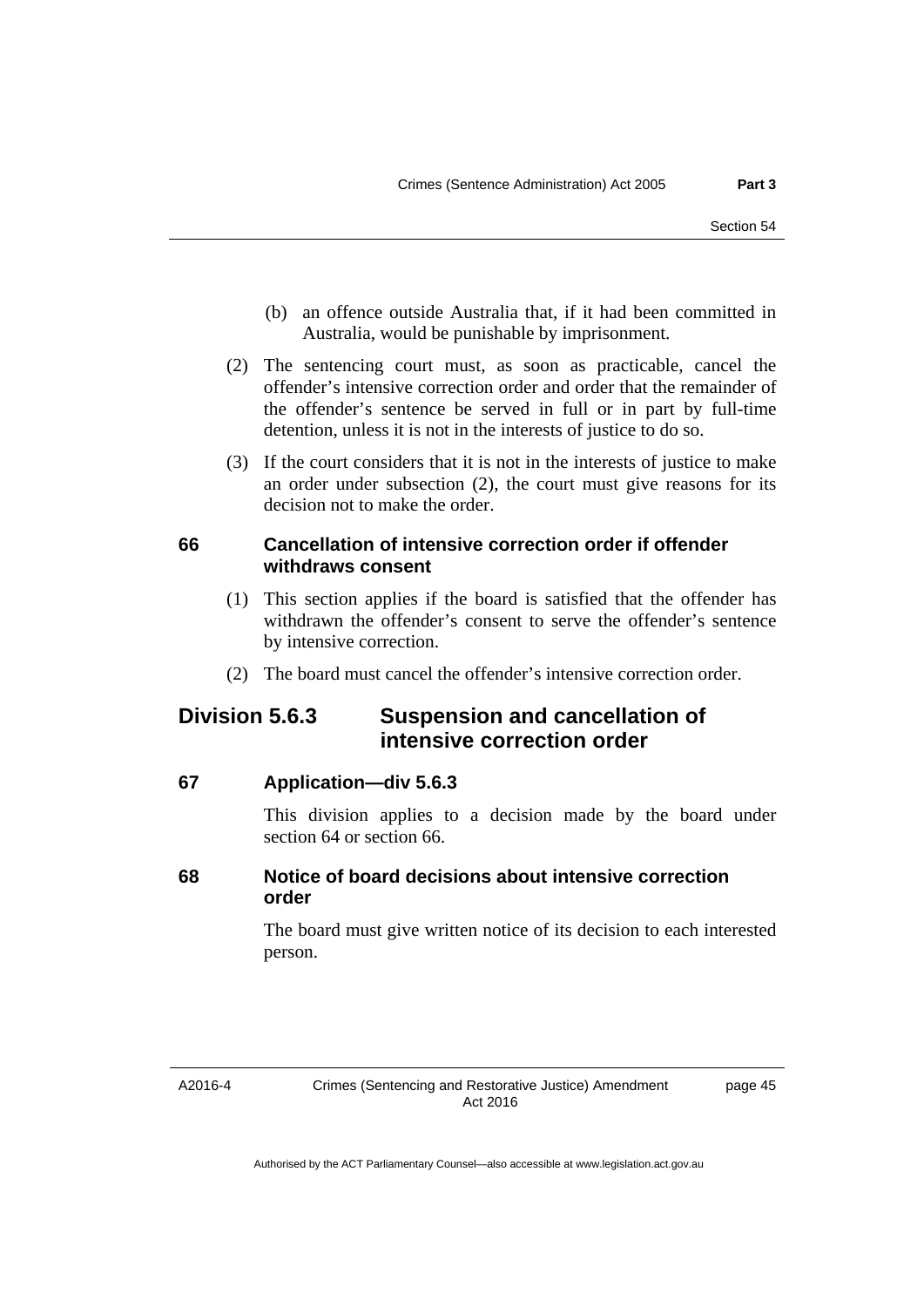(b) an offence outside Australia that, if it had been committed in Australia, would be punishable by imprisonment.

(2) The sentencing court must, as soon as practicable, cancel the offender's intensive correction order and order that the remainder of the offender's sentence be served in full or in part by full-time detention, unless it is not in the interests of justice to do so.

(3) If the court considers that it is not in the interests of justice to make an order under subsection (2), the court must give reasons for its decision not to make the order.

### 66 Cancellation of intensive correction order if offender withdraws consent

(1) This section applies if the board is satisfied that the offender has withdrawn the offender's consent to serve the offender's sentence by intensive correction.

(2) The board must cancel the offender's intensive correction order.

## Division 5.6.3 Suspension and cancellation of intensive correction order

### 67 Application—div 5.6.3

This division applies to a decision made by the board under section 64 or section 66.

### 68 Notice of board decisions about intensive correction order

The board must give written notice of its decision to each interested person.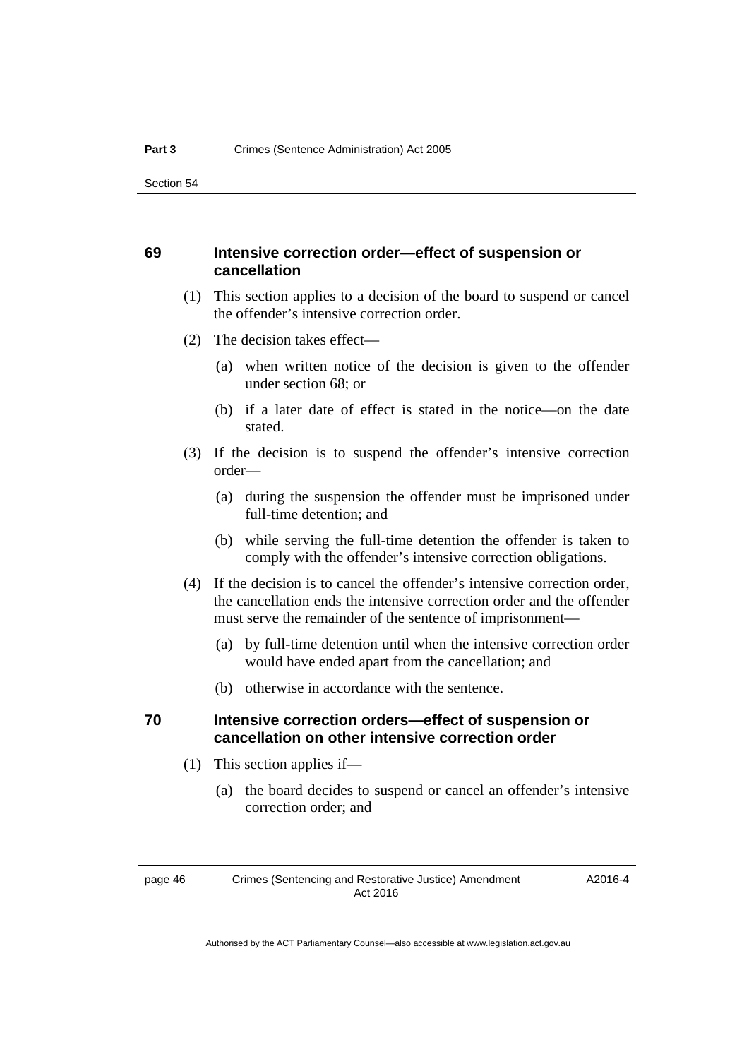### 69 Intensive correction order—effect of suspension or cancellation

(1) This section applies to a decision of the board to suspend or cancel the offender's intensive correction order.

(2) The decision takes effect—

(a) when written notice of the decision is given to the offender under section 68; or

(b) if a later date of effect is stated in the notice—on the date stated.

(3) If the decision is to suspend the offender's intensive correction order—

(a) during the suspension the offender must be imprisoned under full-time detention; and

(b) while serving the full-time detention the offender is taken to comply with the offender's intensive correction obligations.

(4) If the decision is to cancel the offender's intensive correction order, the cancellation ends the intensive correction order and the offender must serve the remainder of the sentence of imprisonment—

(a) by full-time detention until when the intensive correction order would have ended apart from the cancellation; and

(b) otherwise in accordance with the sentence.

### 70 Intensive correction orders—effect of suspension or cancellation on other intensive correction order

(1) This section applies if—

(a) the board decides to suspend or cancel an offender's intensive correction order; and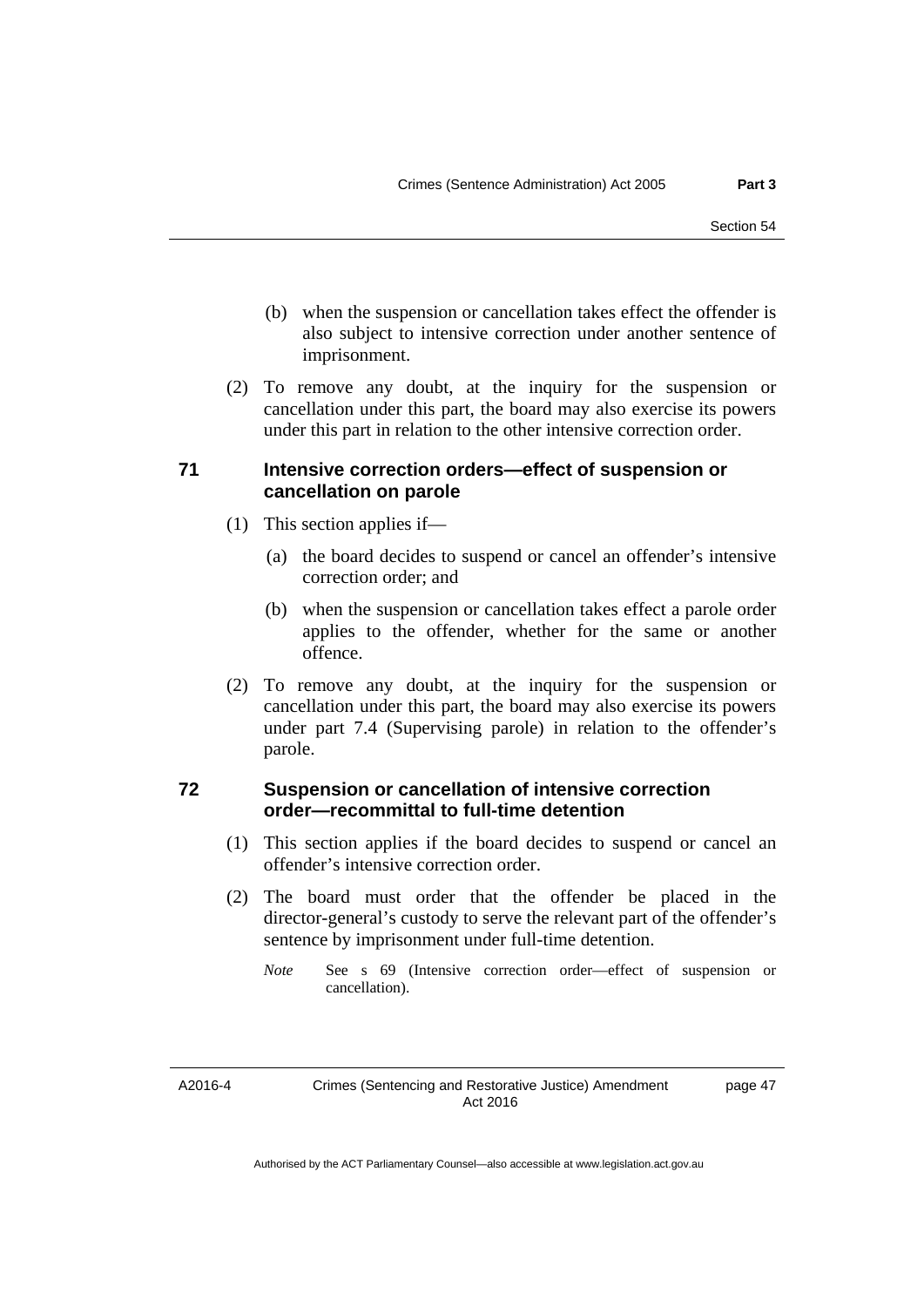(b) when the suspension or cancellation takes effect the offender is also subject to intensive correction under another sentence of imprisonment.

(2) To remove any doubt, at the inquiry for the suspension or cancellation under this part, the board may also exercise its powers under this part in relation to the other intensive correction order.

### 71 Intensive correction orders—effect of suspension or cancellation on parole

(1) This section applies if—

(a) the board decides to suspend or cancel an offender's intensive correction order; and

(b) when the suspension or cancellation takes effect a parole order applies to the offender, whether for the same or another offence.

(2) To remove any doubt, at the inquiry for the suspension or cancellation under this part, the board may also exercise its powers under part 7.4 (Supervising parole) in relation to the offender's parole.

### 72 Suspension or cancellation of intensive correction order—recommittal to full-time detention

(1) This section applies if the board decides to suspend or cancel an offender's intensive correction order.

(2) The board must order that the offender be placed in the director-general's custody to serve the relevant part of the offender's sentence by imprisonment under full-time detention.

*Note* See s 69 (Intensive correction order—effect of suspension or cancellation).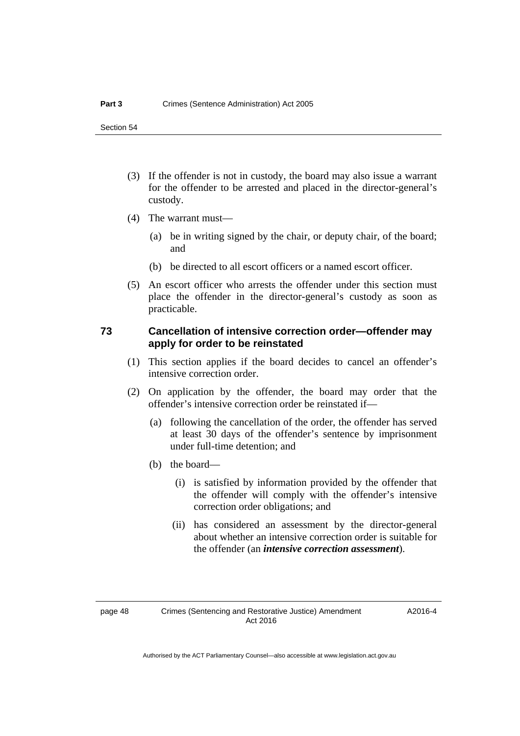(3) If the offender is not in custody, the board may also issue a warrant for the offender to be arrested and placed in the director-general's custody.

(4) The warrant must—

(a) be in writing signed by the chair, or deputy chair, of the board; and

(b) be directed to all escort officers or a named escort officer.

(5) An escort officer who arrests the offender under this section must place the offender in the director-general's custody as soon as practicable.

### 73 Cancellation of intensive correction order—offender may apply for order to be reinstated

(1) This section applies if the board decides to cancel an offender's intensive correction order.

(2) On application by the offender, the board may order that the offender's intensive correction order be reinstated if—

(a) following the cancellation of the order, the offender has served at least 30 days of the offender's sentence by imprisonment under full-time detention; and

(b) the board—

(i) is satisfied by information provided by the offender that the offender will comply with the offender's intensive correction order obligations; and

(ii) has considered an assessment by the director-general about whether an intensive correction order is suitable for the offender (an ***intensive correction assessment***).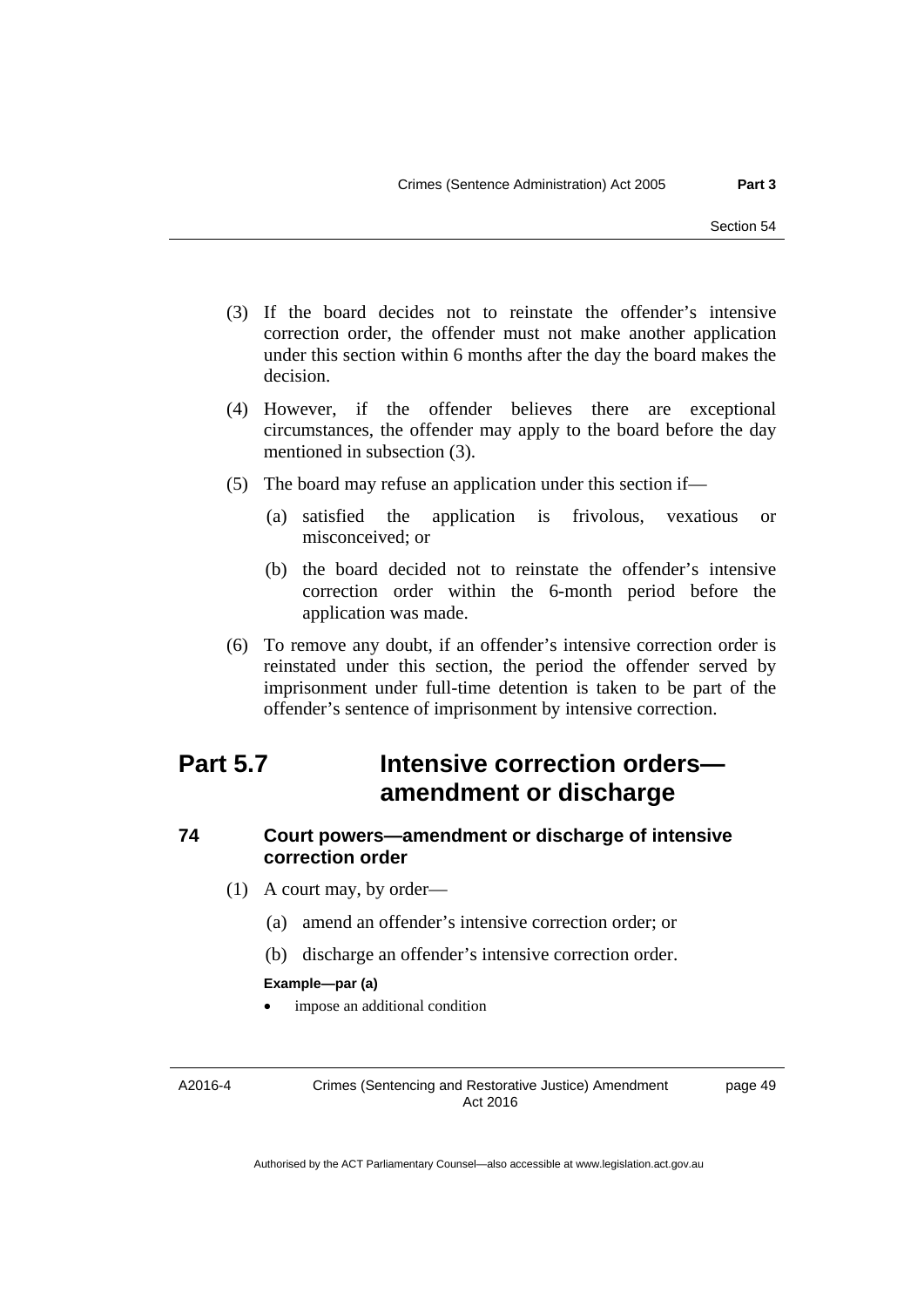(3) If the board decides not to reinstate the offender's intensive correction order, the offender must not make another application under this section within 6 months after the day the board makes the decision.

(4) However, if the offender believes there are exceptional circumstances, the offender may apply to the board before the day mentioned in subsection (3).

(5) The board may refuse an application under this section if—

(a) satisfied the application is frivolous, vexatious or misconceived; or

(b) the board decided not to reinstate the offender's intensive correction order within the 6-month period before the application was made.

(6) To remove any doubt, if an offender's intensive correction order is reinstated under this section, the period the offender served by imprisonment under full-time detention is taken to be part of the offender's sentence of imprisonment by intensive correction.

# Part 5.7 Intensive correction orders—amendment or discharge

### 74 Court powers—amendment or discharge of intensive correction order

(1) A court may, by order—

(a) amend an offender's intensive correction order; or

(b) discharge an offender's intensive correction order.

**Example—par (a)**

- impose an additional condition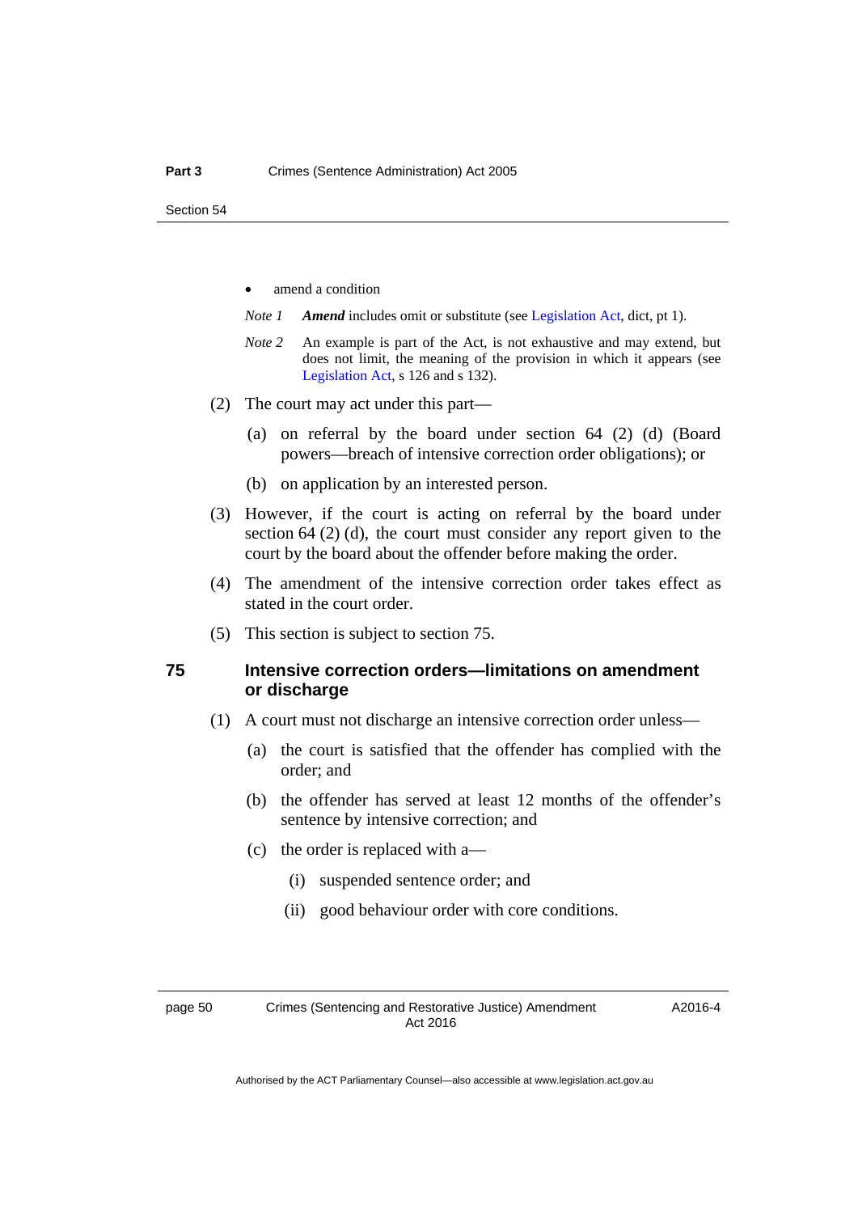- amend a condition

*Note 1* ***Amend*** includes omit or substitute (see Legislation Act, dict, pt 1).

*Note 2* An example is part of the Act, is not exhaustive and may extend, but does not limit, the meaning of the provision in which it appears (see Legislation Act, s 126 and s 132).

(2) The court may act under this part—

(a) on referral by the board under section 64 (2) (d) (Board powers—breach of intensive correction order obligations); or

(b) on application by an interested person.

(3) However, if the court is acting on referral by the board under section 64 (2) (d), the court must consider any report given to the court by the board about the offender before making the order.

(4) The amendment of the intensive correction order takes effect as stated in the court order.

(5) This section is subject to section 75.

### 75 Intensive correction orders—limitations on amendment or discharge

(1) A court must not discharge an intensive correction order unless—

(a) the court is satisfied that the offender has complied with the order; and

(b) the offender has served at least 12 months of the offender's sentence by intensive correction; and

(c) the order is replaced with a—

(i) suspended sentence order; and

(ii) good behaviour order with core conditions.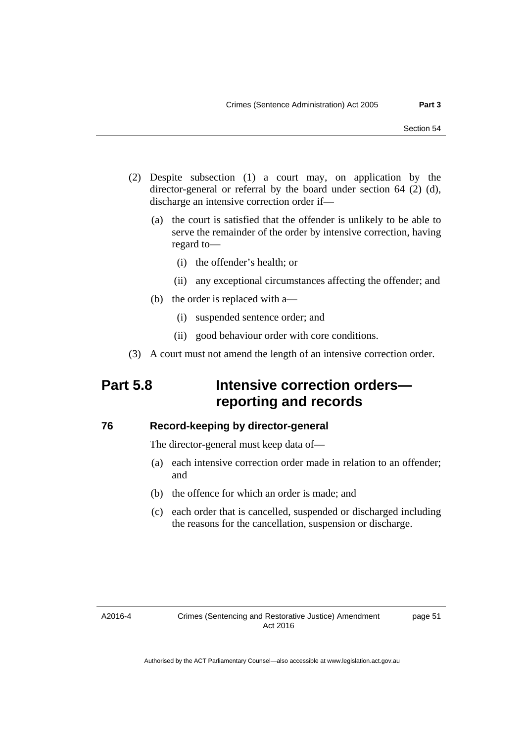(2) Despite subsection (1) a court may, on application by the director-general or referral by the board under section 64 (2) (d), discharge an intensive correction order if—

  (a) the court is satisfied that the offender is unlikely to be able to serve the remainder of the order by intensive correction, having regard to—

    (i) the offender's health; or

    (ii) any exceptional circumstances affecting the offender; and

  (b) the order is replaced with a—

    (i) suspended sentence order; and

    (ii) good behaviour order with core conditions.

(3) A court must not amend the length of an intensive correction order.

## Part 5.8 Intensive correction orders—reporting and records

### 76 Record-keeping by director-general

The director-general must keep data of—

  (a) each intensive correction order made in relation to an offender; and

  (b) the offence for which an order is made; and

  (c) each order that is cancelled, suspended or discharged including the reasons for the cancellation, suspension or discharge.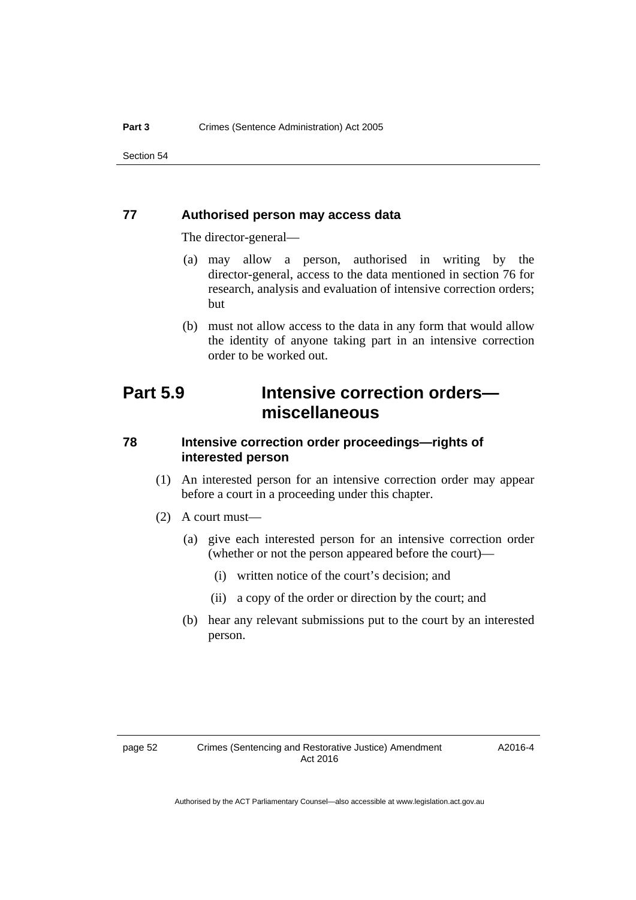**77 Authorised person may access data**

The director-general—

(a) may allow a person, authorised in writing by the director-general, access to the data mentioned in section 76 for research, analysis and evaluation of intensive correction orders; but

(b) must not allow access to the data in any form that would allow the identity of anyone taking part in an intensive correction order to be worked out.

## Part 5.9 Intensive correction orders—miscellaneous

**78 Intensive correction order proceedings—rights of interested person**

(1) An interested person for an intensive correction order may appear before a court in a proceeding under this chapter.

(2) A court must—

(a) give each interested person for an intensive correction order (whether or not the person appeared before the court)—

(i) written notice of the court's decision; and

(ii) a copy of the order or direction by the court; and

(b) hear any relevant submissions put to the court by an interested person.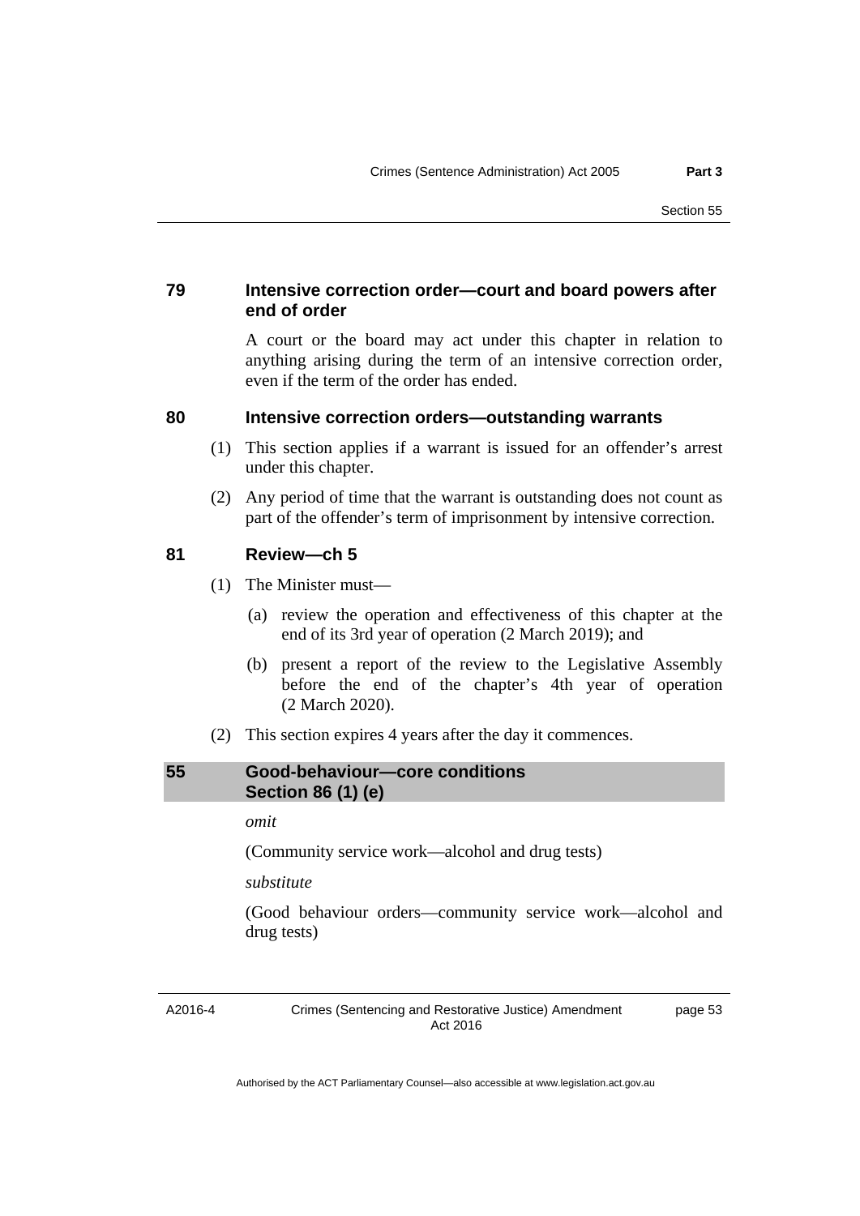### 79 Intensive correction order—court and board powers after end of order

A court or the board may act under this chapter in relation to anything arising during the term of an intensive correction order, even if the term of the order has ended.

### 80 Intensive correction orders—outstanding warrants

(1) This section applies if a warrant is issued for an offender's arrest under this chapter.

(2) Any period of time that the warrant is outstanding does not count as part of the offender's term of imprisonment by intensive correction.

### 81 Review—ch 5

(1) The Minister must—

(a) review the operation and effectiveness of this chapter at the end of its 3rd year of operation (2 March 2019); and

(b) present a report of the review to the Legislative Assembly before the end of the chapter's 4th year of operation (2 March 2020).

(2) This section expires 4 years after the day it commences.

## 55 Good-behaviour—core conditions Section 86 (1) (e)

*omit*

(Community service work—alcohol and drug tests)

*substitute*

(Good behaviour orders—community service work—alcohol and drug tests)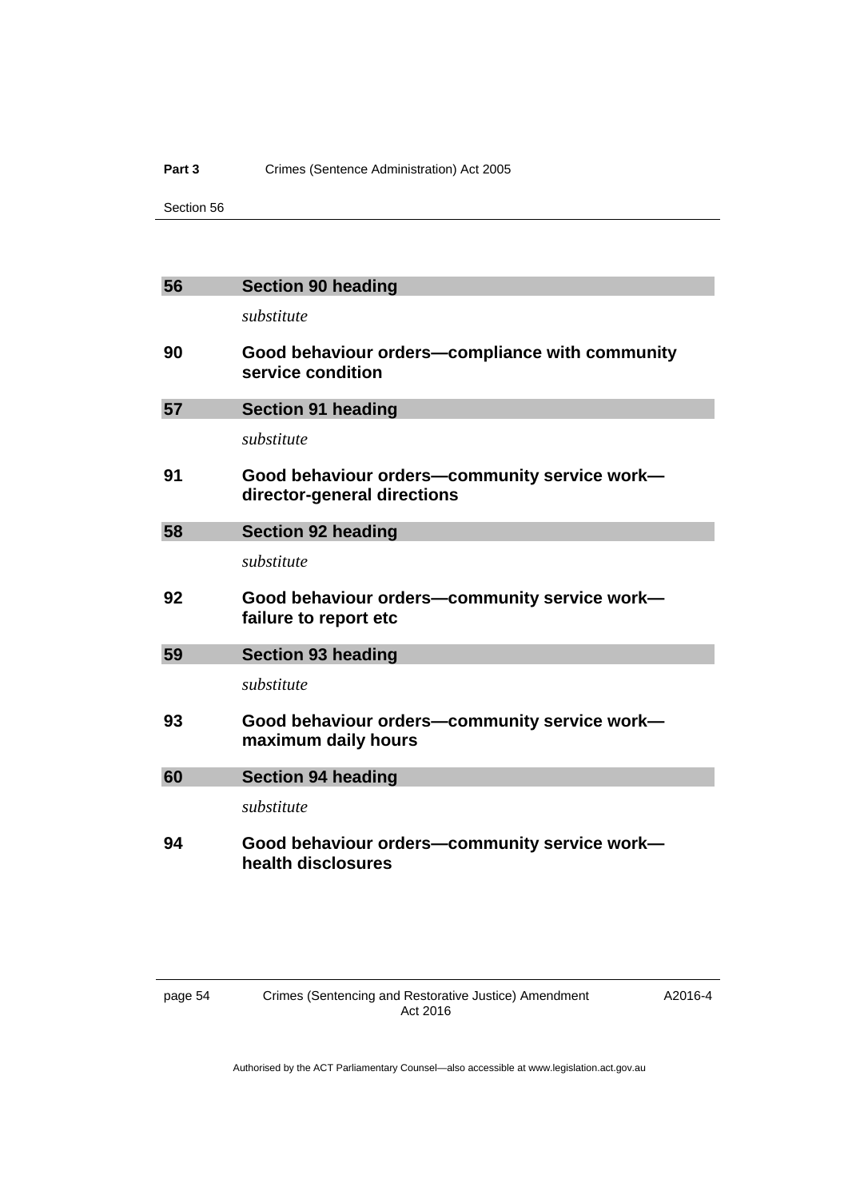## 56 Section 90 heading

*substitute*

### 90 Good behaviour orders—compliance with community service condition

## 57 Section 91 heading

*substitute*

### 91 Good behaviour orders—community service work—director-general directions

## 58 Section 92 heading

*substitute*

### 92 Good behaviour orders—community service work—failure to report etc

## 59 Section 93 heading

*substitute*

### 93 Good behaviour orders—community service work—maximum daily hours

## 60 Section 94 heading

*substitute*

### 94 Good behaviour orders—community service work—health disclosures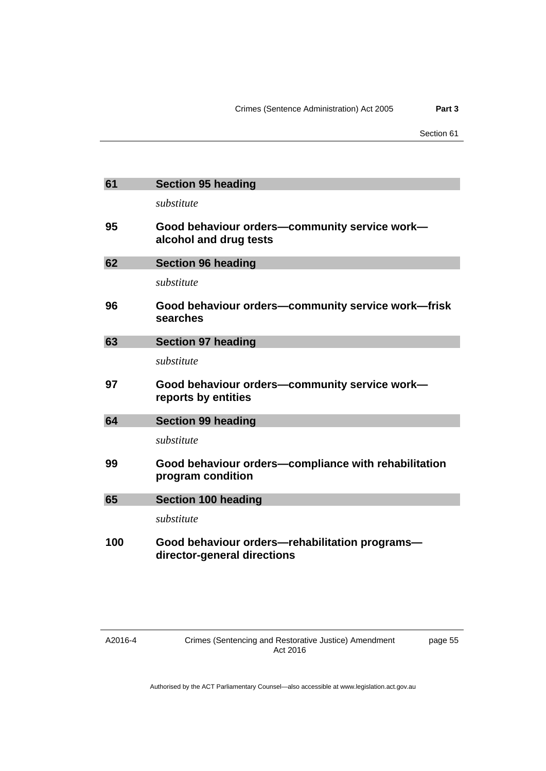## 61 Section 95 heading

*substitute*

### 95 Good behaviour orders—community service work—alcohol and drug tests

## 62 Section 96 heading

*substitute*

### 96 Good behaviour orders—community service work—frisk searches

## 63 Section 97 heading

*substitute*

### 97 Good behaviour orders—community service work—reports by entities

## 64 Section 99 heading

*substitute*

### 99 Good behaviour orders—compliance with rehabilitation program condition

## 65 Section 100 heading

*substitute*

### 100 Good behaviour orders—rehabilitation programs—director-general directions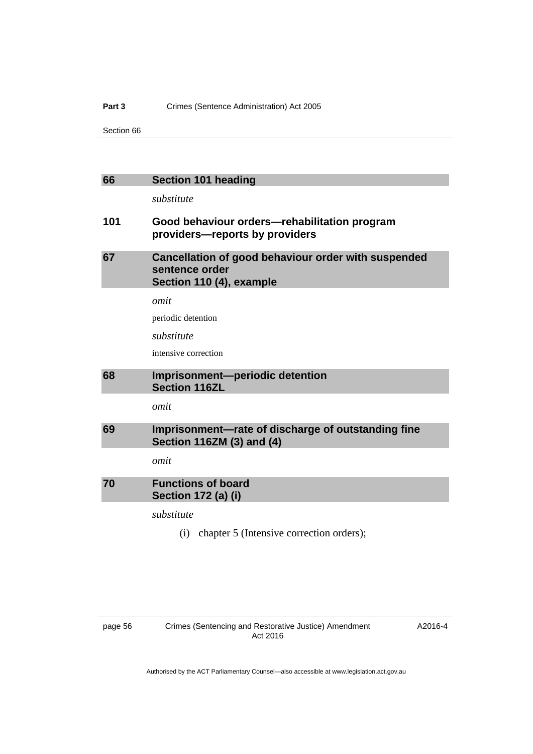## 66 Section 101 heading

*substitute*

### 101 Good behaviour orders—rehabilitation program providers—reports by providers

## 67 Cancellation of good behaviour order with suspended sentence order Section 110 (4), example

*omit*

periodic detention

*substitute*

intensive correction

## 68 Imprisonment—periodic detention Section 116ZL

*omit*

## 69 Imprisonment—rate of discharge of outstanding fine Section 116ZM (3) and (4)

*omit*

## 70 Functions of board Section 172 (a) (i)

*substitute*

(i) chapter 5 (Intensive correction orders);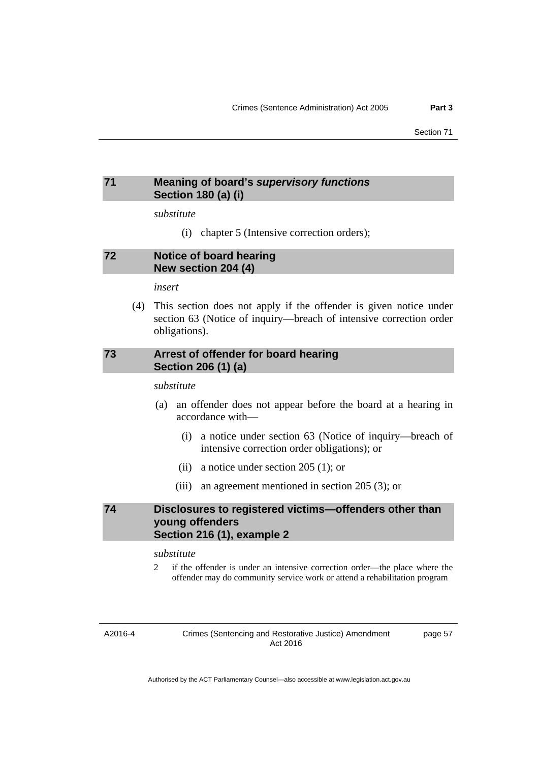## 71 Meaning of board's *supervisory functions* Section 180 (a) (i)

*substitute*

(i) chapter 5 (Intensive correction orders);

## 72 Notice of board hearing New section 204 (4)

*insert*

(4) This section does not apply if the offender is given notice under section 63 (Notice of inquiry—breach of intensive correction order obligations).

## 73 Arrest of offender for board hearing Section 206 (1) (a)

*substitute*

(a) an offender does not appear before the board at a hearing in accordance with—

(i) a notice under section 63 (Notice of inquiry—breach of intensive correction order obligations); or

(ii) a notice under section 205 (1); or

(iii) an agreement mentioned in section 205 (3); or

## 74 Disclosures to registered victims—offenders other than young offenders Section 216 (1), example 2

*substitute*

2 if the offender is under an intensive correction order—the place where the offender may do community service work or attend a rehabilitation program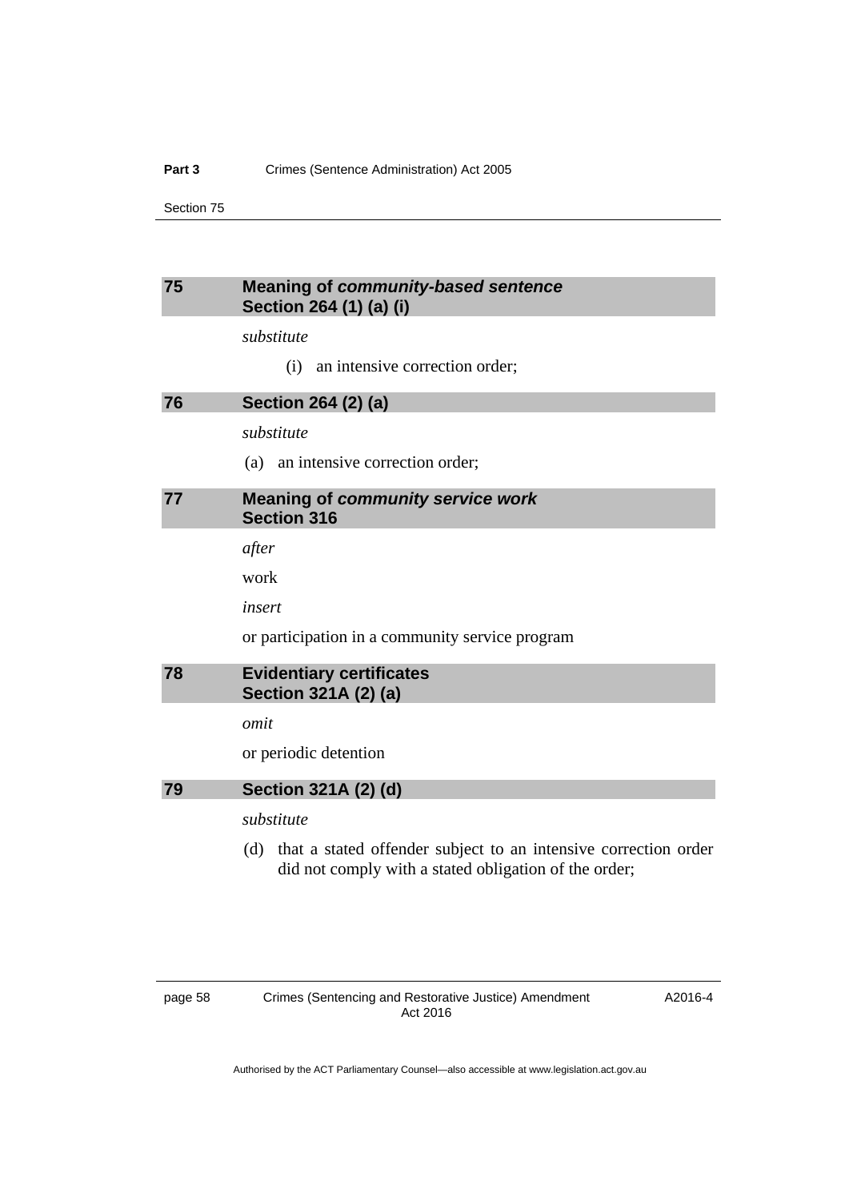## 75 Meaning of *community-based sentence*
## Section 264 (1) (a) (i)

*substitute*

(i) an intensive correction order;

## 76 Section 264 (2) (a)

*substitute*

(a) an intensive correction order;

## 77 Meaning of *community service work*
## Section 316

*after*

work

*insert*

or participation in a community service program

## 78 Evidentiary certificates
## Section 321A (2) (a)

*omit*

or periodic detention

## 79 Section 321A (2) (d)

*substitute*

(d) that a stated offender subject to an intensive correction order did not comply with a stated obligation of the order;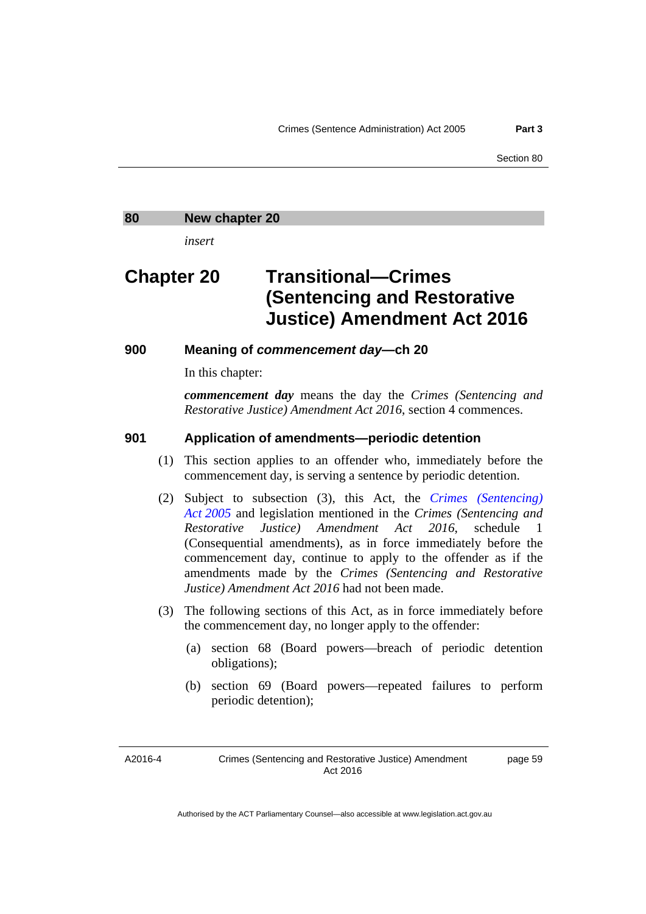## 80 New chapter 20

*insert*

# Chapter 20 Transitional—Crimes (Sentencing and Restorative Justice) Amendment Act 2016

### 900 Meaning of *commencement day*—ch 20

In this chapter:

***commencement day*** means the day the *Crimes (Sentencing and Restorative Justice) Amendment Act 2016*, section 4 commences.

### 901 Application of amendments—periodic detention

(1) This section applies to an offender who, immediately before the commencement day, is serving a sentence by periodic detention.

(2) Subject to subsection (3), this Act, the *Crimes (Sentencing) Act 2005* and legislation mentioned in the *Crimes (Sentencing and Restorative Justice) Amendment Act 2016*, schedule 1 (Consequential amendments), as in force immediately before the commencement day, continue to apply to the offender as if the amendments made by the *Crimes (Sentencing and Restorative Justice) Amendment Act 2016* had not been made.

(3) The following sections of this Act, as in force immediately before the commencement day, no longer apply to the offender:

(a) section 68 (Board powers—breach of periodic detention obligations);

(b) section 69 (Board powers—repeated failures to perform periodic detention);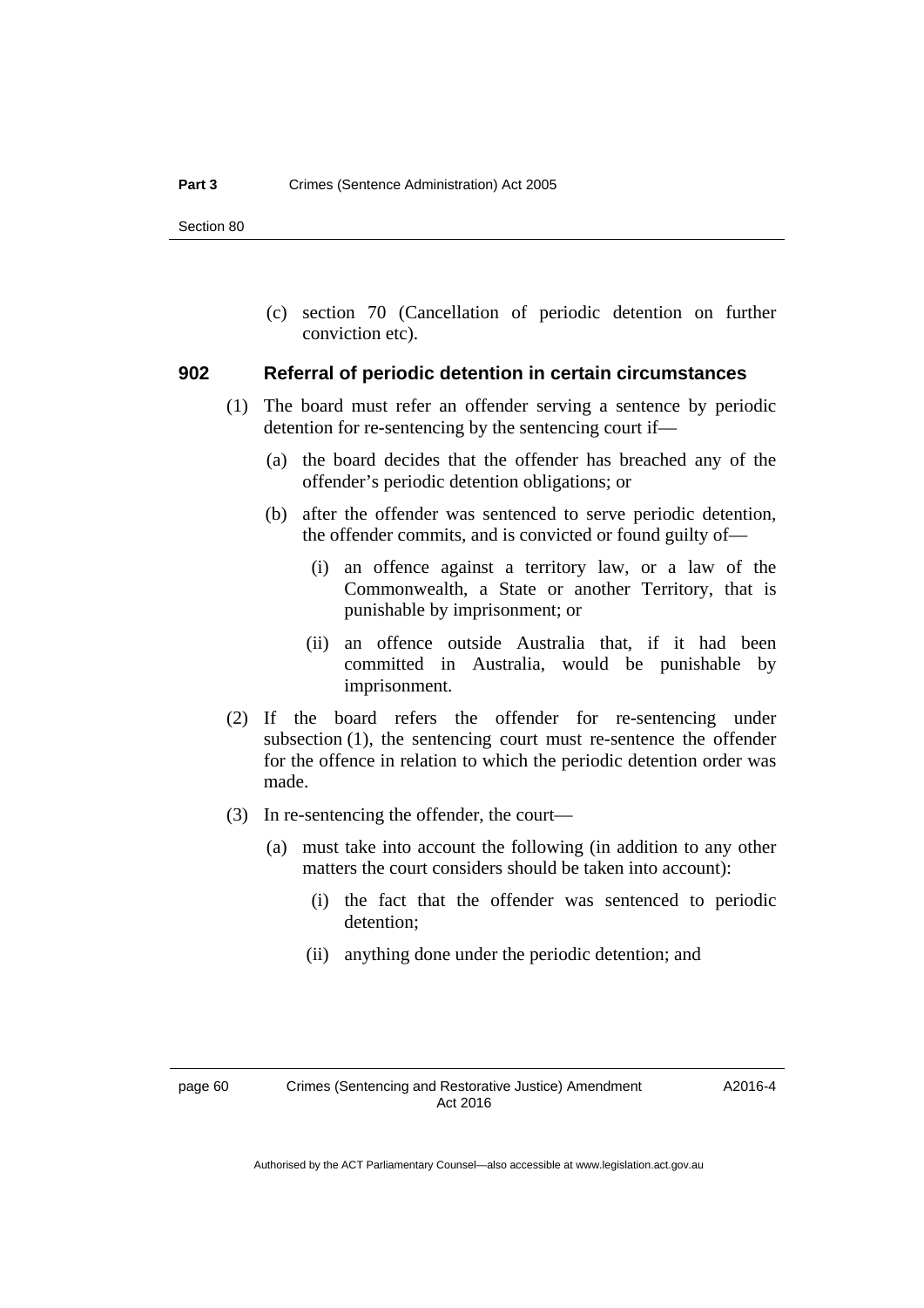(c) section 70 (Cancellation of periodic detention on further conviction etc).

### 902 Referral of periodic detention in certain circumstances

(1) The board must refer an offender serving a sentence by periodic detention for re-sentencing by the sentencing court if—

(a) the board decides that the offender has breached any of the offender's periodic detention obligations; or

(b) after the offender was sentenced to serve periodic detention, the offender commits, and is convicted or found guilty of—

(i) an offence against a territory law, or a law of the Commonwealth, a State or another Territory, that is punishable by imprisonment; or

(ii) an offence outside Australia that, if it had been committed in Australia, would be punishable by imprisonment.

(2) If the board refers the offender for re-sentencing under subsection (1), the sentencing court must re-sentence the offender for the offence in relation to which the periodic detention order was made.

(3) In re-sentencing the offender, the court—

(a) must take into account the following (in addition to any other matters the court considers should be taken into account):

(i) the fact that the offender was sentenced to periodic detention;

(ii) anything done under the periodic detention; and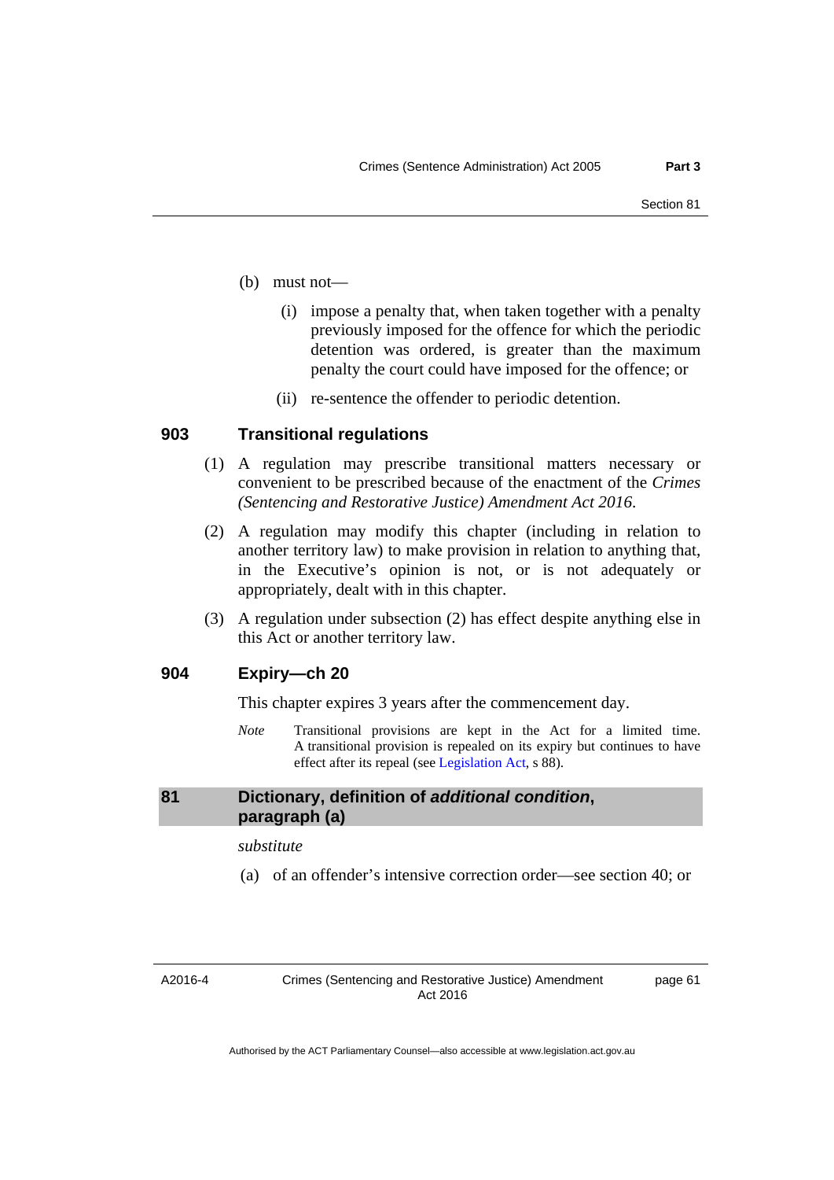(b) must not—

(i) impose a penalty that, when taken together with a penalty previously imposed for the offence for which the periodic detention was ordered, is greater than the maximum penalty the court could have imposed for the offence; or

(ii) re-sentence the offender to periodic detention.

### 903 Transitional regulations

(1) A regulation may prescribe transitional matters necessary or convenient to be prescribed because of the enactment of the *Crimes (Sentencing and Restorative Justice) Amendment Act 2016*.

(2) A regulation may modify this chapter (including in relation to another territory law) to make provision in relation to anything that, in the Executive's opinion is not, or is not adequately or appropriately, dealt with in this chapter.

(3) A regulation under subsection (2) has effect despite anything else in this Act or another territory law.

### 904 Expiry—ch 20

This chapter expires 3 years after the commencement day.

*Note* Transitional provisions are kept in the Act for a limited time. A transitional provision is repealed on its expiry but continues to have effect after its repeal (see Legislation Act, s 88).

## 81 Dictionary, definition of *additional condition*, paragraph (a)

*substitute*

(a) of an offender's intensive correction order—see section 40; or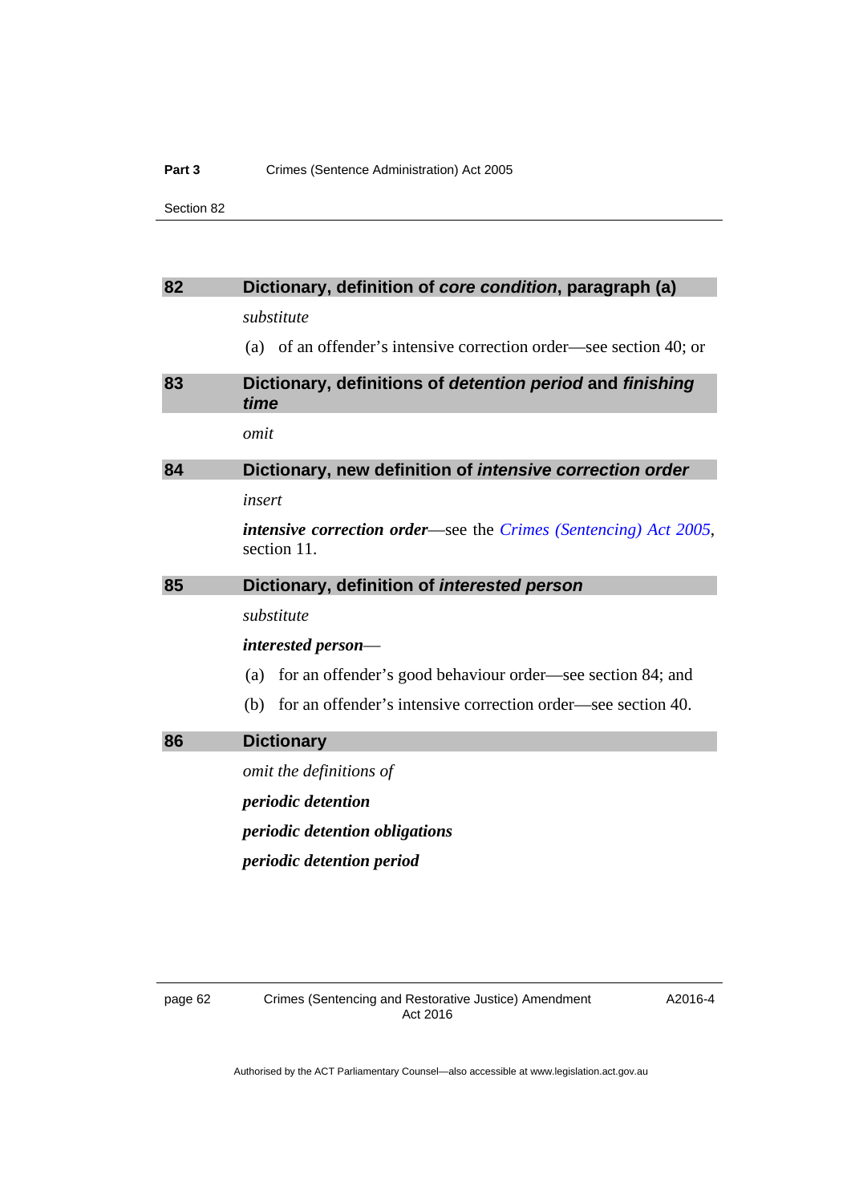## 82 Dictionary, definition of *core condition*, paragraph (a)

*substitute*

(a) of an offender's intensive correction order—see section 40; or

## 83 Dictionary, definitions of *detention period* and *finishing time*

*omit*

## 84 Dictionary, new definition of *intensive correction order*

*insert*

***intensive correction order***—see the *Crimes (Sentencing) Act 2005*, section 11.

## 85 Dictionary, definition of *interested person*

*substitute*

***interested person***—

(a) for an offender's good behaviour order—see section 84; and

(b) for an offender's intensive correction order—see section 40.

## 86 Dictionary

*omit the definitions of*

***periodic detention***

***periodic detention obligations***

***periodic detention period***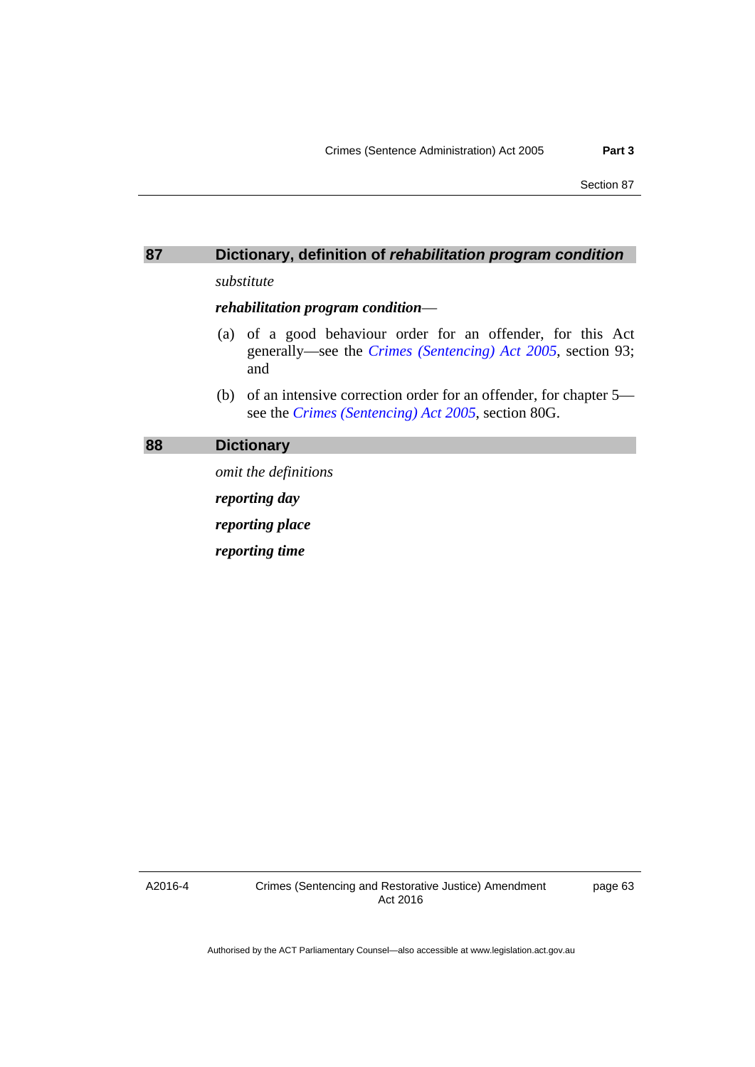## 87 Dictionary, definition of *rehabilitation program condition*

*substitute*

***rehabilitation program condition***—

(a) of a good behaviour order for an offender, for this Act generally—see the *Crimes (Sentencing) Act 2005*, section 93; and

(b) of an intensive correction order for an offender, for chapter 5—see the *Crimes (Sentencing) Act 2005*, section 80G.

## 88 Dictionary

*omit the definitions*

***reporting day***

***reporting place***

***reporting time***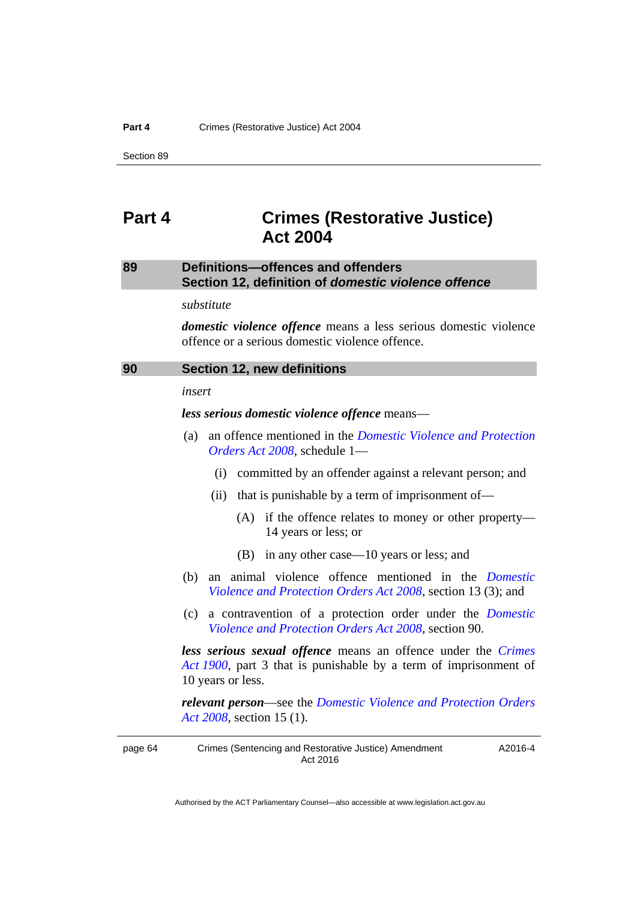# Part 4 Crimes (Restorative Justice) Act 2004

## 89 Definitions—offences and offenders Section 12, definition of *domestic violence offence*

*substitute*

***domestic violence offence*** means a less serious domestic violence offence or a serious domestic violence offence.

## 90 Section 12, new definitions

*insert*

***less serious domestic violence offence*** means—

(a) an offence mentioned in the *Domestic Violence and Protection Orders Act 2008*, schedule 1—

  (i) committed by an offender against a relevant person; and

  (ii) that is punishable by a term of imprisonment of—

    (A) if the offence relates to money or other property—14 years or less; or

    (B) in any other case—10 years or less; and

(b) an animal violence offence mentioned in the *Domestic Violence and Protection Orders Act 2008*, section 13 (3); and

(c) a contravention of a protection order under the *Domestic Violence and Protection Orders Act 2008*, section 90.

***less serious sexual offence*** means an offence under the *Crimes Act 1900*, part 3 that is punishable by a term of imprisonment of 10 years or less.

***relevant person***—see the *Domestic Violence and Protection Orders Act 2008*, section 15 (1).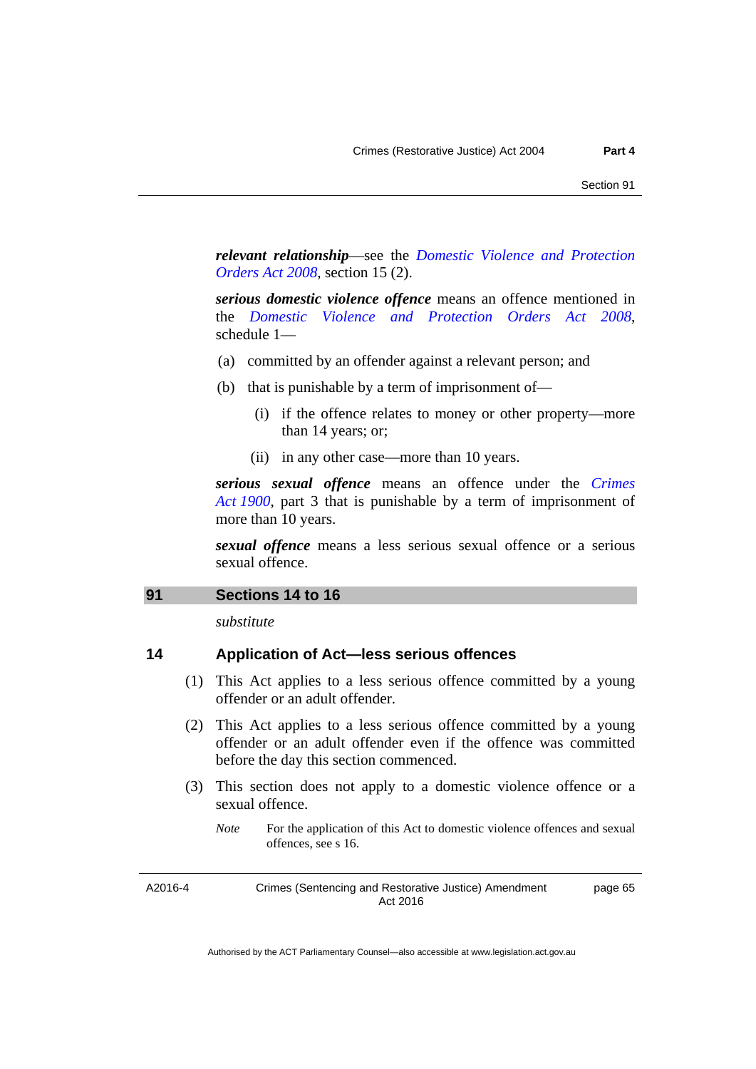***relevant relationship***—see the *Domestic Violence and Protection Orders Act 2008*, section 15 (2).

***serious domestic violence offence*** means an offence mentioned in the *Domestic Violence and Protection Orders Act 2008*, schedule 1—

(a) committed by an offender against a relevant person; and

(b) that is punishable by a term of imprisonment of—

  (i) if the offence relates to money or other property—more than 14 years; or;

  (ii) in any other case—more than 10 years.

***serious sexual offence*** means an offence under the *Crimes Act 1900*, part 3 that is punishable by a term of imprisonment of more than 10 years.

***sexual offence*** means a less serious sexual offence or a serious sexual offence.

## 91 Sections 14 to 16

*substitute*

### 14 Application of Act—less serious offences

(1) This Act applies to a less serious offence committed by a young offender or an adult offender.

(2) This Act applies to a less serious offence committed by a young offender or an adult offender even if the offence was committed before the day this section commenced.

(3) This section does not apply to a domestic violence offence or a sexual offence.

*Note* For the application of this Act to domestic violence offences and sexual offences, see s 16.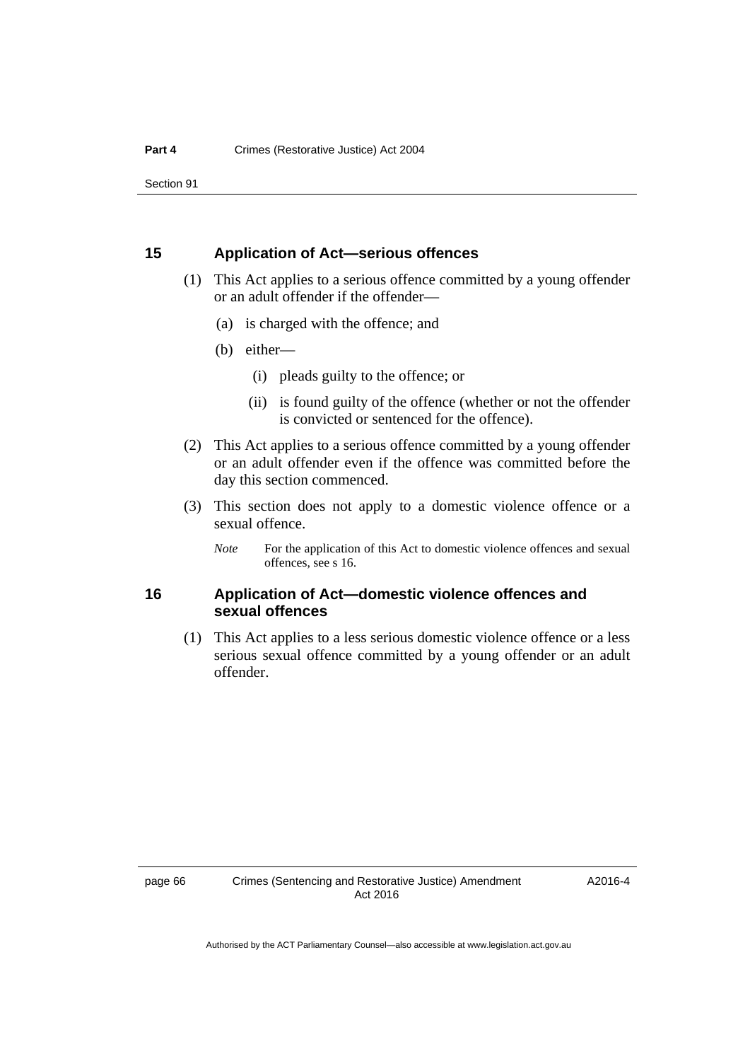## 15 Application of Act—serious offences

(1) This Act applies to a serious offence committed by a young offender or an adult offender if the offender—

(a) is charged with the offence; and

(b) either—

(i) pleads guilty to the offence; or

(ii) is found guilty of the offence (whether or not the offender is convicted or sentenced for the offence).

(2) This Act applies to a serious offence committed by a young offender or an adult offender even if the offence was committed before the day this section commenced.

(3) This section does not apply to a domestic violence offence or a sexual offence.

*Note* For the application of this Act to domestic violence offences and sexual offences, see s 16.

## 16 Application of Act—domestic violence offences and sexual offences

(1) This Act applies to a less serious domestic violence offence or a less serious sexual offence committed by a young offender or an adult offender.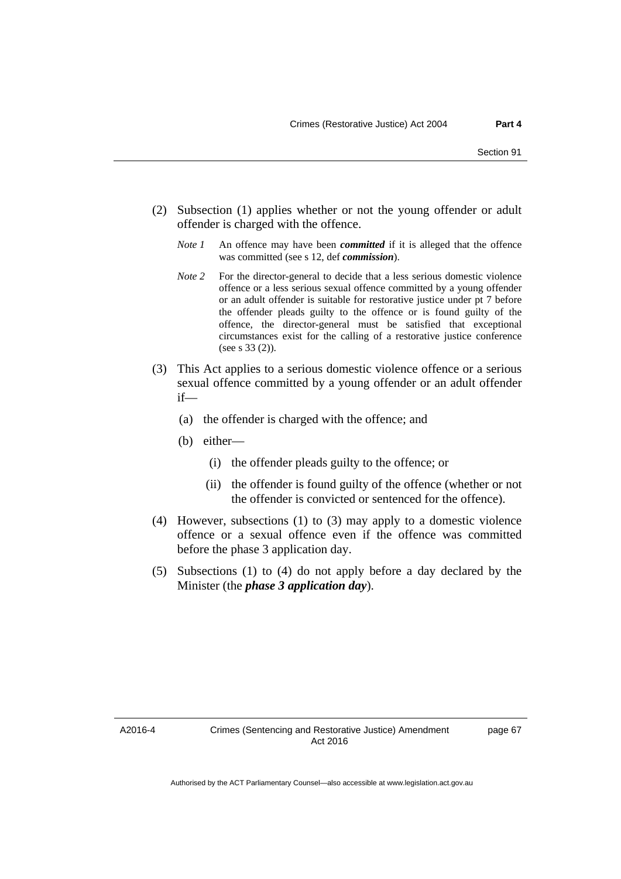(2) Subsection (1) applies whether or not the young offender or adult offender is charged with the offence.

*Note 1* An offence may have been ***committed*** if it is alleged that the offence was committed (see s 12, def ***commission***).

*Note 2* For the director-general to decide that a less serious domestic violence offence or a less serious sexual offence committed by a young offender or an adult offender is suitable for restorative justice under pt 7 before the offender pleads guilty to the offence or is found guilty of the offence, the director-general must be satisfied that exceptional circumstances exist for the calling of a restorative justice conference (see s 33 (2)).

(3) This Act applies to a serious domestic violence offence or a serious sexual offence committed by a young offender or an adult offender if—

(a) the offender is charged with the offence; and

(b) either—

(i) the offender pleads guilty to the offence; or

(ii) the offender is found guilty of the offence (whether or not the offender is convicted or sentenced for the offence).

(4) However, subsections (1) to (3) may apply to a domestic violence offence or a sexual offence even if the offence was committed before the phase 3 application day.

(5) Subsections (1) to (4) do not apply before a day declared by the Minister (the ***phase 3 application day***).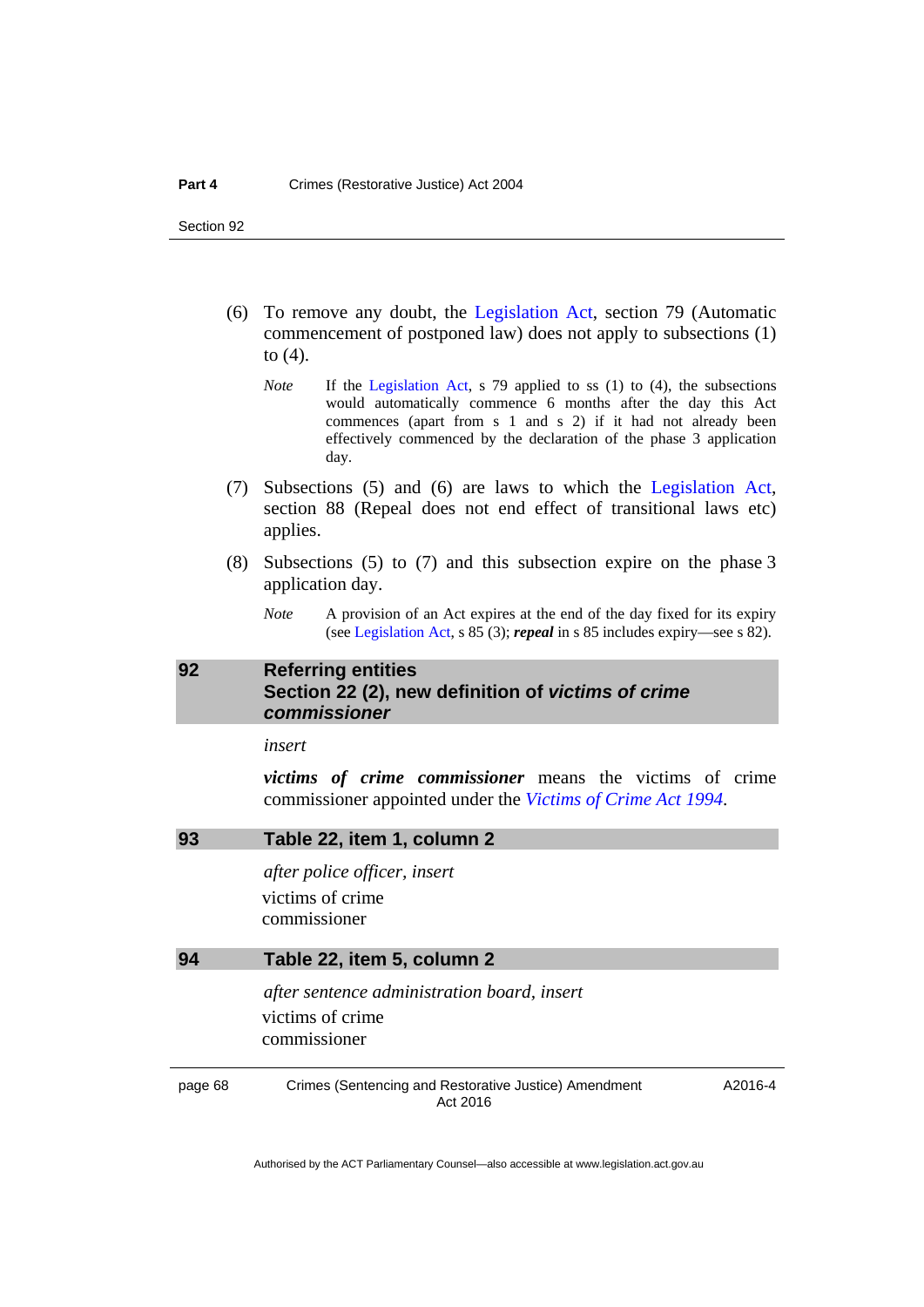(6) To remove any doubt, the Legislation Act, section 79 (Automatic commencement of postponed law) does not apply to subsections (1) to (4).

*Note* If the Legislation Act, s 79 applied to ss (1) to (4), the subsections would automatically commence 6 months after the day this Act commences (apart from s 1 and s 2) if it had not already been effectively commenced by the declaration of the phase 3 application day.

(7) Subsections (5) and (6) are laws to which the Legislation Act, section 88 (Repeal does not end effect of transitional laws etc) applies.

(8) Subsections (5) to (7) and this subsection expire on the phase 3 application day.

*Note* A provision of an Act expires at the end of the day fixed for its expiry (see Legislation Act, s 85 (3); ***repeal*** in s 85 includes expiry—see s 82).

## 92 Referring entities Section 22 (2), new definition of *victims of crime commissioner*

*insert*

***victims of crime commissioner*** means the victims of crime commissioner appointed under the *Victims of Crime Act 1994*.

## 93 Table 22, item 1, column 2

*after police officer, insert*

victims of crime commissioner

## 94 Table 22, item 5, column 2

*after sentence administration board, insert*

victims of crime commissioner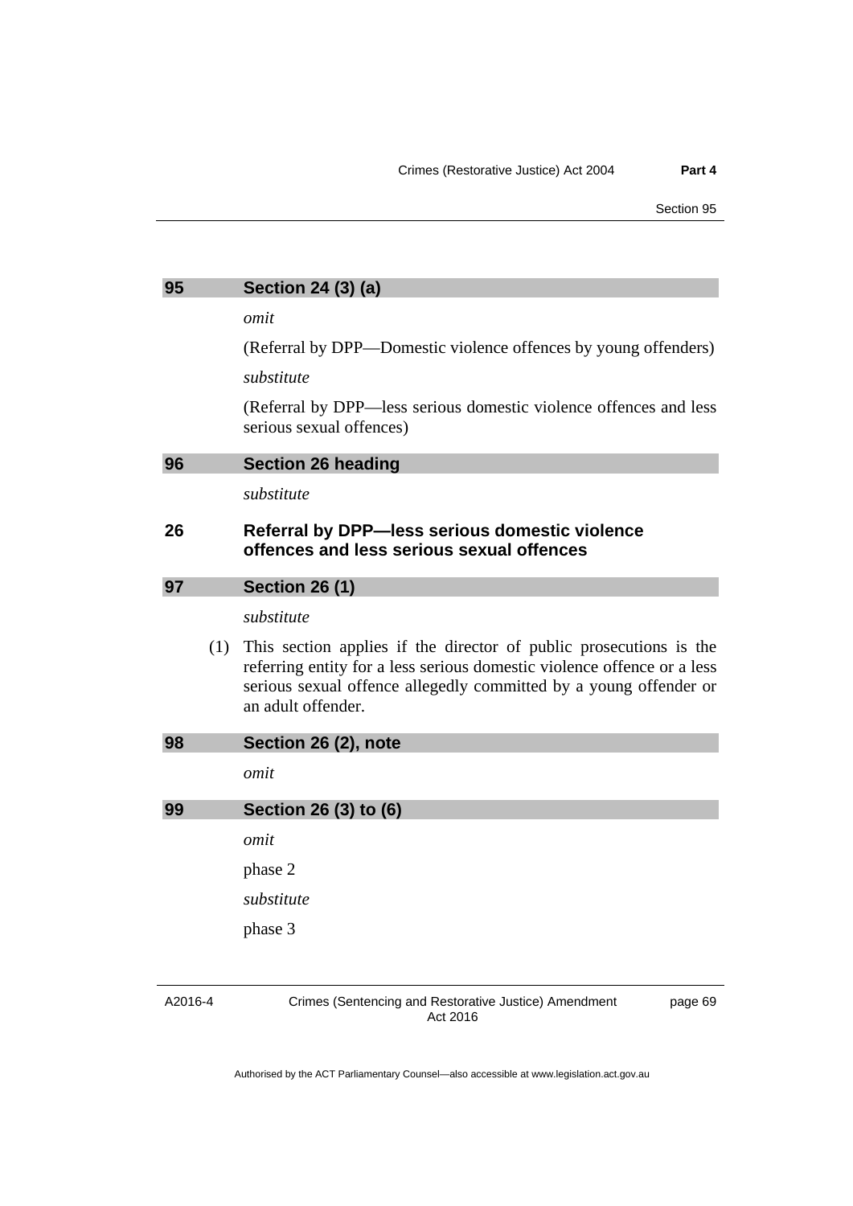## 95 Section 24 (3) (a)

*omit*

(Referral by DPP—Domestic violence offences by young offenders)

*substitute*

(Referral by DPP—less serious domestic violence offences and less serious sexual offences)

## 96 Section 26 heading

*substitute*

### 26 Referral by DPP—less serious domestic violence offences and less serious sexual offences

## 97 Section 26 (1)

*substitute*

(1) This section applies if the director of public prosecutions is the referring entity for a less serious domestic violence offence or a less serious sexual offence allegedly committed by a young offender or an adult offender.

## 98 Section 26 (2), note

*omit*

## 99 Section 26 (3) to (6)

*omit*

phase 2

*substitute*

phase 3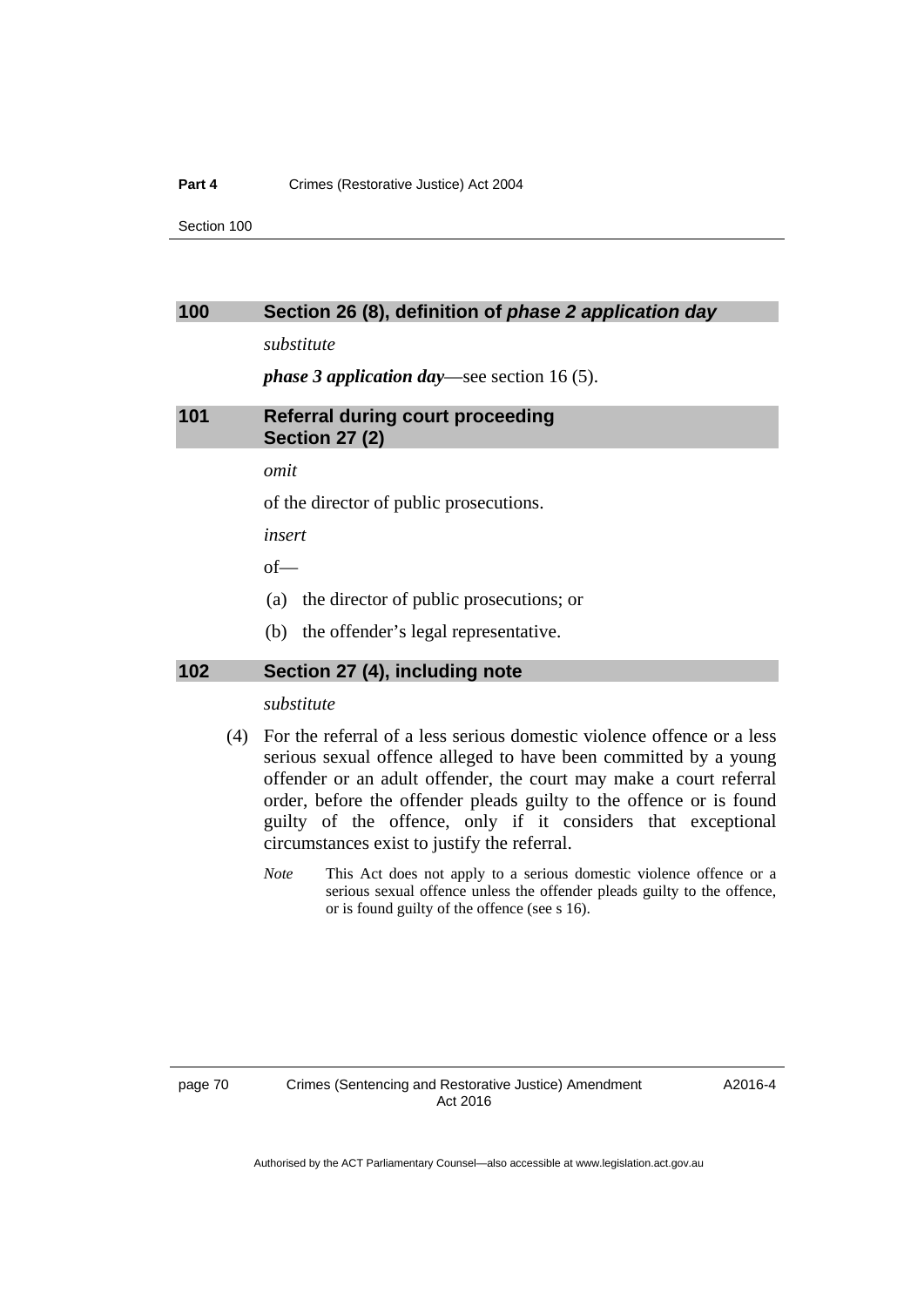## 100 Section 26 (8), definition of *phase 2 application day*

*substitute*

***phase 3 application day***—see section 16 (5).

## 101 Referral during court proceeding Section 27 (2)

*omit*

of the director of public prosecutions.

*insert*

of—

(a) the director of public prosecutions; or

(b) the offender's legal representative.

## 102 Section 27 (4), including note

*substitute*

(4) For the referral of a less serious domestic violence offence or a less serious sexual offence alleged to have been committed by a young offender or an adult offender, the court may make a court referral order, before the offender pleads guilty to the offence or is found guilty of the offence, only if it considers that exceptional circumstances exist to justify the referral.

*Note* This Act does not apply to a serious domestic violence offence or a serious sexual offence unless the offender pleads guilty to the offence, or is found guilty of the offence (see s 16).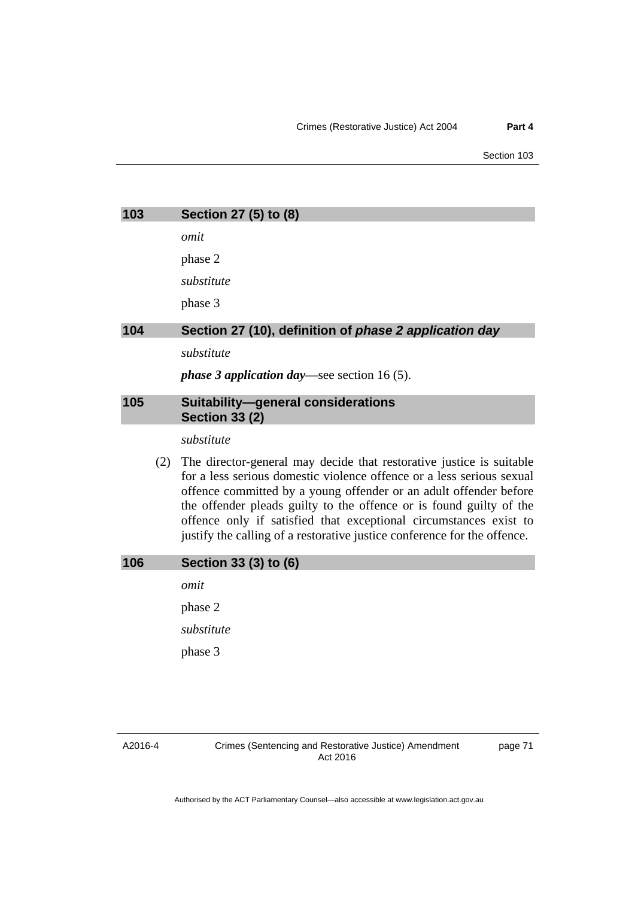## 103 Section 27 (5) to (8)

*omit*

phase 2

*substitute*

phase 3

## 104 Section 27 (10), definition of *phase 2 application day*

*substitute*

***phase 3 application day***—see section 16 (5).

## 105 Suitability—general considerations Section 33 (2)

*substitute*

(2) The director-general may decide that restorative justice is suitable for a less serious domestic violence offence or a less serious sexual offence committed by a young offender or an adult offender before the offender pleads guilty to the offence or is found guilty of the offence only if satisfied that exceptional circumstances exist to justify the calling of a restorative justice conference for the offence.

## 106 Section 33 (3) to (6)

*omit*

phase 2

*substitute*

phase 3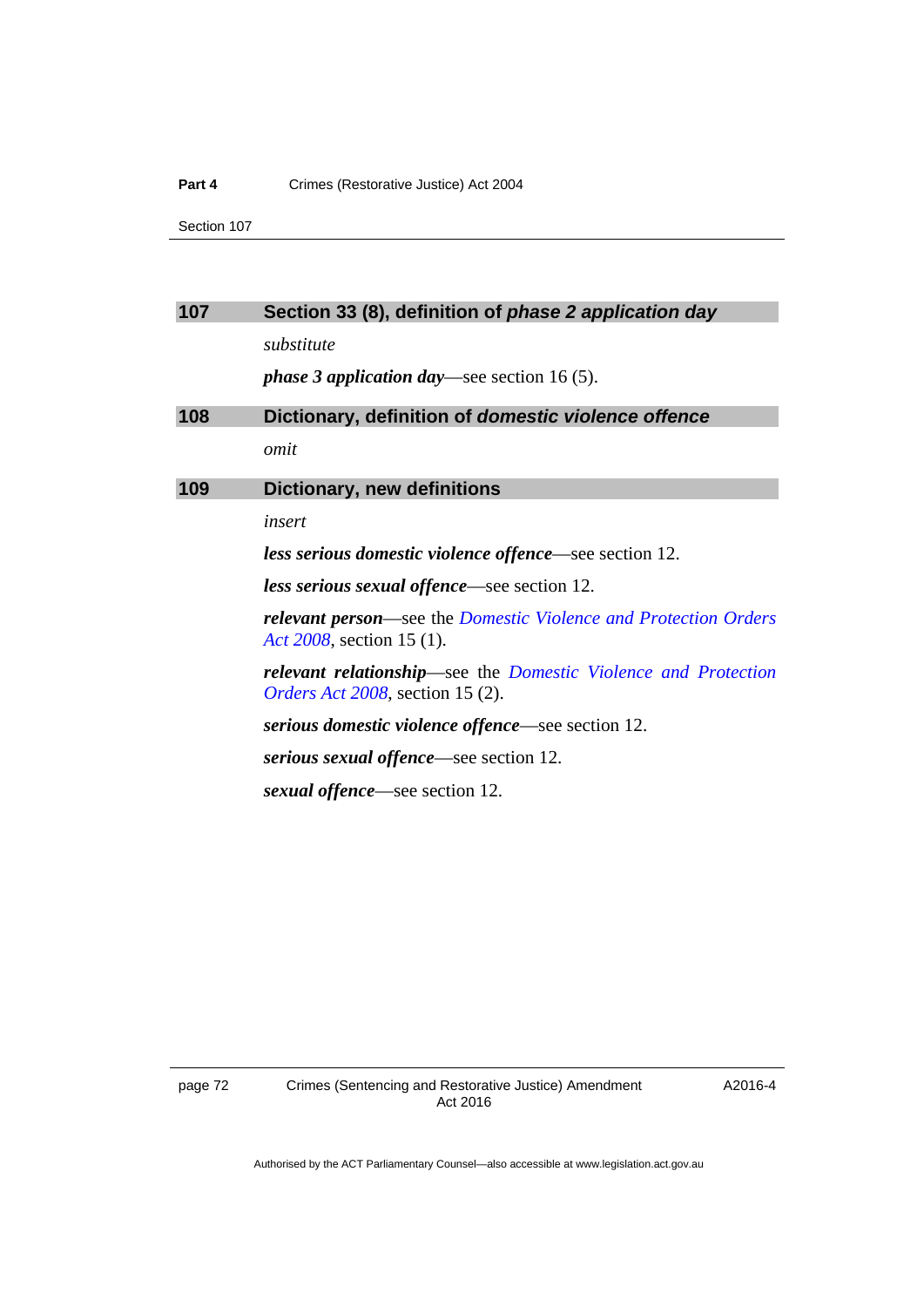## 107 Section 33 (8), definition of *phase 2 application day*

*substitute*

***phase 3 application day***—see section 16 (5).

## 108 Dictionary, definition of *domestic violence offence*

*omit*

## 109 Dictionary, new definitions

*insert*

***less serious domestic violence offence***—see section 12.

***less serious sexual offence***—see section 12.

***relevant person***—see the *Domestic Violence and Protection Orders Act 2008*, section 15 (1).

***relevant relationship***—see the *Domestic Violence and Protection Orders Act 2008*, section 15 (2).

***serious domestic violence offence***—see section 12.

***serious sexual offence***—see section 12.

***sexual offence***—see section 12.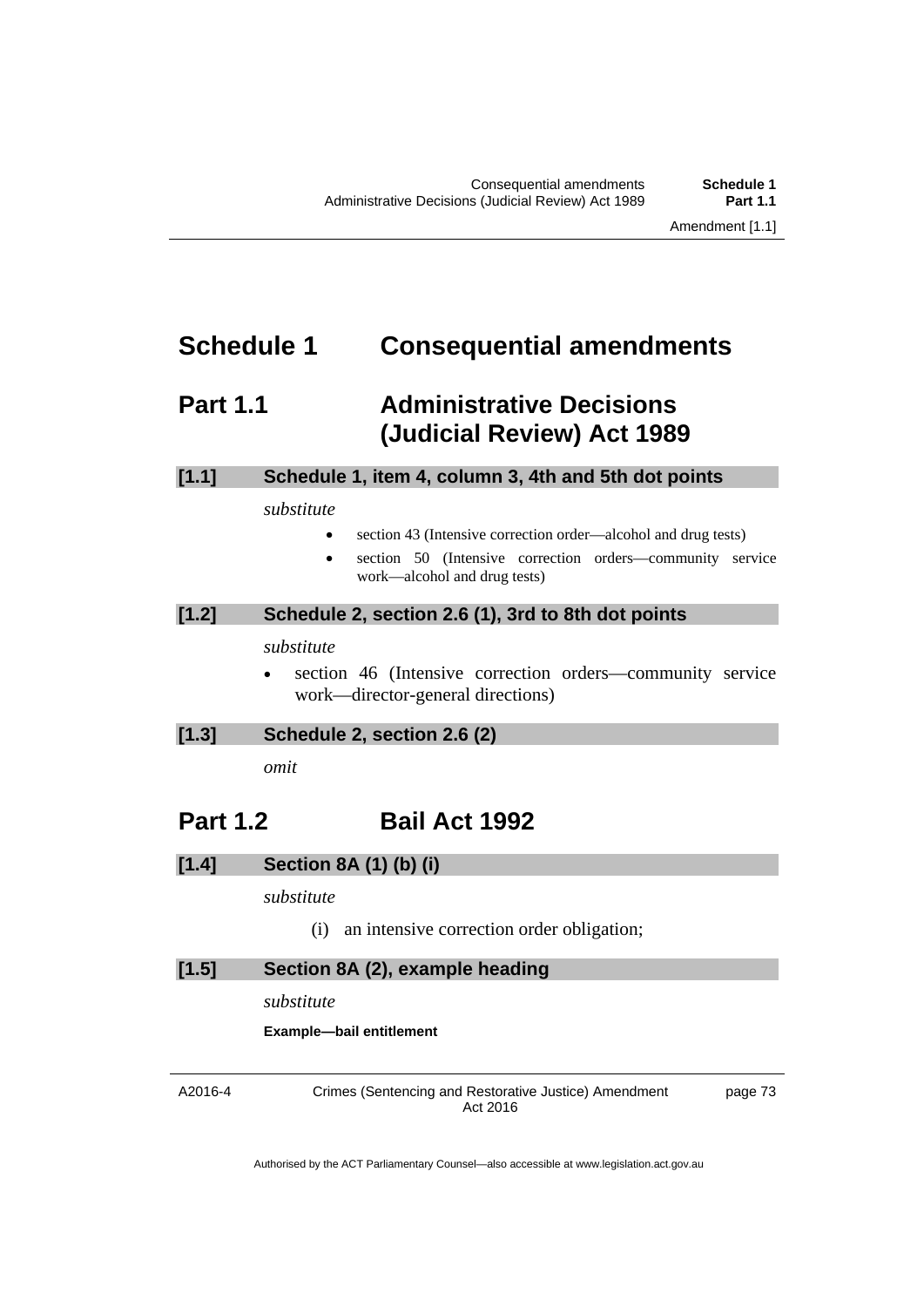# Schedule 1 Consequential amendments

## Part 1.1 Administrative Decisions (Judicial Review) Act 1989

### [1.1] Schedule 1, item 4, column 3, 4th and 5th dot points

*substitute*

- section 43 (Intensive correction order—alcohol and drug tests)
- section 50 (Intensive correction orders—community service work—alcohol and drug tests)

### [1.2] Schedule 2, section 2.6 (1), 3rd to 8th dot points

*substitute*

- section 46 (Intensive correction orders—community service work—director-general directions)

### [1.3] Schedule 2, section 2.6 (2)

*omit*

## Part 1.2 Bail Act 1992

### [1.4] Section 8A (1) (b) (i)

*substitute*

(i) an intensive correction order obligation;

### [1.5] Section 8A (2), example heading

*substitute*

**Example—bail entitlement**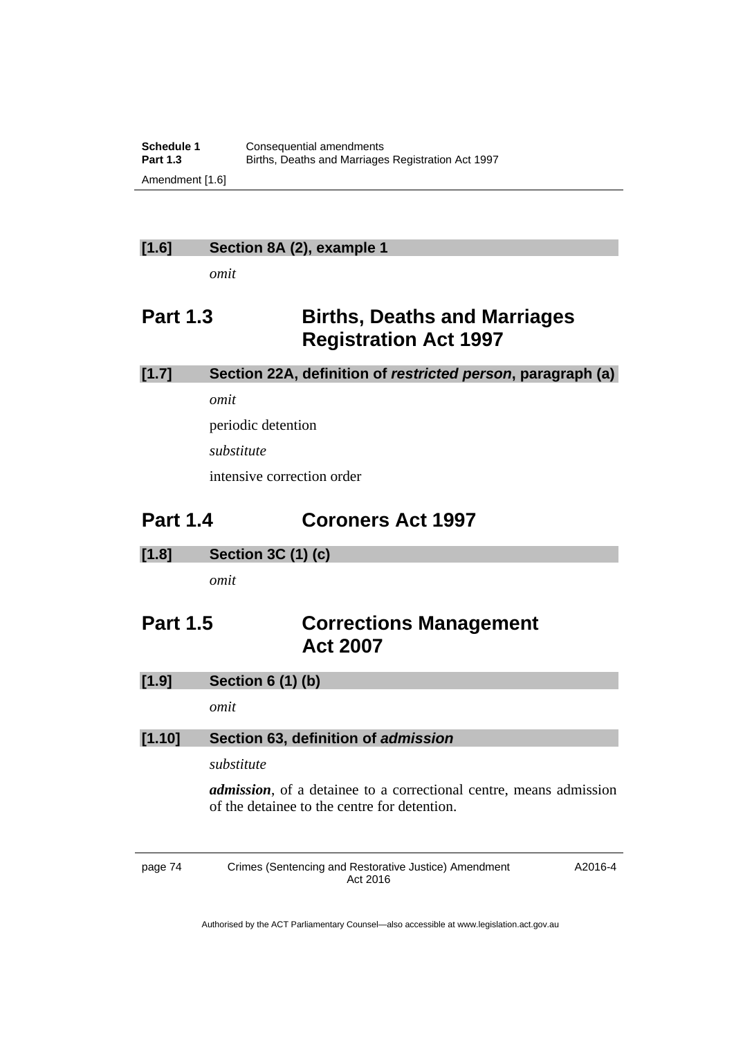**[1.6] Section 8A (2), example 1**

*omit*

## Part 1.3 Births, Deaths and Marriages Registration Act 1997

**[1.7] Section 22A, definition of *restricted person*, paragraph (a)**

*omit*

periodic detention

*substitute*

intensive correction order

## Part 1.4 Coroners Act 1997

**[1.8] Section 3C (1) (c)**

*omit*

## Part 1.5 Corrections Management Act 2007

**[1.9] Section 6 (1) (b)**

*omit*

**[1.10] Section 63, definition of *admission***

*substitute*

***admission***, of a detainee to a correctional centre, means admission of the detainee to the centre for detention.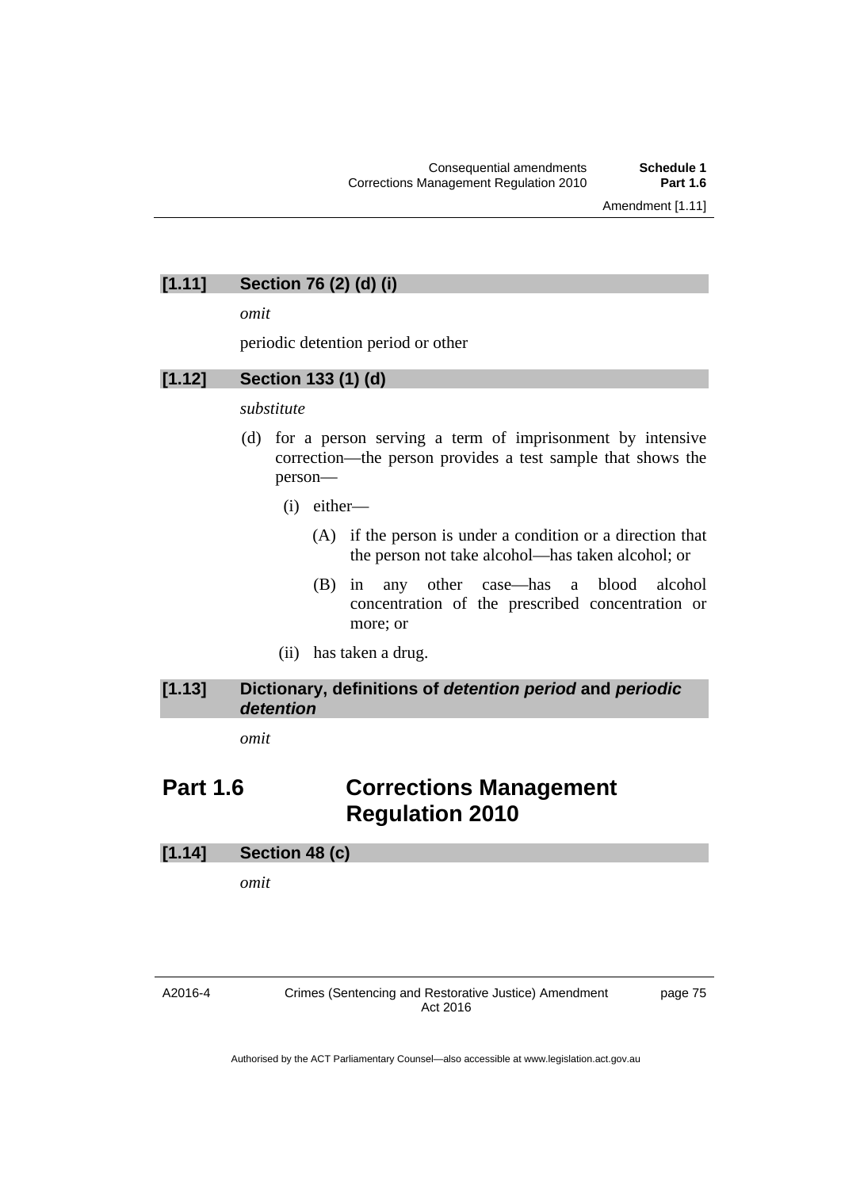**[1.11] Section 76 (2) (d) (i)**

*omit*

periodic detention period or other

**[1.12] Section 133 (1) (d)**

*substitute*

(d) for a person serving a term of imprisonment by intensive correction—the person provides a test sample that shows the person—

(i) either—

(A) if the person is under a condition or a direction that the person not take alcohol—has taken alcohol; or

(B) in any other case—has a blood alcohol concentration of the prescribed concentration or more; or

(ii) has taken a drug.

**[1.13] Dictionary, definitions of *detention period* and *periodic detention***

*omit*

## Part 1.6 Corrections Management Regulation 2010

**[1.14] Section 48 (c)**

*omit*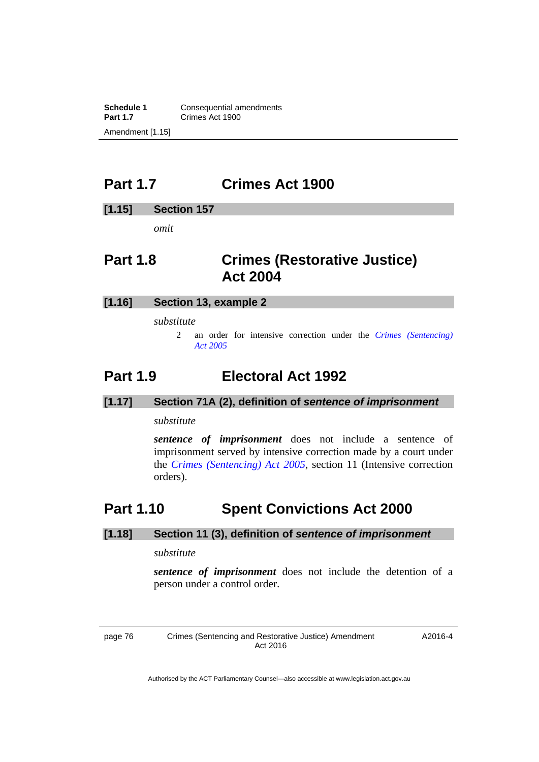## Part 1.7 Crimes Act 1900

### [1.15] Section 157

*omit*

## Part 1.8 Crimes (Restorative Justice) Act 2004

### [1.16] Section 13, example 2

*substitute*

2 an order for intensive correction under the *Crimes (Sentencing) Act 2005*

## Part 1.9 Electoral Act 1992

### [1.17] Section 71A (2), definition of *sentence of imprisonment*

*substitute*

***sentence of imprisonment*** does not include a sentence of imprisonment served by intensive correction made by a court under the *Crimes (Sentencing) Act 2005*, section 11 (Intensive correction orders).

## Part 1.10 Spent Convictions Act 2000

### [1.18] Section 11 (3), definition of *sentence of imprisonment*

*substitute*

***sentence of imprisonment*** does not include the detention of a person under a control order.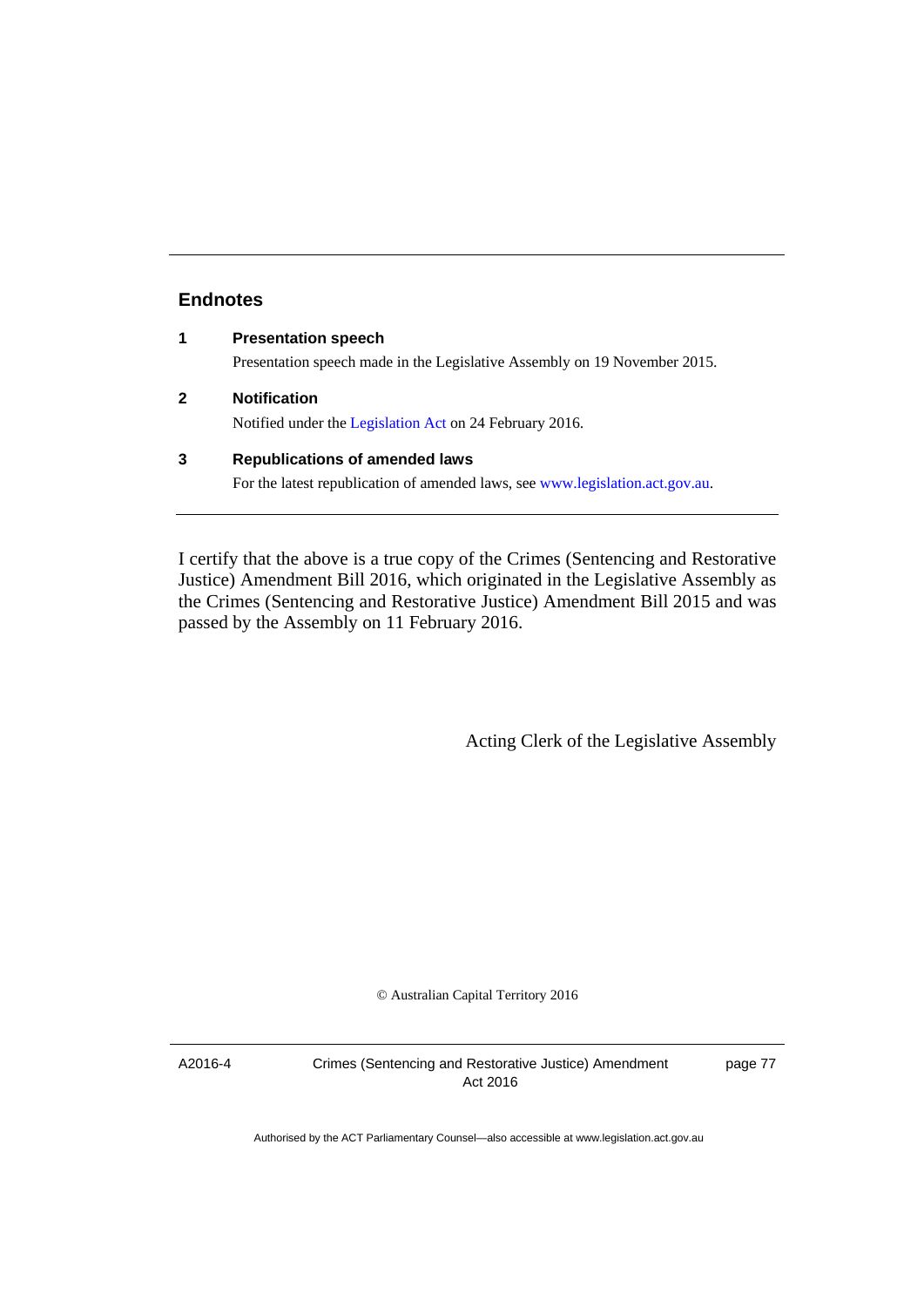## Endnotes

**1 Presentation speech**

Presentation speech made in the Legislative Assembly on 19 November 2015.

**2 Notification**

Notified under the Legislation Act on 24 February 2016.

**3 Republications of amended laws**

For the latest republication of amended laws, see www.legislation.act.gov.au.

---

I certify that the above is a true copy of the Crimes (Sentencing and Restorative Justice) Amendment Bill 2016, which originated in the Legislative Assembly as the Crimes (Sentencing and Restorative Justice) Amendment Bill 2015 and was passed by the Assembly on 11 February 2016.

Acting Clerk of the Legislative Assembly

© Australian Capital Territory 2016